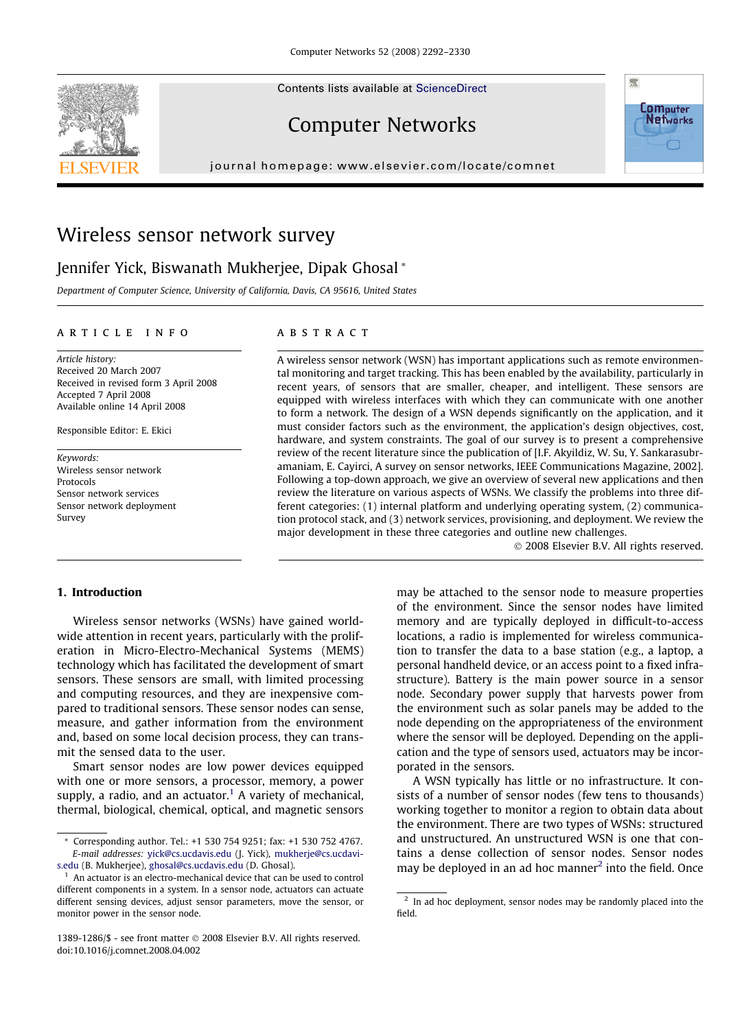# Wireless sensor network survey

Jennifer Yick, Biswanath Mukherjee, Dipak Ghosal *

*Department of Computer Science, University of California, Davis, CA 95616, United States*

## ARTICLE INFO

*Article history:*
Received 20 March 2007
Received in revised form 3 April 2008
Accepted 7 April 2008
Available online 14 April 2008

Responsible Editor: E. Ekici

*Keywords:*
Wireless sensor network
Protocols
Sensor network services
Sensor network deployment
Survey

## ABSTRACT

A wireless sensor network (WSN) has important applications such as remote environmental monitoring and target tracking. This has been enabled by the availability, particularly in recent years, of sensors that are smaller, cheaper, and intelligent. These sensors are equipped with wireless interfaces with which they can communicate with one another to form a network. The design of a WSN depends significantly on the application, and it must consider factors such as the environment, the application's design objectives, cost, hardware, and system constraints. The goal of our survey is to present a comprehensive review of the recent literature since the publication of [I.F. Akyildiz, W. Su, Y. Sankarasubramaniam, E. Cayirci, A survey on sensor networks, IEEE Communications Magazine, 2002]. Following a top-down approach, we give an overview of several new applications and then review the literature on various aspects of WSNs. We classify the problems into three different categories: (1) internal platform and underlying operating system, (2) communication protocol stack, and (3) network services, provisioning, and deployment. We review the major development in these three categories and outline new challenges.

© 2008 Elsevier B.V. All rights reserved.

## 1. Introduction

Wireless sensor networks (WSNs) have gained worldwide attention in recent years, particularly with the proliferation in Micro-Electro-Mechanical Systems (MEMS) technology which has facilitated the development of smart sensors. These sensors are small, with limited processing and computing resources, and they are inexpensive compared to traditional sensors. These sensor nodes can sense, measure, and gather information from the environment and, based on some local decision process, they can transmit the sensed data to the user.

Smart sensor nodes are low power devices equipped with one or more sensors, a processor, memory, a power supply, a radio, and an actuator.[1] A variety of mechanical, thermal, biological, chemical, optical, and magnetic sensors may be attached to the sensor node to measure properties of the environment. Since the sensor nodes have limited memory and are typically deployed in difficult-to-access locations, a radio is implemented for wireless communication to transfer the data to a base station (e.g., a laptop, a personal handheld device, or an access point to a fixed infrastructure). Battery is the main power source in a sensor node. Secondary power supply that harvests power from the environment such as solar panels may be added to the node depending on the appropriateness of the environment where the sensor will be deployed. Depending on the application and the type of sensors used, actuators may be incorporated in the sensors.

A WSN typically has little or no infrastructure. It consists of a number of sensor nodes (few tens to thousands) working together to monitor a region to obtain data about the environment. There are two types of WSNs: structured and unstructured. An unstructured WSN is one that contains a dense collection of sensor nodes. Sensor nodes may be deployed in an ad hoc manner[2] into the field. Once

---

\* Corresponding author. Tel.: +1 530 754 9251; fax: +1 530 752 4767.
*E-mail addresses:* yick@cs.ucdavis.edu (J. Yick), mukherje@cs.ucdavis.edu (B. Mukherjee), ghosal@cs.ucdavis.edu (D. Ghosal).

[1] An actuator is an electro-mechanical device that can be used to control different components in a system. In a sensor node, actuators can actuate different sensing devices, adjust sensor parameters, move the sensor, or monitor power in the sensor node.

[2] In ad hoc deployment, sensor nodes may be randomly placed into the field.

1389-1286/$ - see front matter © 2008 Elsevier B.V. All rights reserved.
doi:10.1016/j.comnet.2008.04.002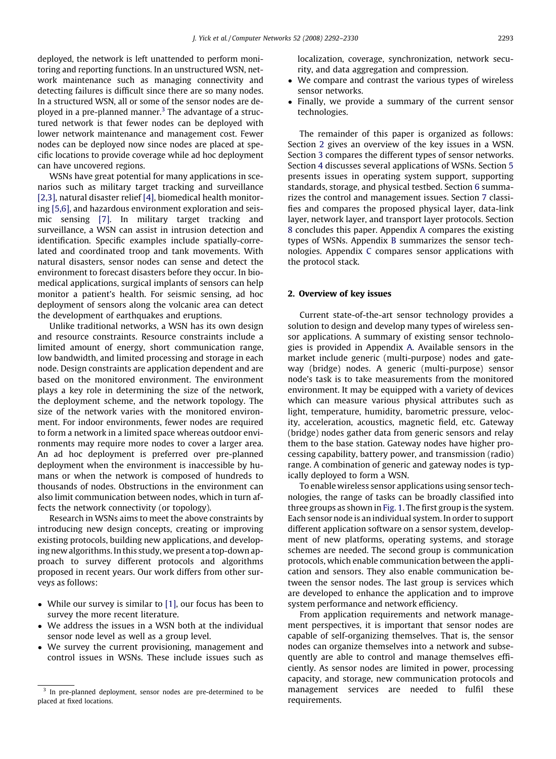deployed, the network is left unattended to perform monitoring and reporting functions. In an unstructured WSN, network maintenance such as managing connectivity and detecting failures is difficult since there are so many nodes. In a structured WSN, all or some of the sensor nodes are deployed in a pre-planned manner.[3] The advantage of a structured network is that fewer nodes can be deployed with lower network maintenance and management cost. Fewer nodes can be deployed now since nodes are placed at specific locations to provide coverage while ad hoc deployment can have uncovered regions.

WSNs have great potential for many applications in scenarios such as military target tracking and surveillance [2,3], natural disaster relief [4], biomedical health monitoring [5,6], and hazardous environment exploration and seismic sensing [7]. In military target tracking and surveillance, a WSN can assist in intrusion detection and identification. Specific examples include spatially-correlated and coordinated troop and tank movements. With natural disasters, sensor nodes can sense and detect the environment to forecast disasters before they occur. In biomedical applications, surgical implants of sensors can help monitor a patient's health. For seismic sensing, ad hoc deployment of sensors along the volcanic area can detect the development of earthquakes and eruptions.

Unlike traditional networks, a WSN has its own design and resource constraints. Resource constraints include a limited amount of energy, short communication range, low bandwidth, and limited processing and storage in each node. Design constraints are application dependent and are based on the monitored environment. The environment plays a key role in determining the size of the network, the deployment scheme, and the network topology. The size of the network varies with the monitored environment. For indoor environments, fewer nodes are required to form a network in a limited space whereas outdoor environments may require more nodes to cover a larger area. An ad hoc deployment is preferred over pre-planned deployment when the environment is inaccessible by humans or when the network is composed of hundreds to thousands of nodes. Obstructions in the environment can also limit communication between nodes, which in turn affects the network connectivity (or topology).

Research in WSNs aims to meet the above constraints by introducing new design concepts, creating or improving existing protocols, building new applications, and developing new algorithms. In this study, we present a top-down approach to survey different protocols and algorithms proposed in recent years. Our work differs from other surveys as follows:

- While our survey is similar to [1], our focus has been to survey the more recent literature.
- We address the issues in a WSN both at the individual sensor node level as well as a group level.
- We survey the current provisioning, management and control issues in WSNs. These include issues such as localization, coverage, synchronization, network security, and data aggregation and compression.
- We compare and contrast the various types of wireless sensor networks.
- Finally, we provide a summary of the current sensor technologies.

The remainder of this paper is organized as follows: Section 2 gives an overview of the key issues in a WSN. Section 3 compares the different types of sensor networks. Section 4 discusses several applications of WSNs. Section 5 presents issues in operating system support, supporting standards, storage, and physical testbed. Section 6 summarizes the control and management issues. Section 7 classifies and compares the proposed physical layer, data-link layer, network layer, and transport layer protocols. Section 8 concludes this paper. Appendix A compares the existing types of WSNs. Appendix B summarizes the sensor technologies. Appendix C compares sensor applications with the protocol stack.

## 2. Overview of key issues

Current state-of-the-art sensor technology provides a solution to design and develop many types of wireless sensor applications. A summary of existing sensor technologies is provided in Appendix A. Available sensors in the market include generic (multi-purpose) nodes and gateway (bridge) nodes. A generic (multi-purpose) sensor node's task is to take measurements from the monitored environment. It may be equipped with a variety of devices which can measure various physical attributes such as light, temperature, humidity, barometric pressure, velocity, acceleration, acoustics, magnetic field, etc. Gateway (bridge) nodes gather data from generic sensors and relay them to the base station. Gateway nodes have higher processing capability, battery power, and transmission (radio) range. A combination of generic and gateway nodes is typically deployed to form a WSN.

To enable wireless sensor applications using sensor technologies, the range of tasks can be broadly classified into three groups as shown in Fig. 1. The first group is the system. Each sensor node is an individual system. In order to support different application software on a sensor system, development of new platforms, operating systems, and storage schemes are needed. The second group is communication protocols, which enable communication between the application and sensors. They also enable communication between the sensor nodes. The last group is services which are developed to enhance the application and to improve system performance and network efficiency.

From application requirements and network management perspectives, it is important that sensor nodes are capable of self-organizing themselves. That is, the sensor nodes can organize themselves into a network and subsequently are able to control and manage themselves efficiently. As sensor nodes are limited in power, processing capacity, and storage, new communication protocols and management services are needed to fulfil these requirements.

[3] In pre-planned deployment, sensor nodes are pre-determined to be placed at fixed locations.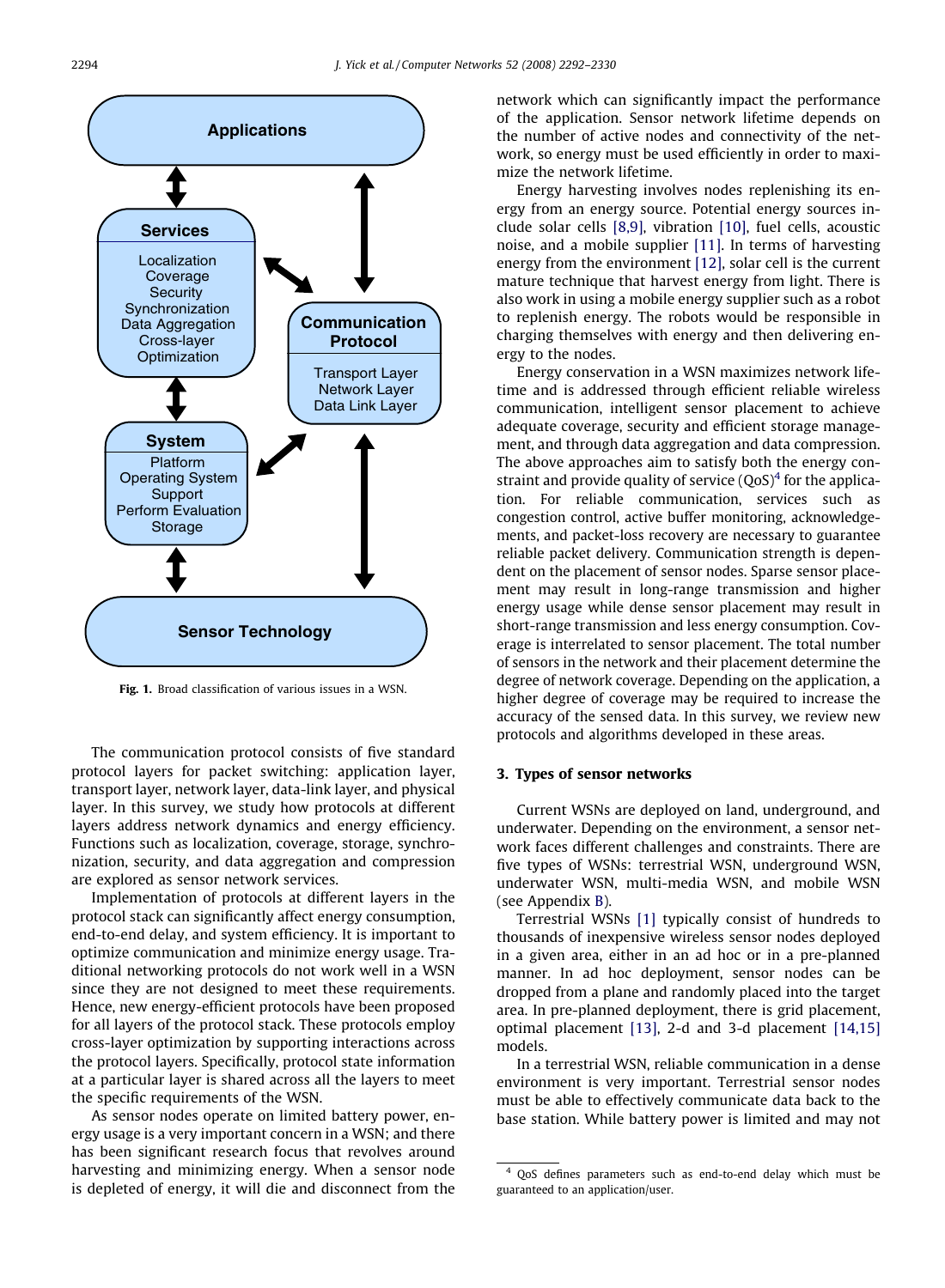Fig. 1. Broad classification of various issues in a WSN.

The communication protocol consists of five standard protocol layers for packet switching: application layer, transport layer, network layer, data-link layer, and physical layer. In this survey, we study how protocols at different layers address network dynamics and energy efficiency. Functions such as localization, coverage, storage, synchronization, security, and data aggregation and compression are explored as sensor network services.

Implementation of protocols at different layers in the protocol stack can significantly affect energy consumption, end-to-end delay, and system efficiency. It is important to optimize communication and minimize energy usage. Traditional networking protocols do not work well in a WSN since they are not designed to meet these requirements. Hence, new energy-efficient protocols have been proposed for all layers of the protocol stack. These protocols employ cross-layer optimization by supporting interactions across the protocol layers. Specifically, protocol state information at a particular layer is shared across all the layers to meet the specific requirements of the WSN.

As sensor nodes operate on limited battery power, energy usage is a very important concern in a WSN; and there has been significant research focus that revolves around harvesting and minimizing energy. When a sensor node is depleted of energy, it will die and disconnect from the network which can significantly impact the performance of the application. Sensor network lifetime depends on the number of active nodes and connectivity of the network, so energy must be used efficiently in order to maximize the network lifetime.

Energy harvesting involves nodes replenishing its energy from an energy source. Potential energy sources include solar cells [8,9], vibration [10], fuel cells, acoustic noise, and a mobile supplier [11]. In terms of harvesting energy from the environment [12], solar cell is the current mature technique that harvest energy from light. There is also work in using a mobile energy supplier such as a robot to replenish energy. The robots would be responsible in charging themselves with energy and then delivering energy to the nodes.

Energy conservation in a WSN maximizes network lifetime and is addressed through efficient reliable wireless communication, intelligent sensor placement to achieve adequate coverage, security and efficient storage management, and through data aggregation and data compression. The above approaches aim to satisfy both the energy constraint and provide quality of service (QoS)[4] for the application. For reliable communication, services such as congestion control, active buffer monitoring, acknowledgements, and packet-loss recovery are necessary to guarantee reliable packet delivery. Communication strength is dependent on the placement of sensor nodes. Sparse sensor placement may result in long-range transmission and higher energy usage while dense sensor placement may result in short-range transmission and less energy consumption. Coverage is interrelated to sensor placement. The total number of sensors in the network and their placement determine the degree of network coverage. Depending on the application, a higher degree of coverage may be required to increase the accuracy of the sensed data. In this survey, we review new protocols and algorithms developed in these areas.

## 3. Types of sensor networks

Current WSNs are deployed on land, underground, and underwater. Depending on the environment, a sensor network faces different challenges and constraints. There are five types of WSNs: terrestrial WSN, underground WSN, underwater WSN, multi-media WSN, and mobile WSN (see Appendix B).

Terrestrial WSNs [1] typically consist of hundreds to thousands of inexpensive wireless sensor nodes deployed in a given area, either in an ad hoc or in a pre-planned manner. In ad hoc deployment, sensor nodes can be dropped from a plane and randomly placed into the target area. In pre-planned deployment, there is grid placement, optimal placement [13], 2-d and 3-d placement [14,15] models.

In a terrestrial WSN, reliable communication in a dense environment is very important. Terrestrial sensor nodes must be able to effectively communicate data back to the base station. While battery power is limited and may not

[4] QoS defines parameters such as end-to-end delay which must be guaranteed to an application/user.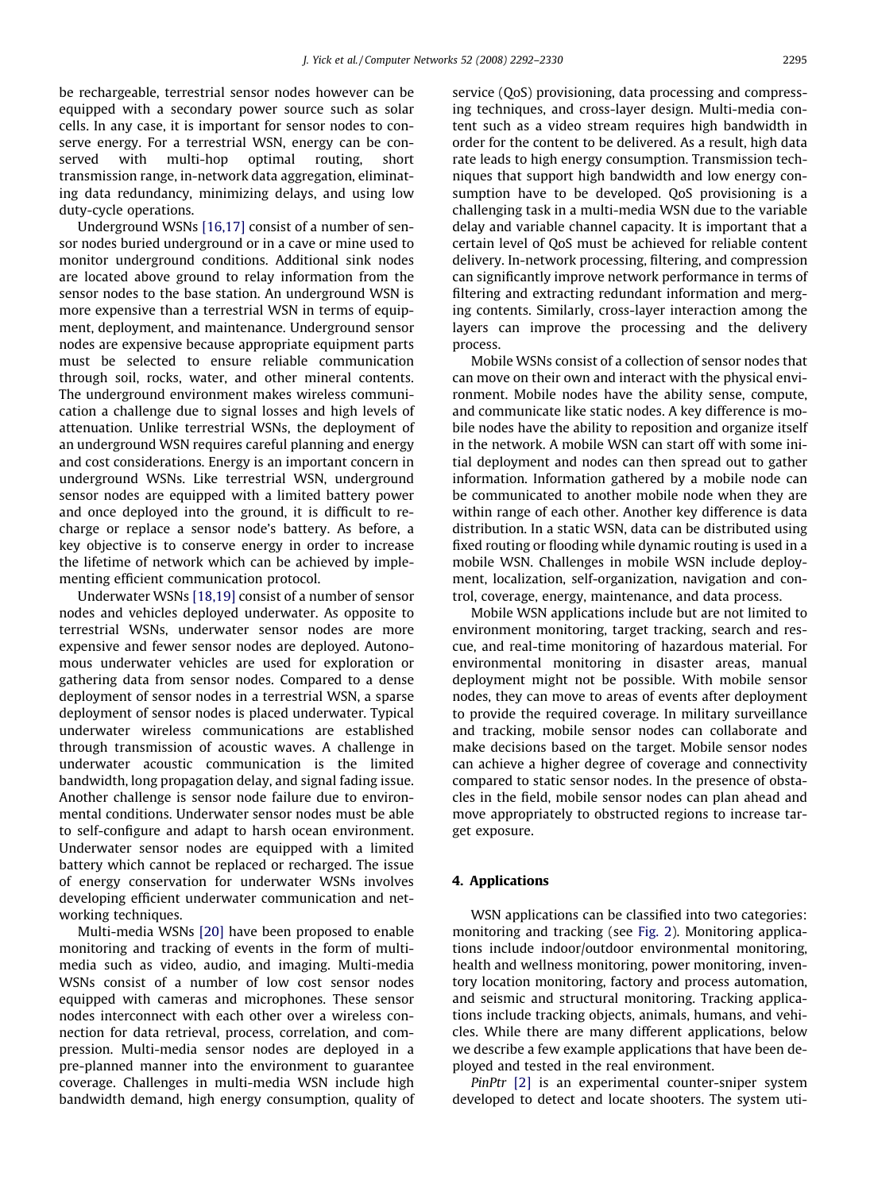be rechargeable, terrestrial sensor nodes however can be equipped with a secondary power source such as solar cells. In any case, it is important for sensor nodes to conserve energy. For a terrestrial WSN, energy can be conserved with multi-hop optimal routing, short transmission range, in-network data aggregation, eliminating data redundancy, minimizing delays, and using low duty-cycle operations.

Underground WSNs [16,17] consist of a number of sensor nodes buried underground or in a cave or mine used to monitor underground conditions. Additional sink nodes are located above ground to relay information from the sensor nodes to the base station. An underground WSN is more expensive than a terrestrial WSN in terms of equipment, deployment, and maintenance. Underground sensor nodes are expensive because appropriate equipment parts must be selected to ensure reliable communication through soil, rocks, water, and other mineral contents. The underground environment makes wireless communication a challenge due to signal losses and high levels of attenuation. Unlike terrestrial WSNs, the deployment of an underground WSN requires careful planning and energy and cost considerations. Energy is an important concern in underground WSNs. Like terrestrial WSN, underground sensor nodes are equipped with a limited battery power and once deployed into the ground, it is difficult to recharge or replace a sensor node's battery. As before, a key objective is to conserve energy in order to increase the lifetime of network which can be achieved by implementing efficient communication protocol.

Underwater WSNs [18,19] consist of a number of sensor nodes and vehicles deployed underwater. As opposite to terrestrial WSNs, underwater sensor nodes are more expensive and fewer sensor nodes are deployed. Autonomous underwater vehicles are used for exploration or gathering data from sensor nodes. Compared to a dense deployment of sensor nodes in a terrestrial WSN, a sparse deployment of sensor nodes is placed underwater. Typical underwater wireless communications are established through transmission of acoustic waves. A challenge in underwater acoustic communication is the limited bandwidth, long propagation delay, and signal fading issue. Another challenge is sensor node failure due to environmental conditions. Underwater sensor nodes must be able to self-configure and adapt to harsh ocean environment. Underwater sensor nodes are equipped with a limited battery which cannot be replaced or recharged. The issue of energy conservation for underwater WSNs involves developing efficient underwater communication and networking techniques.

Multi-media WSNs [20] have been proposed to enable monitoring and tracking of events in the form of multimedia such as video, audio, and imaging. Multi-media WSNs consist of a number of low cost sensor nodes equipped with cameras and microphones. These sensor nodes interconnect with each other over a wireless connection for data retrieval, process, correlation, and compression. Multi-media sensor nodes are deployed in a pre-planned manner into the environment to guarantee coverage. Challenges in multi-media WSN include high bandwidth demand, high energy consumption, quality of service (QoS) provisioning, data processing and compressing techniques, and cross-layer design. Multi-media content such as a video stream requires high bandwidth in order for the content to be delivered. As a result, high data rate leads to high energy consumption. Transmission techniques that support high bandwidth and low energy consumption have to be developed. QoS provisioning is a challenging task in a multi-media WSN due to the variable delay and variable channel capacity. It is important that a certain level of QoS must be achieved for reliable content delivery. In-network processing, filtering, and compression can significantly improve network performance in terms of filtering and extracting redundant information and merging contents. Similarly, cross-layer interaction among the layers can improve the processing and the delivery process.

Mobile WSNs consist of a collection of sensor nodes that can move on their own and interact with the physical environment. Mobile nodes have the ability sense, compute, and communicate like static nodes. A key difference is mobile nodes have the ability to reposition and organize itself in the network. A mobile WSN can start off with some initial deployment and nodes can then spread out to gather information. Information gathered by a mobile node can be communicated to another mobile node when they are within range of each other. Another key difference is data distribution. In a static WSN, data can be distributed using fixed routing or flooding while dynamic routing is used in a mobile WSN. Challenges in mobile WSN include deployment, localization, self-organization, navigation and control, coverage, energy, maintenance, and data process.

Mobile WSN applications include but are not limited to environment monitoring, target tracking, search and rescue, and real-time monitoring of hazardous material. For environmental monitoring in disaster areas, manual deployment might not be possible. With mobile sensor nodes, they can move to areas of events after deployment to provide the required coverage. In military surveillance and tracking, mobile sensor nodes can collaborate and make decisions based on the target. Mobile sensor nodes can achieve a higher degree of coverage and connectivity compared to static sensor nodes. In the presence of obstacles in the field, mobile sensor nodes can plan ahead and move appropriately to obstructed regions to increase target exposure.

## 4. Applications

WSN applications can be classified into two categories: monitoring and tracking (see Fig. 2). Monitoring applications include indoor/outdoor environmental monitoring, health and wellness monitoring, power monitoring, inventory location monitoring, factory and process automation, and seismic and structural monitoring. Tracking applications include tracking objects, animals, humans, and vehicles. While there are many different applications, below we describe a few example applications that have been deployed and tested in the real environment.

*PinPtr* [2] is an experimental counter-sniper system developed to detect and locate shooters. The system uti-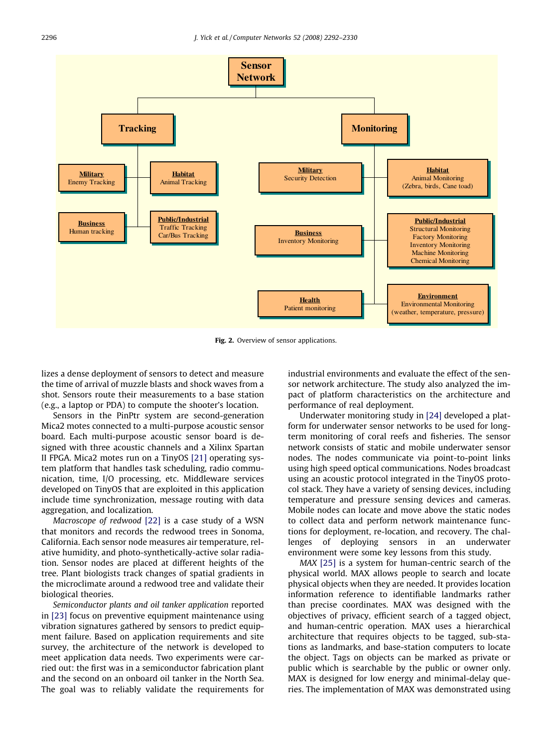Sensor Network

Tracking

Military
Enemy Tracking

Habitat
Animal Tracking

Business
Human tracking

Public/Industrial
Traffic Tracking
Car/Bus Tracking

Monitoring

Military
Security Detection

Habitat
Animal Monitoring
(Zebra, birds, Cane toad)

Business
Inventory Monitoring

Public/Industrial
Structural Monitoring
Factory Monitoring
Inventory Monitoring
Machine Monitoring
Chemical Monitoring

Health
Patient monitoring

Environment
Environmental Monitoring
(weather, temperature, pressure)

**Fig. 2.** Overview of sensor applications.

lizes a dense deployment of sensors to detect and measure the time of arrival of muzzle blasts and shock waves from a shot. Sensors route their measurements to a base station (e.g., a laptop or PDA) to compute the shooter's location.

Sensors in the PinPtr system are second-generation Mica2 motes connected to a multi-purpose acoustic sensor board. Each multi-purpose acoustic sensor board is designed with three acoustic channels and a Xilinx Spartan II FPGA. Mica2 motes run on a TinyOS [21] operating system platform that handles task scheduling, radio communication, time, I/O processing, etc. Middleware services developed on TinyOS that are exploited in this application include time synchronization, message routing with data aggregation, and localization.

*Macroscope of redwood* [22] is a case study of a WSN that monitors and records the redwood trees in Sonoma, California. Each sensor node measures air temperature, relative humidity, and photo-synthetically-active solar radiation. Sensor nodes are placed at different heights of the tree. Plant biologists track changes of spatial gradients in the microclimate around a redwood tree and validate their biological theories.

*Semiconductor plants and oil tanker application* reported in [23] focus on preventive equipment maintenance using vibration signatures gathered by sensors to predict equipment failure. Based on application requirements and site survey, the architecture of the network is developed to meet application data needs. Two experiments were carried out: the first was in a semiconductor fabrication plant and the second on an onboard oil tanker in the North Sea. The goal was to reliably validate the requirements for industrial environments and evaluate the effect of the sensor network architecture. The study also analyzed the impact of platform characteristics on the architecture and performance of real deployment.

Underwater monitoring study in [24] developed a platform for underwater sensor networks to be used for long-term monitoring of coral reefs and fisheries. The sensor network consists of static and mobile underwater sensor nodes. The nodes communicate via point-to-point links using high speed optical communications. Nodes broadcast using an acoustic protocol integrated in the TinyOS protocol stack. They have a variety of sensing devices, including temperature and pressure sensing devices and cameras. Mobile nodes can locate and move above the static nodes to collect data and perform network maintenance functions for deployment, re-location, and recovery. The challenges of deploying sensors in an underwater environment were some key lessons from this study.

*MAX* [25] is a system for human-centric search of the physical world. MAX allows people to search and locate physical objects when they are needed. It provides location information reference to identifiable landmarks rather than precise coordinates. MAX was designed with the objectives of privacy, efficient search of a tagged object, and human-centric operation. MAX uses a hierarchical architecture that requires objects to be tagged, sub-stations as landmarks, and base-station computers to locate the object. Tags on objects can be marked as private or public which is searchable by the public or owner only. MAX is designed for low energy and minimal-delay queries. The implementation of MAX was demonstrated using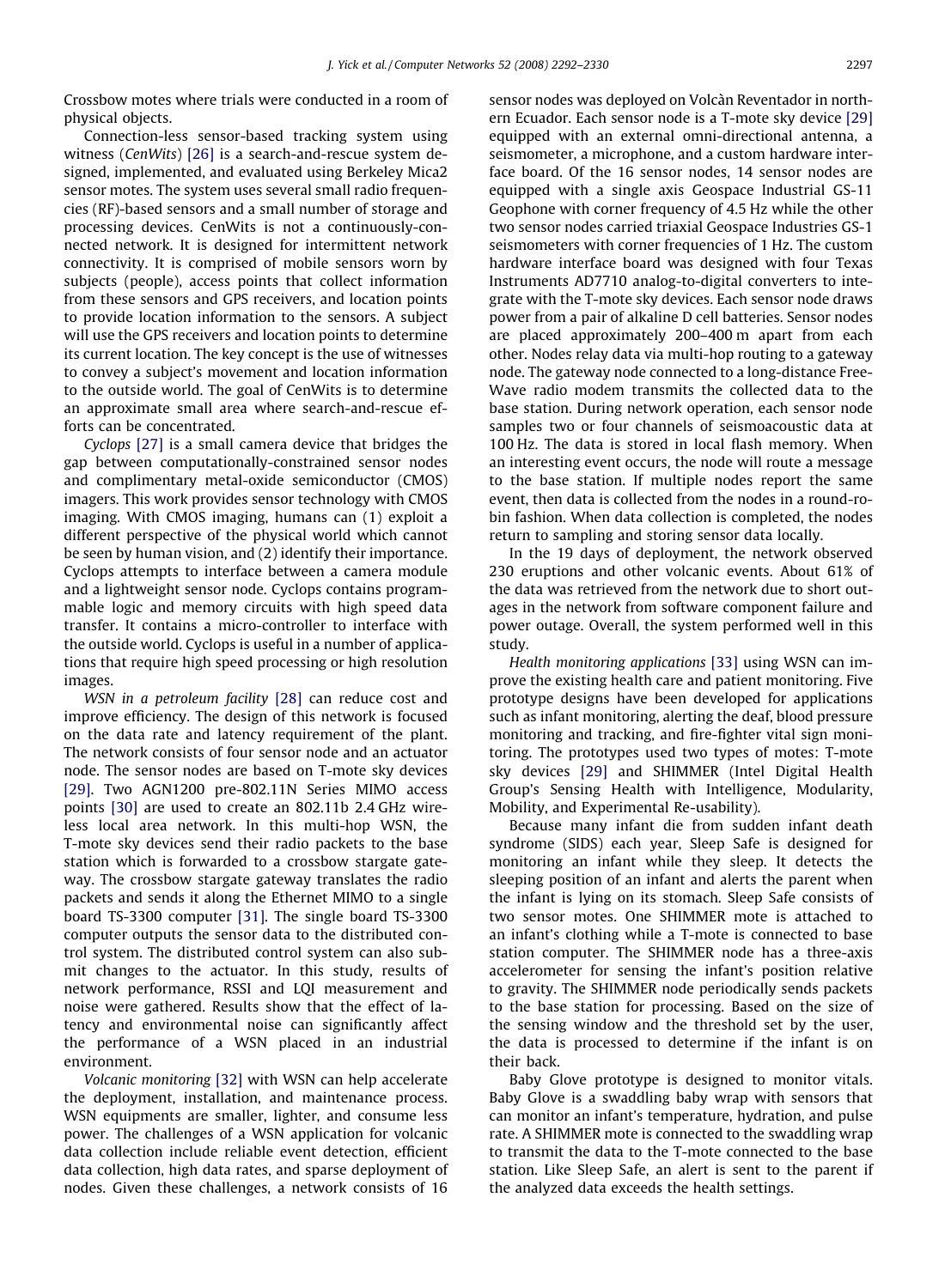Crossbow motes where trials were conducted in a room of physical objects.

Connection-less sensor-based tracking system using witness (*CenWits*) [26] is a search-and-rescue system designed, implemented, and evaluated using Berkeley Mica2 sensor motes. The system uses several small radio frequencies (RF)-based sensors and a small number of storage and processing devices. CenWits is not a continuously-connected network. It is designed for intermittent network connectivity. It is comprised of mobile sensors worn by subjects (people), access points that collect information from these sensors and GPS receivers, and location points to provide location information to the sensors. A subject will use the GPS receivers and location points to determine its current location. The key concept is the use of witnesses to convey a subject's movement and location information to the outside world. The goal of CenWits is to determine an approximate small area where search-and-rescue efforts can be concentrated.

*Cyclops* [27] is a small camera device that bridges the gap between computationally-constrained sensor nodes and complimentary metal-oxide semiconductor (CMOS) imagers. This work provides sensor technology with CMOS imaging. With CMOS imaging, humans can (1) exploit a different perspective of the physical world which cannot be seen by human vision, and (2) identify their importance. Cyclops attempts to interface between a camera module and a lightweight sensor node. Cyclops contains programmable logic and memory circuits with high speed data transfer. It contains a micro-controller to interface with the outside world. Cyclops is useful in a number of applications that require high speed processing or high resolution images.

*WSN in a petroleum facility* [28] can reduce cost and improve efficiency. The design of this network is focused on the data rate and latency requirement of the plant. The network consists of four sensor node and an actuator node. The sensor nodes are based on T-mote sky devices [29]. Two AGN1200 pre-802.11N Series MIMO access points [30] are used to create an 802.11b 2.4 GHz wireless local area network. In this multi-hop WSN, the T-mote sky devices send their radio packets to the base station which is forwarded to a crossbow stargate gateway. The crossbow stargate gateway translates the radio packets and sends it along the Ethernet MIMO to a single board TS-3300 computer [31]. The single board TS-3300 computer outputs the sensor data to the distributed control system. The distributed control system can also submit changes to the actuator. In this study, results of network performance, RSSI and LQI measurement and noise were gathered. Results show that the effect of latency and environmental noise can significantly affect the performance of a WSN placed in an industrial environment.

*Volcanic monitoring* [32] with WSN can help accelerate the deployment, installation, and maintenance process. WSN equipments are smaller, lighter, and consume less power. The challenges of a WSN application for volcanic data collection include reliable event detection, efficient data collection, high data rates, and sparse deployment of nodes. Given these challenges, a network consists of 16 sensor nodes was deployed on Volcàn Reventador in northern Ecuador. Each sensor node is a T-mote sky device [29] equipped with an external omni-directional antenna, a seismometer, a microphone, and a custom hardware interface board. Of the 16 sensor nodes, 14 sensor nodes are equipped with a single axis Geospace Industrial GS-11 Geophone with corner frequency of 4.5 Hz while the other two sensor nodes carried triaxial Geospace Industries GS-1 seismometers with corner frequencies of 1 Hz. The custom hardware interface board was designed with four Texas Instruments AD7710 analog-to-digital converters to integrate with the T-mote sky devices. Each sensor node draws power from a pair of alkaline D cell batteries. Sensor nodes are placed approximately 200–400 m apart from each other. Nodes relay data via multi-hop routing to a gateway node. The gateway node connected to a long-distance FreeWave radio modem transmits the collected data to the base station. During network operation, each sensor node samples two or four channels of seismoacoustic data at 100 Hz. The data is stored in local flash memory. When an interesting event occurs, the node will route a message to the base station. If multiple nodes report the same event, then data is collected from the nodes in a round-robin fashion. When data collection is completed, the nodes return to sampling and storing sensor data locally.

In the 19 days of deployment, the network observed 230 eruptions and other volcanic events. About 61% of the data was retrieved from the network due to short outages in the network from software component failure and power outage. Overall, the system performed well in this study.

*Health monitoring applications* [33] using WSN can improve the existing health care and patient monitoring. Five prototype designs have been developed for applications such as infant monitoring, alerting the deaf, blood pressure monitoring and tracking, and fire-fighter vital sign monitoring. The prototypes used two types of motes: T-mote sky devices [29] and SHIMMER (Intel Digital Health Group's Sensing Health with Intelligence, Modularity, Mobility, and Experimental Re-usability).

Because many infant die from sudden infant death syndrome (SIDS) each year, Sleep Safe is designed for monitoring an infant while they sleep. It detects the sleeping position of an infant and alerts the parent when the infant is lying on its stomach. Sleep Safe consists of two sensor motes. One SHIMMER mote is attached to an infant's clothing while a T-mote is connected to base station computer. The SHIMMER node has a three-axis accelerometer for sensing the infant's position relative to gravity. The SHIMMER node periodically sends packets to the base station for processing. Based on the size of the sensing window and the threshold set by the user, the data is processed to determine if the infant is on their back.

Baby Glove prototype is designed to monitor vitals. Baby Glove is a swaddling baby wrap with sensors that can monitor an infant's temperature, hydration, and pulse rate. A SHIMMER mote is connected to the swaddling wrap to transmit the data to the T-mote connected to the base station. Like Sleep Safe, an alert is sent to the parent if the analyzed data exceeds the health settings.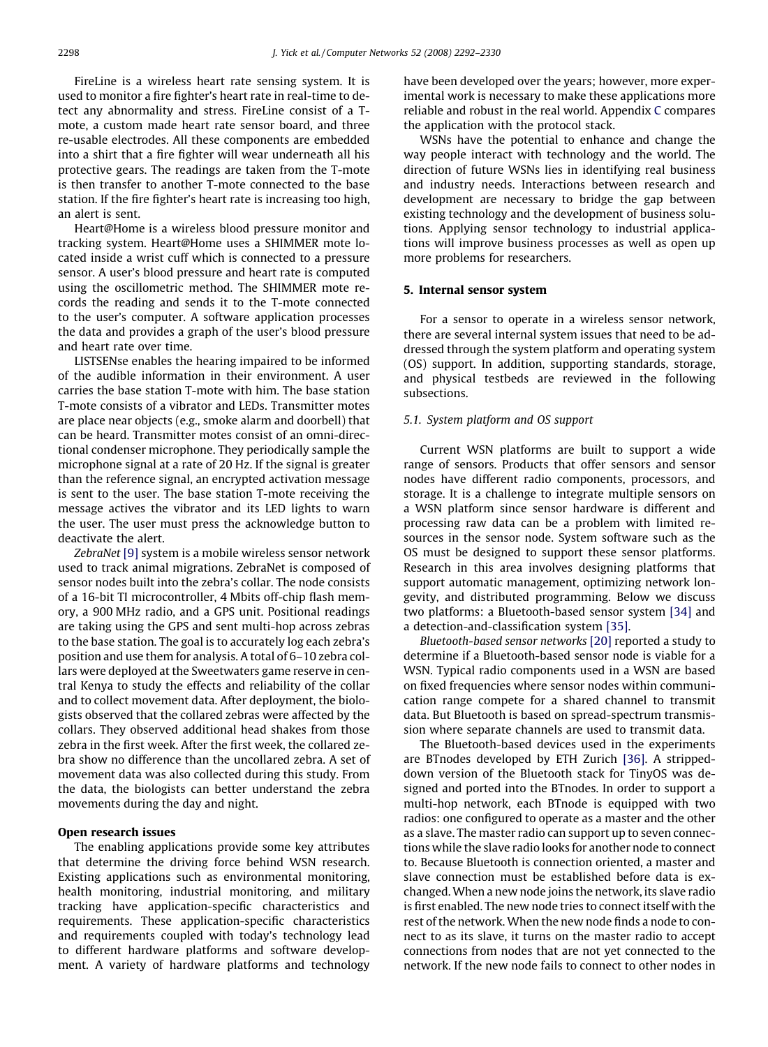FireLine is a wireless heart rate sensing system. It is used to monitor a fire fighter's heart rate in real-time to detect any abnormality and stress. FireLine consist of a T-mote, a custom made heart rate sensor board, and three re-usable electrodes. All these components are embedded into a shirt that a fire fighter will wear underneath all his protective gears. The readings are taken from the T-mote is then transfer to another T-mote connected to the base station. If the fire fighter's heart rate is increasing too high, an alert is sent.

Heart@Home is a wireless blood pressure monitor and tracking system. Heart@Home uses a SHIMMER mote located inside a wrist cuff which is connected to a pressure sensor. A user's blood pressure and heart rate is computed using the oscillometric method. The SHIMMER mote records the reading and sends it to the T-mote connected to the user's computer. A software application processes the data and provides a graph of the user's blood pressure and heart rate over time.

LISTSENse enables the hearing impaired to be informed of the audible information in their environment. A user carries the base station T-mote with him. The base station T-mote consists of a vibrator and LEDs. Transmitter motes are place near objects (e.g., smoke alarm and doorbell) that can be heard. Transmitter motes consist of an omni-directional condenser microphone. They periodically sample the microphone signal at a rate of 20 Hz. If the signal is greater than the reference signal, an encrypted activation message is sent to the user. The base station T-mote receiving the message actives the vibrator and its LED lights to warn the user. The user must press the acknowledge button to deactivate the alert.

*ZebraNet* [9] system is a mobile wireless sensor network used to track animal migrations. ZebraNet is composed of sensor nodes built into the zebra's collar. The node consists of a 16-bit TI microcontroller, 4 Mbits off-chip flash memory, a 900 MHz radio, and a GPS unit. Positional readings are taking using the GPS and sent multi-hop across zebras to the base station. The goal is to accurately log each zebra's position and use them for analysis. A total of 6–10 zebra collars were deployed at the Sweetwaters game reserve in central Kenya to study the effects and reliability of the collar and to collect movement data. After deployment, the biologists observed that the collared zebras were affected by the collars. They observed additional head shakes from those zebra in the first week. After the first week, the collared zebra show no difference than the uncollared zebra. A set of movement data was also collected during this study. From the data, the biologists can better understand the zebra movements during the day and night.

**Open research issues**

The enabling applications provide some key attributes that determine the driving force behind WSN research. Existing applications such as environmental monitoring, health monitoring, industrial monitoring, and military tracking have application-specific characteristics and requirements. These application-specific characteristics and requirements coupled with today's technology lead to different hardware platforms and software development. A variety of hardware platforms and technology have been developed over the years; however, more experimental work is necessary to make these applications more reliable and robust in the real world. Appendix C compares the application with the protocol stack.

WSNs have the potential to enhance and change the way people interact with technology and the world. The direction of future WSNs lies in identifying real business and industry needs. Interactions between research and development are necessary to bridge the gap between existing technology and the development of business solutions. Applying sensor technology to industrial applications will improve business processes as well as open up more problems for researchers.

## 5. Internal sensor system

For a sensor to operate in a wireless sensor network, there are several internal system issues that need to be addressed through the system platform and operating system (OS) support. In addition, supporting standards, storage, and physical testbeds are reviewed in the following subsections.

### 5.1. System platform and OS support

Current WSN platforms are built to support a wide range of sensors. Products that offer sensors and sensor nodes have different radio components, processors, and storage. It is a challenge to integrate multiple sensors on a WSN platform since sensor hardware is different and processing raw data can be a problem with limited resources in the sensor node. System software such as the OS must be designed to support these sensor platforms. Research in this area involves designing platforms that support automatic management, optimizing network longevity, and distributed programming. Below we discuss two platforms: a Bluetooth-based sensor system [34] and a detection-and-classification system [35].

*Bluetooth-based sensor networks* [20] reported a study to determine if a Bluetooth-based sensor node is viable for a WSN. Typical radio components used in a WSN are based on fixed frequencies where sensor nodes within communication range compete for a shared channel to transmit data. But Bluetooth is based on spread-spectrum transmission where separate channels are used to transmit data.

The Bluetooth-based devices used in the experiments are BTnodes developed by ETH Zurich [36]. A stripped-down version of the Bluetooth stack for TinyOS was designed and ported into the BTnodes. In order to support a multi-hop network, each BTnode is equipped with two radios: one configured to operate as a master and the other as a slave. The master radio can support up to seven connections while the slave radio looks for another node to connect to. Because Bluetooth is connection oriented, a master and slave connection must be established before data is exchanged. When a new node joins the network, its slave radio is first enabled. The new node tries to connect itself with the rest of the network. When the new node finds a node to connect to as its slave, it turns on the master radio to accept connections from nodes that are not yet connected to the network. If the new node fails to connect to other nodes in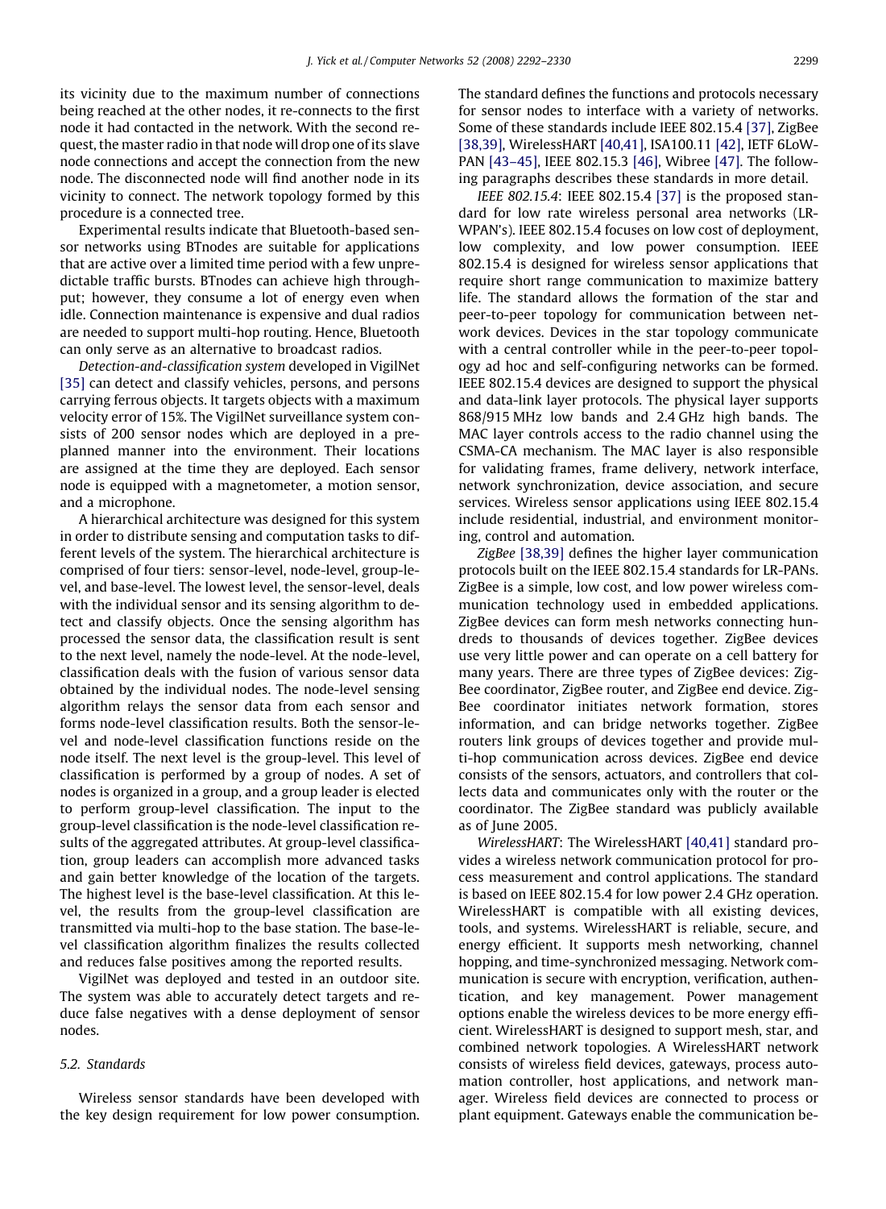its vicinity due to the maximum number of connections being reached at the other nodes, it re-connects to the first node it had contacted in the network. With the second request, the master radio in that node will drop one of its slave node connections and accept the connection from the new node. The disconnected node will find another node in its vicinity to connect. The network topology formed by this procedure is a connected tree.

Experimental results indicate that Bluetooth-based sensor networks using BTnodes are suitable for applications that are active over a limited time period with a few unpredictable traffic bursts. BTnodes can achieve high throughput; however, they consume a lot of energy even when idle. Connection maintenance is expensive and dual radios are needed to support multi-hop routing. Hence, Bluetooth can only serve as an alternative to broadcast radios.

*Detection-and-classification system* developed in VigilNet [35] can detect and classify vehicles, persons, and persons carrying ferrous objects. It targets objects with a maximum velocity error of 15%. The VigilNet surveillance system consists of 200 sensor nodes which are deployed in a pre-planned manner into the environment. Their locations are assigned at the time they are deployed. Each sensor node is equipped with a magnetometer, a motion sensor, and a microphone.

A hierarchical architecture was designed for this system in order to distribute sensing and computation tasks to different levels of the system. The hierarchical architecture is comprised of four tiers: sensor-level, node-level, group-level, and base-level. The lowest level, the sensor-level, deals with the individual sensor and its sensing algorithm to detect and classify objects. Once the sensing algorithm has processed the sensor data, the classification result is sent to the next level, namely the node-level. At the node-level, classification deals with the fusion of various sensor data obtained by the individual nodes. The node-level sensing algorithm relays the sensor data from each sensor and forms node-level classification results. Both the sensor-level and node-level classification functions reside on the node itself. The next level is the group-level. This level of classification is performed by a group of nodes. A set of nodes is organized in a group, and a group leader is elected to perform group-level classification. The input to the group-level classification is the node-level classification results of the aggregated attributes. At group-level classification, group leaders can accomplish more advanced tasks and gain better knowledge of the location of the targets. The highest level is the base-level classification. At this level, the results from the group-level classification are transmitted via multi-hop to the base station. The base-level classification algorithm finalizes the results collected and reduces false positives among the reported results.

VigilNet was deployed and tested in an outdoor site. The system was able to accurately detect targets and reduce false negatives with a dense deployment of sensor nodes.

### 5.2. Standards

Wireless sensor standards have been developed with the key design requirement for low power consumption. The standard defines the functions and protocols necessary for sensor nodes to interface with a variety of networks. Some of these standards include IEEE 802.15.4 [37], ZigBee [38,39], WirelessHART [40,41], ISA100.11 [42], IETF 6LoWPAN [43–45], IEEE 802.15.3 [46], Wibree [47]. The following paragraphs describes these standards in more detail.

*IEEE 802.15.4*: IEEE 802.15.4 [37] is the proposed standard for low rate wireless personal area networks (LR-WPAN's). IEEE 802.15.4 focuses on low cost of deployment, low complexity, and low power consumption. IEEE 802.15.4 is designed for wireless sensor applications that require short range communication to maximize battery life. The standard allows the formation of the star and peer-to-peer topology for communication between network devices. Devices in the star topology communicate with a central controller while in the peer-to-peer topology ad hoc and self-configuring networks can be formed. IEEE 802.15.4 devices are designed to support the physical and data-link layer protocols. The physical layer supports 868/915 MHz low bands and 2.4 GHz high bands. The MAC layer controls access to the radio channel using the CSMA-CA mechanism. The MAC layer is also responsible for validating frames, frame delivery, network interface, network synchronization, device association, and secure services. Wireless sensor applications using IEEE 802.15.4 include residential, industrial, and environment monitoring, control and automation.

*ZigBee* [38,39] defines the higher layer communication protocols built on the IEEE 802.15.4 standards for LR-PANs. ZigBee is a simple, low cost, and low power wireless communication technology used in embedded applications. ZigBee devices can form mesh networks connecting hundreds to thousands of devices together. ZigBee devices use very little power and can operate on a cell battery for many years. There are three types of ZigBee devices: ZigBee coordinator, ZigBee router, and ZigBee end device. ZigBee coordinator initiates network formation, stores information, and can bridge networks together. ZigBee routers link groups of devices together and provide multi-hop communication across devices. ZigBee end device consists of the sensors, actuators, and controllers that collects data and communicates only with the router or the coordinator. The ZigBee standard was publicly available as of June 2005.

*WirelessHART*: The WirelessHART [40,41] standard provides a wireless network communication protocol for process measurement and control applications. The standard is based on IEEE 802.15.4 for low power 2.4 GHz operation. WirelessHART is compatible with all existing devices, tools, and systems. WirelessHART is reliable, secure, and energy efficient. It supports mesh networking, channel hopping, and time-synchronized messaging. Network communication is secure with encryption, verification, authentication, and key management. Power management options enable the wireless devices to be more energy efficient. WirelessHART is designed to support mesh, star, and combined network topologies. A WirelessHART network consists of wireless field devices, gateways, process automation controller, host applications, and network manager. Wireless field devices are connected to process or plant equipment. Gateways enable the communication be-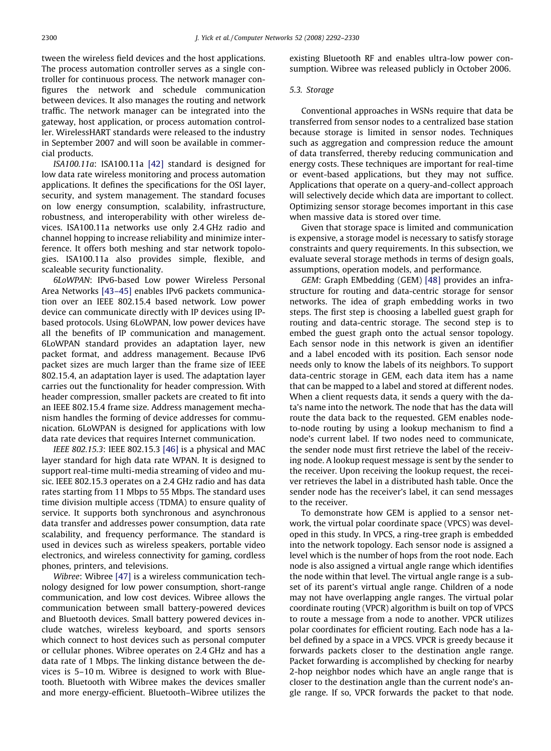tween the wireless field devices and the host applications. The process automation controller serves as a single controller for continuous process. The network manager configures the network and schedule communication between devices. It also manages the routing and network traffic. The network manager can be integrated into the gateway, host application, or process automation controller. WirelessHART standards were released to the industry in September 2007 and will soon be available in commercial products.

*ISA100.11a*: ISA100.11a [42] standard is designed for low data rate wireless monitoring and process automation applications. It defines the specifications for the OSI layer, security, and system management. The standard focuses on low energy consumption, scalability, infrastructure, robustness, and interoperability with other wireless devices. ISA100.11a networks use only 2.4 GHz radio and channel hopping to increase reliability and minimize interference. It offers both meshing and star network topologies. ISA100.11a also provides simple, flexible, and scaleable security functionality.

*6LoWPAN*: IPv6-based Low power Wireless Personal Area Networks [43–45] enables IPv6 packets communication over an IEEE 802.15.4 based network. Low power device can communicate directly with IP devices using IP-based protocols. Using 6LoWPAN, low power devices have all the benefits of IP communication and management. 6LoWPAN standard provides an adaptation layer, new packet format, and address management. Because IPv6 packet sizes are much larger than the frame size of IEEE 802.15.4, an adaptation layer is used. The adaptation layer carries out the functionality for header compression. With header compression, smaller packets are created to fit into an IEEE 802.15.4 frame size. Address management mechanism handles the forming of device addresses for communication. 6LoWPAN is designed for applications with low data rate devices that requires Internet communication.

*IEEE 802.15.3*: IEEE 802.15.3 [46] is a physical and MAC layer standard for high data rate WPAN. It is designed to support real-time multi-media streaming of video and music. IEEE 802.15.3 operates on a 2.4 GHz radio and has data rates starting from 11 Mbps to 55 Mbps. The standard uses time division multiple access (TDMA) to ensure quality of service. It supports both synchronous and asynchronous data transfer and addresses power consumption, data rate scalability, and frequency performance. The standard is used in devices such as wireless speakers, portable video electronics, and wireless connectivity for gaming, cordless phones, printers, and televisions.

*Wibree*: Wibree [47] is a wireless communication technology designed for low power consumption, short-range communication, and low cost devices. Wibree allows the communication between small battery-powered devices and Bluetooth devices. Small battery powered devices include watches, wireless keyboard, and sports sensors which connect to host devices such as personal computer or cellular phones. Wibree operates on 2.4 GHz and has a data rate of 1 Mbps. The linking distance between the devices is 5–10 m. Wibree is designed to work with Bluetooth. Bluetooth with Wibree makes the devices smaller and more energy-efficient. Bluetooth–Wibree utilizes the existing Bluetooth RF and enables ultra-low power consumption. Wibree was released publicly in October 2006.

### 5.3. Storage

Conventional approaches in WSNs require that data be transferred from sensor nodes to a centralized base station because storage is limited in sensor nodes. Techniques such as aggregation and compression reduce the amount of data transferred, thereby reducing communication and energy costs. These techniques are important for real-time or event-based applications, but they may not suffice. Applications that operate on a query-and-collect approach will selectively decide which data are important to collect. Optimizing sensor storage becomes important in this case when massive data is stored over time.

Given that storage space is limited and communication is expensive, a storage model is necessary to satisfy storage constraints and query requirements. In this subsection, we evaluate several storage methods in terms of design goals, assumptions, operation models, and performance.

*GEM*: Graph EMbedding (GEM) [48] provides an infrastructure for routing and data-centric storage for sensor networks. The idea of graph embedding works in two steps. The first step is choosing a labelled guest graph for routing and data-centric storage. The second step is to embed the guest graph onto the actual sensor topology. Each sensor node in this network is given an identifier and a label encoded with its position. Each sensor node needs only to know the labels of its neighbors. To support data-centric storage in GEM, each data item has a name that can be mapped to a label and stored at different nodes. When a client requests data, it sends a query with the data's name into the network. The node that has the data will route the data back to the requested. GEM enables node-to-node routing by using a lookup mechanism to find a node's current label. If two nodes need to communicate, the sender node must first retrieve the label of the receiving node. A lookup request message is sent by the sender to the receiver. Upon receiving the lookup request, the receiver retrieves the label in a distributed hash table. Once the sender node has the receiver's label, it can send messages to the receiver.

To demonstrate how GEM is applied to a sensor network, the virtual polar coordinate space (VPCS) was developed in this study. In VPCS, a ring-tree graph is embedded into the network topology. Each sensor node is assigned a level which is the number of hops from the root node. Each node is also assigned a virtual angle range which identifies the node within that level. The virtual angle range is a subset of its parent's virtual angle range. Children of a node may not have overlapping angle ranges. The virtual polar coordinate routing (VPCR) algorithm is built on top of VPCS to route a message from a node to another. VPCR utilizes polar coordinates for efficient routing. Each node has a label defined by a space in a VPCS. VPCR is greedy because it forwards packets closer to the destination angle range. Packet forwarding is accomplished by checking for nearby 2-hop neighbor nodes which have an angle range that is closer to the destination angle than the current node's angle range. If so, VPCR forwards the packet to that node.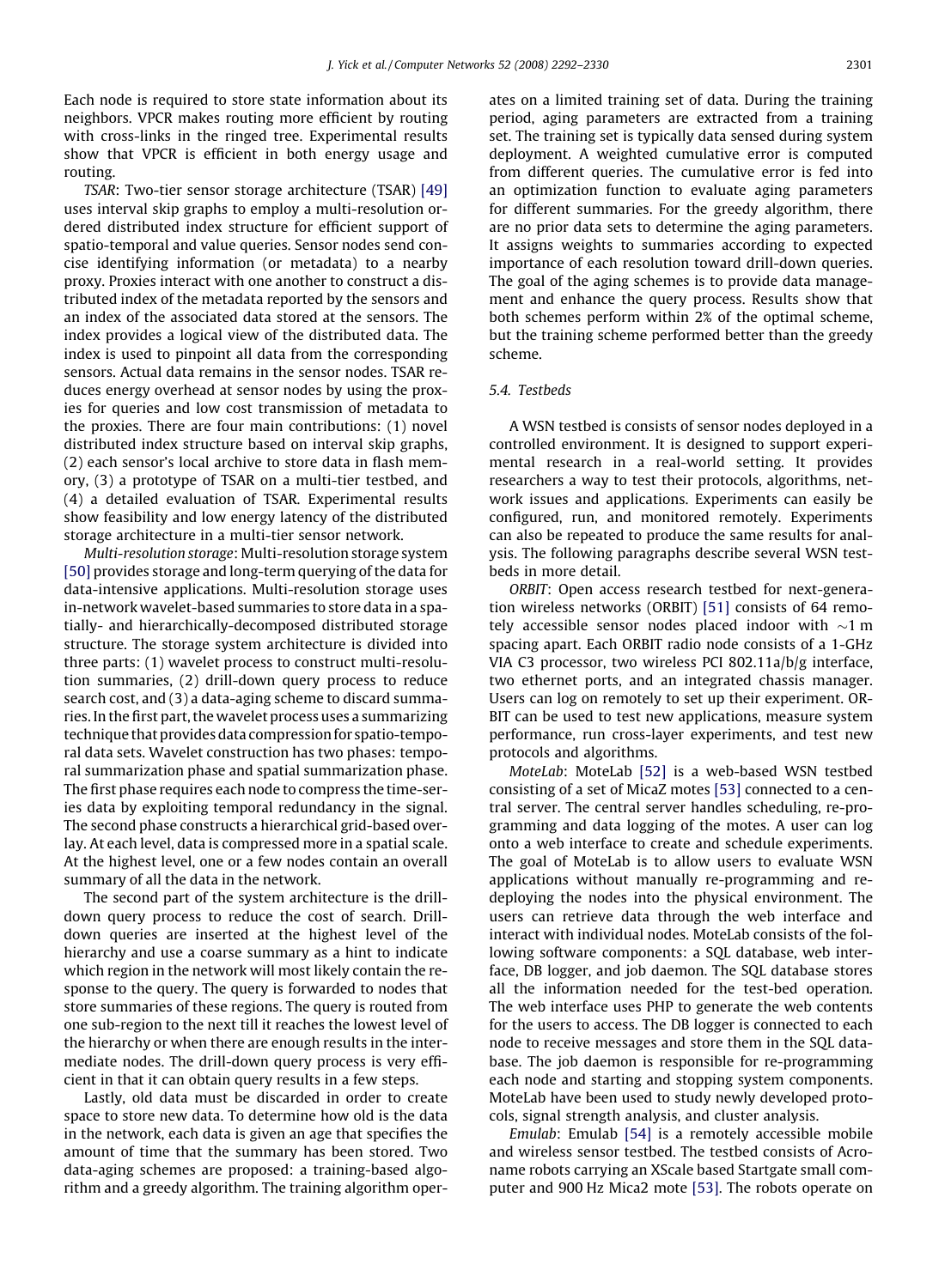Each node is required to store state information about its neighbors. VPCR makes routing more efficient by routing with cross-links in the ringed tree. Experimental results show that VPCR is efficient in both energy usage and routing.

*TSAR*: Two-tier sensor storage architecture (TSAR) [49] uses interval skip graphs to employ a multi-resolution ordered distributed index structure for efficient support of spatio-temporal and value queries. Sensor nodes send concise identifying information (or metadata) to a nearby proxy. Proxies interact with one another to construct a distributed index of the metadata reported by the sensors and an index of the associated data stored at the sensors. The index provides a logical view of the distributed data. The index is used to pinpoint all data from the corresponding sensors. Actual data remains in the sensor nodes. TSAR reduces energy overhead at sensor nodes by using the proxies for queries and low cost transmission of metadata to the proxies. There are four main contributions: (1) novel distributed index structure based on interval skip graphs, (2) each sensor's local archive to store data in flash memory, (3) a prototype of TSAR on a multi-tier testbed, and (4) a detailed evaluation of TSAR. Experimental results show feasibility and low energy latency of the distributed storage architecture in a multi-tier sensor network.

*Multi-resolution storage*: Multi-resolution storage system [50] provides storage and long-term querying of the data for data-intensive applications. Multi-resolution storage uses in-network wavelet-based summaries to store data in a spatially- and hierarchically-decomposed distributed storage structure. The storage system architecture is divided into three parts: (1) wavelet process to construct multi-resolution summaries, (2) drill-down query process to reduce search cost, and (3) a data-aging scheme to discard summaries. In the first part, the wavelet process uses a summarizing technique that provides data compression for spatio-temporal data sets. Wavelet construction has two phases: temporal summarization phase and spatial summarization phase. The first phase requires each node to compress the time-series data by exploiting temporal redundancy in the signal. The second phase constructs a hierarchical grid-based overlay. At each level, data is compressed more in a spatial scale. At the highest level, one or a few nodes contain an overall summary of all the data in the network.

The second part of the system architecture is the drill-down query process to reduce the cost of search. Drill-down queries are inserted at the highest level of the hierarchy and use a coarse summary as a hint to indicate which region in the network will most likely contain the response to the query. The query is forwarded to nodes that store summaries of these regions. The query is routed from one sub-region to the next till it reaches the lowest level of the hierarchy or when there are enough results in the intermediate nodes. The drill-down query process is very efficient in that it can obtain query results in a few steps.

Lastly, old data must be discarded in order to create space to store new data. To determine how old is the data in the network, each data is given an age that specifies the amount of time that the summary has been stored. Two data-aging schemes are proposed: a training-based algorithm and a greedy algorithm. The training algorithm operates on a limited training set of data. During the training period, aging parameters are extracted from a training set. The training set is typically data sensed during system deployment. A weighted cumulative error is computed from different queries. The cumulative error is fed into an optimization function to evaluate aging parameters for different summaries. For the greedy algorithm, there are no prior data sets to determine the aging parameters. It assigns weights to summaries according to expected importance of each resolution toward drill-down queries. The goal of the aging schemes is to provide data management and enhance the query process. Results show that both schemes perform within 2% of the optimal scheme, but the training scheme performed better than the greedy scheme.

### 5.4. Testbeds

A WSN testbed is consists of sensor nodes deployed in a controlled environment. It is designed to support experimental research in a real-world setting. It provides researchers a way to test their protocols, algorithms, network issues and applications. Experiments can easily be configured, run, and monitored remotely. Experiments can also be repeated to produce the same results for analysis. The following paragraphs describe several WSN testbeds in more detail.

*ORBIT*: Open access research testbed for next-generation wireless networks (ORBIT) [51] consists of 64 remotely accessible sensor nodes placed indoor with $\sim$1 m spacing apart. Each ORBIT radio node consists of a 1-GHz VIA C3 processor, two wireless PCI 802.11a/b/g interface, two ethernet ports, and an integrated chassis manager. Users can log on remotely to set up their experiment. ORBIT can be used to test new applications, measure system performance, run cross-layer experiments, and test new protocols and algorithms.

*MoteLab*: MoteLab [52] is a web-based WSN testbed consisting of a set of MicaZ motes [53] connected to a central server. The central server handles scheduling, re-programming and data logging of the motes. A user can log onto a web interface to create and schedule experiments. The goal of MoteLab is to allow users to evaluate WSN applications without manually re-programming and re-deploying the nodes into the physical environment. The users can retrieve data through the web interface and interact with individual nodes. MoteLab consists of the following software components: a SQL database, web interface, DB logger, and job daemon. The SQL database stores all the information needed for the test-bed operation. The web interface uses PHP to generate the web contents for the users to access. The DB logger is connected to each node to receive messages and store them in the SQL database. The job daemon is responsible for re-programming each node and starting and stopping system components. MoteLab have been used to study newly developed protocols, signal strength analysis, and cluster analysis.

*Emulab*: Emulab [54] is a remotely accessible mobile and wireless sensor testbed. The testbed consists of Acroname robots carrying an XScale based Startgate small computer and 900 Hz Mica2 mote [53]. The robots operate on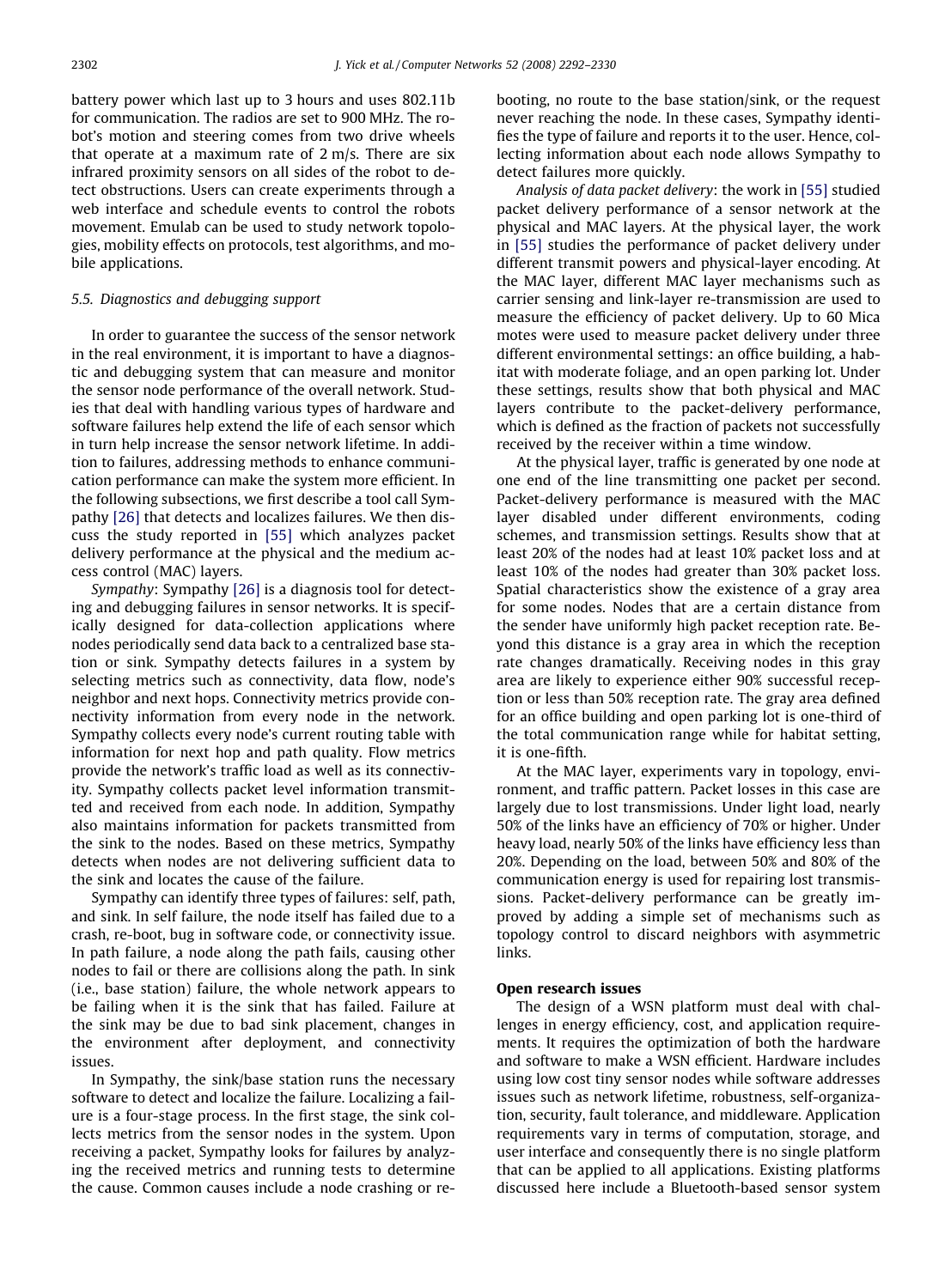battery power which last up to 3 hours and uses 802.11b for communication. The radios are set to 900 MHz. The robot's motion and steering comes from two drive wheels that operate at a maximum rate of 2 m/s. There are six infrared proximity sensors on all sides of the robot to detect obstructions. Users can create experiments through a web interface and schedule events to control the robots movement. Emulab can be used to study network topologies, mobility effects on protocols, test algorithms, and mobile applications.

### 5.5. Diagnostics and debugging support

In order to guarantee the success of the sensor network in the real environment, it is important to have a diagnostic and debugging system that can measure and monitor the sensor node performance of the overall network. Studies that deal with handling various types of hardware and software failures help extend the life of each sensor which in turn help increase the sensor network lifetime. In addition to failures, addressing methods to enhance communication performance can make the system more efficient. In the following subsections, we first describe a tool call Sympathy [26] that detects and localizes failures. We then discuss the study reported in [55] which analyzes packet delivery performance at the physical and the medium access control (MAC) layers.

*Sympathy*: Sympathy [26] is a diagnosis tool for detecting and debugging failures in sensor networks. It is specifically designed for data-collection applications where nodes periodically send data back to a centralized base station or sink. Sympathy detects failures in a system by selecting metrics such as connectivity, data flow, node's neighbor and next hops. Connectivity metrics provide connectivity information from every node in the network. Sympathy collects every node's current routing table with information for next hop and path quality. Flow metrics provide the network's traffic load as well as its connectivity. Sympathy collects packet level information transmitted and received from each node. In addition, Sympathy also maintains information for packets transmitted from the sink to the nodes. Based on these metrics, Sympathy detects when nodes are not delivering sufficient data to the sink and locates the cause of the failure.

Sympathy can identify three types of failures: self, path, and sink. In self failure, the node itself has failed due to a crash, re-boot, bug in software code, or connectivity issue. In path failure, a node along the path fails, causing other nodes to fail or there are collisions along the path. In sink (i.e., base station) failure, the whole network appears to be failing when it is the sink that has failed. Failure at the sink may be due to bad sink placement, changes in the environment after deployment, and connectivity issues.

In Sympathy, the sink/base station runs the necessary software to detect and localize the failure. Localizing a failure is a four-stage process. In the first stage, the sink collects metrics from the sensor nodes in the system. Upon receiving a packet, Sympathy looks for failures by analyzing the received metrics and running tests to determine the cause. Common causes include a node crashing or rebooting, no route to the base station/sink, or the request never reaching the node. In these cases, Sympathy identifies the type of failure and reports it to the user. Hence, collecting information about each node allows Sympathy to detect failures more quickly.

*Analysis of data packet delivery*: the work in [55] studied packet delivery performance of a sensor network at the physical and MAC layers. At the physical layer, the work in [55] studies the performance of packet delivery under different transmit powers and physical-layer encoding. At the MAC layer, different MAC layer mechanisms such as carrier sensing and link-layer re-transmission are used to measure the efficiency of packet delivery. Up to 60 Mica motes were used to measure packet delivery under three different environmental settings: an office building, a habitat with moderate foliage, and an open parking lot. Under these settings, results show that both physical and MAC layers contribute to the packet-delivery performance, which is defined as the fraction of packets not successfully received by the receiver within a time window.

At the physical layer, traffic is generated by one node at one end of the line transmitting one packet per second. Packet-delivery performance is measured with the MAC layer disabled under different environments, coding schemes, and transmission settings. Results show that at least 20% of the nodes had at least 10% packet loss and at least 10% of the nodes had greater than 30% packet loss. Spatial characteristics show the existence of a gray area for some nodes. Nodes that are a certain distance from the sender have uniformly high packet reception rate. Beyond this distance is a gray area in which the reception rate changes dramatically. Receiving nodes in this gray area are likely to experience either 90% successful reception or less than 50% reception rate. The gray area defined for an office building and open parking lot is one-third of the total communication range while for habitat setting, it is one-fifth.

At the MAC layer, experiments vary in topology, environment, and traffic pattern. Packet losses in this case are largely due to lost transmissions. Under light load, nearly 50% of the links have an efficiency of 70% or higher. Under heavy load, nearly 50% of the links have efficiency less than 20%. Depending on the load, between 50% and 80% of the communication energy is used for repairing lost transmissions. Packet-delivery performance can be greatly improved by adding a simple set of mechanisms such as topology control to discard neighbors with asymmetric links.

**Open research issues**

The design of a WSN platform must deal with challenges in energy efficiency, cost, and application requirements. It requires the optimization of both the hardware and software to make a WSN efficient. Hardware includes using low cost tiny sensor nodes while software addresses issues such as network lifetime, robustness, self-organization, security, fault tolerance, and middleware. Application requirements vary in terms of computation, storage, and user interface and consequently there is no single platform that can be applied to all applications. Existing platforms discussed here include a Bluetooth-based sensor system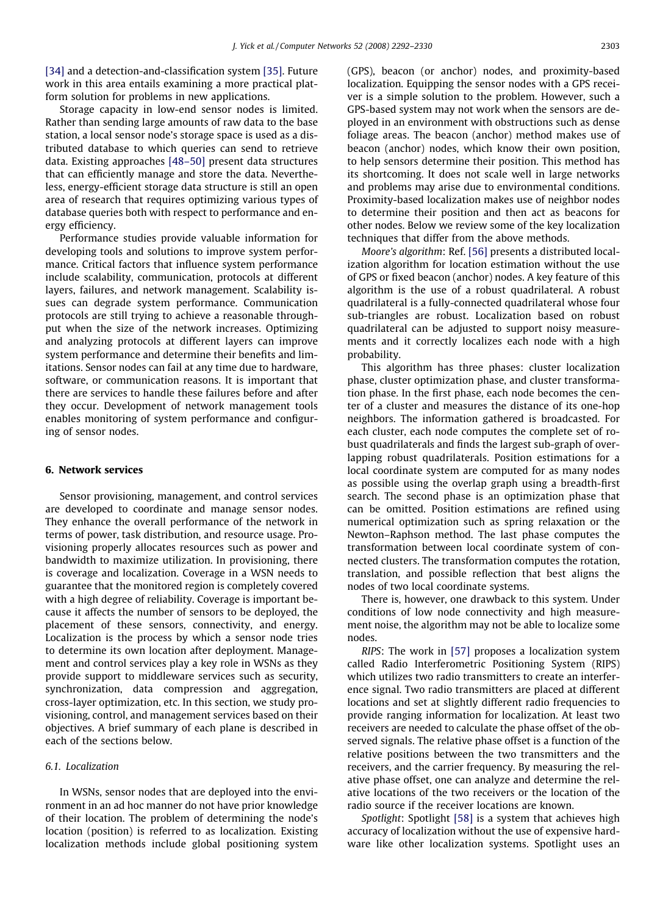[34] and a detection-and-classification system [35]. Future work in this area entails examining a more practical platform solution for problems in new applications.

Storage capacity in low-end sensor nodes is limited. Rather than sending large amounts of raw data to the base station, a local sensor node's storage space is used as a distributed database to which queries can send to retrieve data. Existing approaches [48–50] present data structures that can efficiently manage and store the data. Nevertheless, energy-efficient storage data structure is still an open area of research that requires optimizing various types of database queries both with respect to performance and energy efficiency.

Performance studies provide valuable information for developing tools and solutions to improve system performance. Critical factors that influence system performance include scalability, communication, protocols at different layers, failures, and network management. Scalability issues can degrade system performance. Communication protocols are still trying to achieve a reasonable throughput when the size of the network increases. Optimizing and analyzing protocols at different layers can improve system performance and determine their benefits and limitations. Sensor nodes can fail at any time due to hardware, software, or communication reasons. It is important that there are services to handle these failures before and after they occur. Development of network management tools enables monitoring of system performance and configuring of sensor nodes.

## 6. Network services

Sensor provisioning, management, and control services are developed to coordinate and manage sensor nodes. They enhance the overall performance of the network in terms of power, task distribution, and resource usage. Provisioning properly allocates resources such as power and bandwidth to maximize utilization. In provisioning, there is coverage and localization. Coverage in a WSN needs to guarantee that the monitored region is completely covered with a high degree of reliability. Coverage is important because it affects the number of sensors to be deployed, the placement of these sensors, connectivity, and energy. Localization is the process by which a sensor node tries to determine its own location after deployment. Management and control services play a key role in WSNs as they provide support to middleware services such as security, synchronization, data compression and aggregation, cross-layer optimization, etc. In this section, we study provisioning, control, and management services based on their objectives. A brief summary of each plane is described in each of the sections below.

### 6.1. Localization

In WSNs, sensor nodes that are deployed into the environment in an ad hoc manner do not have prior knowledge of their location. The problem of determining the node's location (position) is referred to as localization. Existing localization methods include global positioning system (GPS), beacon (or anchor) nodes, and proximity-based localization. Equipping the sensor nodes with a GPS receiver is a simple solution to the problem. However, such a GPS-based system may not work when the sensors are deployed in an environment with obstructions such as dense foliage areas. The beacon (anchor) method makes use of beacon (anchor) nodes, which know their own position, to help sensors determine their position. This method has its shortcoming. It does not scale well in large networks and problems may arise due to environmental conditions. Proximity-based localization makes use of neighbor nodes to determine their position and then act as beacons for other nodes. Below we review some of the key localization techniques that differ from the above methods.

*Moore's algorithm*: Ref. [56] presents a distributed localization algorithm for location estimation without the use of GPS or fixed beacon (anchor) nodes. A key feature of this algorithm is the use of a robust quadrilateral. A robust quadrilateral is a fully-connected quadrilateral whose four sub-triangles are robust. Localization based on robust quadrilateral can be adjusted to support noisy measurements and it correctly localizes each node with a high probability.

This algorithm has three phases: cluster localization phase, cluster optimization phase, and cluster transformation phase. In the first phase, each node becomes the center of a cluster and measures the distance of its one-hop neighbors. The information gathered is broadcasted. For each cluster, each node computes the complete set of robust quadrilaterals and finds the largest sub-graph of overlapping robust quadrilaterals. Position estimations for a local coordinate system are computed for as many nodes as possible using the overlap graph using a breadth-first search. The second phase is an optimization phase that can be omitted. Position estimations are refined using numerical optimization such as spring relaxation or the Newton–Raphson method. The last phase computes the transformation between local coordinate system of connected clusters. The transformation computes the rotation, translation, and possible reflection that best aligns the nodes of two local coordinate systems.

There is, however, one drawback to this system. Under conditions of low node connectivity and high measurement noise, the algorithm may not be able to localize some nodes.

*RIPS*: The work in [57] proposes a localization system called Radio Interferometric Positioning System (RIPS) which utilizes two radio transmitters to create an interference signal. Two radio transmitters are placed at different locations and set at slightly different radio frequencies to provide ranging information for localization. At least two receivers are needed to calculate the phase offset of the observed signals. The relative phase offset is a function of the relative positions between the two transmitters and the receivers, and the carrier frequency. By measuring the relative phase offset, one can analyze and determine the relative locations of the two receivers or the location of the radio source if the receiver locations are known.

*Spotlight*: Spotlight [58] is a system that achieves high accuracy of localization without the use of expensive hardware like other localization systems. Spotlight uses an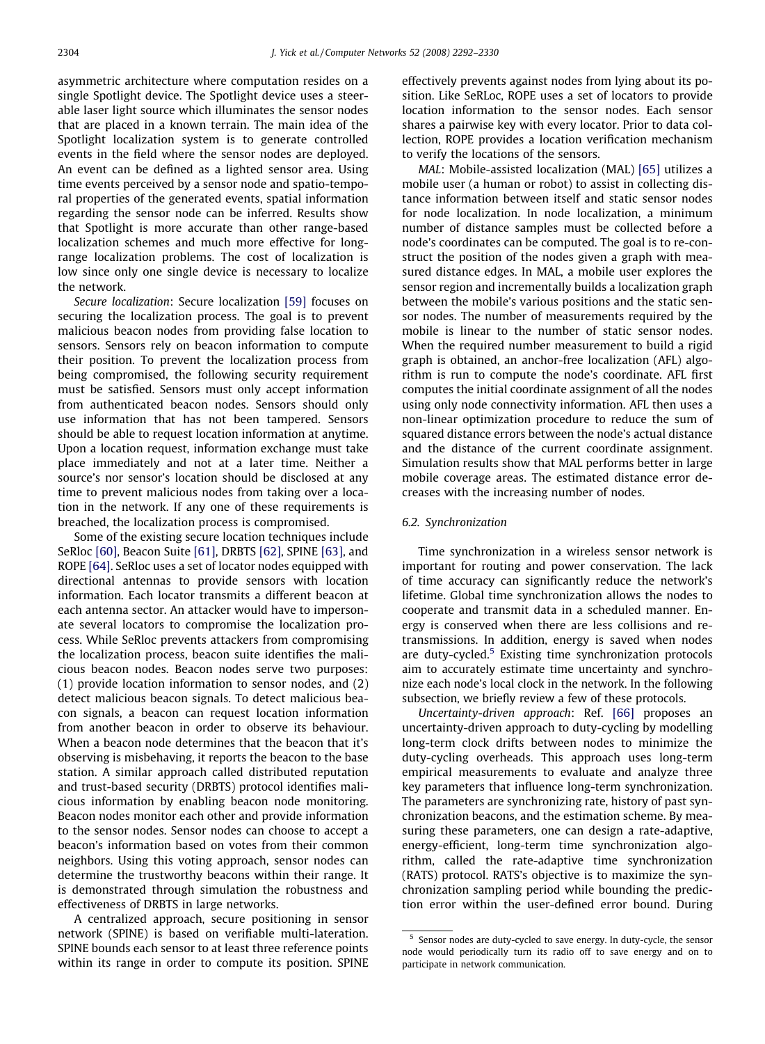asymmetric architecture where computation resides on a single Spotlight device. The Spotlight device uses a steerable laser light source which illuminates the sensor nodes that are placed in a known terrain. The main idea of the Spotlight localization system is to generate controlled events in the field where the sensor nodes are deployed. An event can be defined as a lighted sensor area. Using time events perceived by a sensor node and spatio-temporal properties of the generated events, spatial information regarding the sensor node can be inferred. Results show that Spotlight is more accurate than other range-based localization schemes and much more effective for long-range localization problems. The cost of localization is low since only one single device is necessary to localize the network.

*Secure localization*: Secure localization [59] focuses on securing the localization process. The goal is to prevent malicious beacon nodes from providing false location to sensors. Sensors rely on beacon information to compute their position. To prevent the localization process from being compromised, the following security requirement must be satisfied. Sensors must only accept information from authenticated beacon nodes. Sensors should only use information that has not been tampered. Sensors should be able to request location information at anytime. Upon a location request, information exchange must take place immediately and not at a later time. Neither a source's nor sensor's location should be disclosed at any time to prevent malicious nodes from taking over a location in the network. If any one of these requirements is breached, the localization process is compromised.

Some of the existing secure location techniques include SeRloc [60], Beacon Suite [61], DRBTS [62], SPINE [63], and ROPE [64]. SeRloc uses a set of locator nodes equipped with directional antennas to provide sensors with location information. Each locator transmits a different beacon at each antenna sector. An attacker would have to impersonate several locators to compromise the localization process. While SeRloc prevents attackers from compromising the localization process, beacon suite identifies the malicious beacon nodes. Beacon nodes serve two purposes: (1) provide location information to sensor nodes, and (2) detect malicious beacon signals. To detect malicious beacon signals, a beacon can request location information from another beacon in order to observe its behaviour. When a beacon node determines that the beacon that it's observing is misbehaving, it reports the beacon to the base station. A similar approach called distributed reputation and trust-based security (DRBTS) protocol identifies malicious information by enabling beacon node monitoring. Beacon nodes monitor each other and provide information to the sensor nodes. Sensor nodes can choose to accept a beacon's information based on votes from their common neighbors. Using this voting approach, sensor nodes can determine the trustworthy beacons within their range. It is demonstrated through simulation the robustness and effectiveness of DRBTS in large networks.

A centralized approach, secure positioning in sensor network (SPINE) is based on verifiable multi-lateration. SPINE bounds each sensor to at least three reference points within its range in order to compute its position. SPINE effectively prevents against nodes from lying about its position. Like SeRLoc, ROPE uses a set of locators to provide location information to the sensor nodes. Each sensor shares a pairwise key with every locator. Prior to data collection, ROPE provides a location verification mechanism to verify the locations of the sensors.

*MAL*: Mobile-assisted localization (MAL) [65] utilizes a mobile user (a human or robot) to assist in collecting distance information between itself and static sensor nodes for node localization. In node localization, a minimum number of distance samples must be collected before a node's coordinates can be computed. The goal is to re-construct the position of the nodes given a graph with measured distance edges. In MAL, a mobile user explores the sensor region and incrementally builds a localization graph between the mobile's various positions and the static sensor nodes. The number of measurements required by the mobile is linear to the number of static sensor nodes. When the required number measurement to build a rigid graph is obtained, an anchor-free localization (AFL) algorithm is run to compute the node's coordinate. AFL first computes the initial coordinate assignment of all the nodes using only node connectivity information. AFL then uses a non-linear optimization procedure to reduce the sum of squared distance errors between the node's actual distance and the distance of the current coordinate assignment. Simulation results show that MAL performs better in large mobile coverage areas. The estimated distance error decreases with the increasing number of nodes.

### 6.2. Synchronization

Time synchronization in a wireless sensor network is important for routing and power conservation. The lack of time accuracy can significantly reduce the network's lifetime. Global time synchronization allows the nodes to cooperate and transmit data in a scheduled manner. Energy is conserved when there are less collisions and retransmissions. In addition, energy is saved when nodes are duty-cycled.[5] Existing time synchronization protocols aim to accurately estimate time uncertainty and synchronize each node's local clock in the network. In the following subsection, we briefly review a few of these protocols.

*Uncertainty-driven approach*: Ref. [66] proposes an uncertainty-driven approach to duty-cycling by modelling long-term clock drifts between nodes to minimize the duty-cycling overheads. This approach uses long-term empirical measurements to evaluate and analyze three key parameters that influence long-term synchronization. The parameters are synchronizing rate, history of past synchronization beacons, and the estimation scheme. By measuring these parameters, one can design a rate-adaptive, energy-efficient, long-term time synchronization algorithm, called the rate-adaptive time synchronization (RATS) protocol. RATS's objective is to maximize the synchronization sampling period while bounding the prediction error within the user-defined error bound. During

[5] Sensor nodes are duty-cycled to save energy. In duty-cycle, the sensor node would periodically turn its radio off to save energy and on to participate in network communication.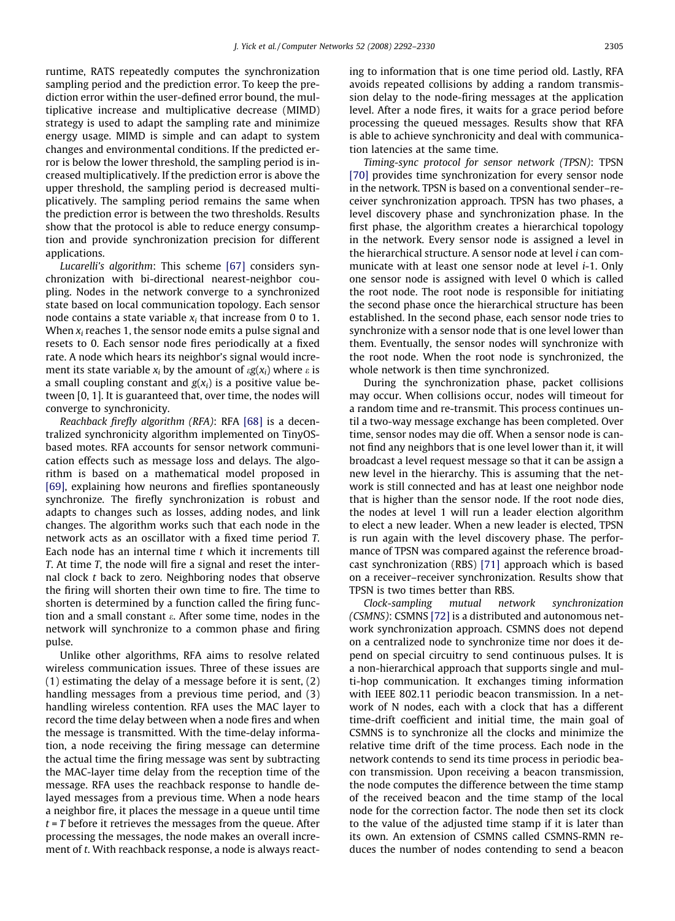runtime, RATS repeatedly computes the synchronization sampling period and the prediction error. To keep the prediction error within the user-defined error bound, the multiplicative increase and multiplicative decrease (MIMD) strategy is used to adapt the sampling rate and minimize energy usage. MIMD is simple and can adapt to system changes and environmental conditions. If the predicted error is below the lower threshold, the sampling period is increased multiplicatively. If the prediction error is above the upper threshold, the sampling period is decreased multiplicatively. The sampling period remains the same when the prediction error is between the two thresholds. Results show that the protocol is able to reduce energy consumption and provide synchronization precision for different applications.

*Lucarelli's algorithm*: This scheme [67] considers synchronization with bi-directional nearest-neighbor coupling. Nodes in the network converge to a synchronized state based on local communication topology. Each sensor node contains a state variable $x_i$ that increase from 0 to 1. When $x_i$ reaches 1, the sensor node emits a pulse signal and resets to 0. Each sensor node fires periodically at a fixed rate. A node which hears its neighbor's signal would increment its state variable $x_i$ by the amount of $\varepsilon g(x_i)$ where $\varepsilon$ is a small coupling constant and $g(x_i)$ is a positive value between [0, 1]. It is guaranteed that, over time, the nodes will converge to synchronicity.

*Reachback firefly algorithm (RFA)*: RFA [68] is a decentralized synchronicity algorithm implemented on TinyOS-based motes. RFA accounts for sensor network communication effects such as message loss and delays. The algorithm is based on a mathematical model proposed in [69], explaining how neurons and fireflies spontaneously synchronize. The firefly synchronization is robust and adapts to changes such as losses, adding nodes, and link changes. The algorithm works such that each node in the network acts as an oscillator with a fixed time period $T$. Each node has an internal time $t$ which it increments till $T$. At time $T$, the node will fire a signal and reset the internal clock $t$ back to zero. Neighboring nodes that observe the firing will shorten their own time to fire. The time to shorten is determined by a function called the firing function and a small constant $\varepsilon$. After some time, nodes in the network will synchronize to a common phase and firing pulse.

Unlike other algorithms, RFA aims to resolve related wireless communication issues. Three of these issues are (1) estimating the delay of a message before it is sent, (2) handling messages from a previous time period, and (3) handling wireless contention. RFA uses the MAC layer to record the time delay between when a node fires and when the message is transmitted. With the time-delay information, a node receiving the firing message can determine the actual time the firing message was sent by subtracting the MAC-layer time delay from the reception time of the message. RFA uses the reachback response to handle delayed messages from a previous time. When a node hears a neighbor fire, it places the message in a queue until time $t = T$ before it retrieves the messages from the queue. After processing the messages, the node makes an overall increment of $t$. With reachback response, a node is always reacting to information that is one time period old. Lastly, RFA avoids repeated collisions by adding a random transmission delay to the node-firing messages at the application level. After a node fires, it waits for a grace period before processing the queued messages. Results show that RFA is able to achieve synchronicity and deal with communication latencies at the same time.

*Timing-sync protocol for sensor network (TPSN)*: TPSN [70] provides time synchronization for every sensor node in the network. TPSN is based on a conventional sender–receiver synchronization approach. TPSN has two phases, a level discovery phase and synchronization phase. In the first phase, the algorithm creates a hierarchical topology in the network. Every sensor node is assigned a level in the hierarchical structure. A sensor node at level $i$ can communicate with at least one sensor node at level $i$-1. Only one sensor node is assigned with level 0 which is called the root node. The root node is responsible for initiating the second phase once the hierarchical structure has been established. In the second phase, each sensor node tries to synchronize with a sensor node that is one level lower than them. Eventually, the sensor nodes will synchronize with the root node. When the root node is synchronized, the whole network is then time synchronized.

During the synchronization phase, packet collisions may occur. When collisions occur, nodes will timeout for a random time and re-transmit. This process continues until a two-way message exchange has been completed. Over time, sensor nodes may die off. When a sensor node is cannot find any neighbors that is one level lower than it, it will broadcast a level request message so that it can be assign a new level in the hierarchy. This is assuming that the network is still connected and has at least one neighbor node that is higher than the sensor node. If the root node dies, the nodes at level 1 will run a leader election algorithm to elect a new leader. When a new leader is elected, TPSN is run again with the level discovery phase. The performance of TPSN was compared against the reference broadcast synchronization (RBS) [71] approach which is based on a receiver–receiver synchronization. Results show that TPSN is two times better than RBS.

*Clock-sampling mutual network synchronization (CSMNS)*: CSMNS [72] is a distributed and autonomous network synchronization approach. CSMNS does not depend on a centralized node to synchronize time nor does it depend on special circuitry to send continuous pulses. It is a non-hierarchical approach that supports single and multi-hop communication. It exchanges timing information with IEEE 802.11 periodic beacon transmission. In a network of N nodes, each with a clock that has a different time-drift coefficient and initial time, the main goal of CSMNS is to synchronize all the clocks and minimize the relative time drift of the time process. Each node in the network contends to send its time process in periodic beacon transmission. Upon receiving a beacon transmission, the node computes the difference between the time stamp of the received beacon and the time stamp of the local node for the correction factor. The node then set its clock to the value of the adjusted time stamp if it is later than its own. An extension of CSMNS called CSMNS-RMN reduces the number of nodes contending to send a beacon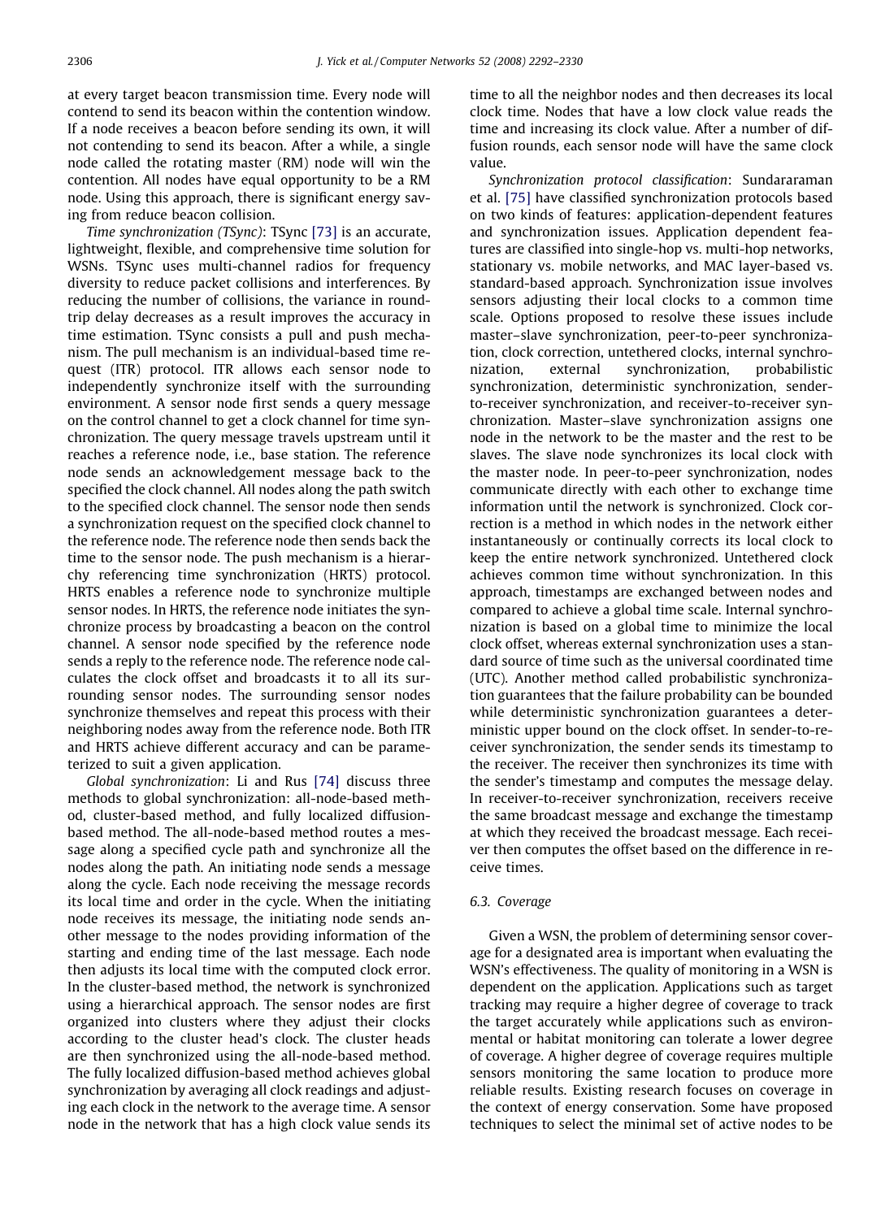at every target beacon transmission time. Every node will contend to send its beacon within the contention window. If a node receives a beacon before sending its own, it will not contending to send its beacon. After a while, a single node called the rotating master (RM) node will win the contention. All nodes have equal opportunity to be a RM node. Using this approach, there is significant energy saving from reduce beacon collision.

*Time synchronization (TSync)*: TSync [73] is an accurate, lightweight, flexible, and comprehensive time solution for WSNs. TSync uses multi-channel radios for frequency diversity to reduce packet collisions and interferences. By reducing the number of collisions, the variance in round-trip delay decreases as a result improves the accuracy in time estimation. TSync consists a pull and push mechanism. The pull mechanism is an individual-based time request (ITR) protocol. ITR allows each sensor node to independently synchronize itself with the surrounding environment. A sensor node first sends a query message on the control channel to get a clock channel for time synchronization. The query message travels upstream until it reaches a reference node, i.e., base station. The reference node sends an acknowledgement message back to the specified the clock channel. All nodes along the path switch to the specified clock channel. The sensor node then sends a synchronization request on the specified clock channel to the reference node. The reference node then sends back the time to the sensor node. The push mechanism is a hierarchy referencing time synchronization (HRTS) protocol. HRTS enables a reference node to synchronize multiple sensor nodes. In HRTS, the reference node initiates the synchronize process by broadcasting a beacon on the control channel. A sensor node specified by the reference node sends a reply to the reference node. The reference node calculates the clock offset and broadcasts it to all its surrounding sensor nodes. The surrounding sensor nodes synchronize themselves and repeat this process with their neighboring nodes away from the reference node. Both ITR and HRTS achieve different accuracy and can be parameterized to suit a given application.

*Global synchronization*: Li and Rus [74] discuss three methods to global synchronization: all-node-based method, cluster-based method, and fully localized diffusion-based method. The all-node-based method routes a message along a specified cycle path and synchronize all the nodes along the path. An initiating node sends a message along the cycle. Each node receiving the message records its local time and order in the cycle. When the initiating node receives its message, the initiating node sends another message to the nodes providing information of the starting and ending time of the last message. Each node then adjusts its local time with the computed clock error. In the cluster-based method, the network is synchronized using a hierarchical approach. The sensor nodes are first organized into clusters where they adjust their clocks according to the cluster head's clock. The cluster heads are then synchronized using the all-node-based method. The fully localized diffusion-based method achieves global synchronization by averaging all clock readings and adjusting each clock in the network to the average time. A sensor node in the network that has a high clock value sends its time to all the neighbor nodes and then decreases its local clock time. Nodes that have a low clock value reads the time and increasing its clock value. After a number of diffusion rounds, each sensor node will have the same clock value.

*Synchronization protocol classification*: Sundararaman et al. [75] have classified synchronization protocols based on two kinds of features: application-dependent features and synchronization issues. Application dependent features are classified into single-hop vs. multi-hop networks, stationary vs. mobile networks, and MAC layer-based vs. standard-based approach. Synchronization issue involves sensors adjusting their local clocks to a common time scale. Options proposed to resolve these issues include master–slave synchronization, peer-to-peer synchronization, clock correction, untethered clocks, internal synchronization, external synchronization, probabilistic synchronization, deterministic synchronization, sender-to-receiver synchronization, and receiver-to-receiver synchronization. Master–slave synchronization assigns one node in the network to be the master and the rest to be slaves. The slave node synchronizes its local clock with the master node. In peer-to-peer synchronization, nodes communicate directly with each other to exchange time information until the network is synchronized. Clock correction is a method in which nodes in the network either instantaneously or continually corrects its local clock to keep the entire network synchronized. Untethered clock achieves common time without synchronization. In this approach, timestamps are exchanged between nodes and compared to achieve a global time scale. Internal synchronization is based on a global time to minimize the local clock offset, whereas external synchronization uses a standard source of time such as the universal coordinated time (UTC). Another method called probabilistic synchronization guarantees that the failure probability can be bounded while deterministic synchronization guarantees a deterministic upper bound on the clock offset. In sender-to-receiver synchronization, the sender sends its timestamp to the receiver. The receiver then synchronizes its time with the sender's timestamp and computes the message delay. In receiver-to-receiver synchronization, receivers receive the same broadcast message and exchange the timestamp at which they received the broadcast message. Each receiver then computes the offset based on the difference in receive times.

### 6.3. Coverage

Given a WSN, the problem of determining sensor coverage for a designated area is important when evaluating the WSN's effectiveness. The quality of monitoring in a WSN is dependent on the application. Applications such as target tracking may require a higher degree of coverage to track the target accurately while applications such as environmental or habitat monitoring can tolerate a lower degree of coverage. A higher degree of coverage requires multiple sensors monitoring the same location to produce more reliable results. Existing research focuses on coverage in the context of energy conservation. Some have proposed techniques to select the minimal set of active nodes to be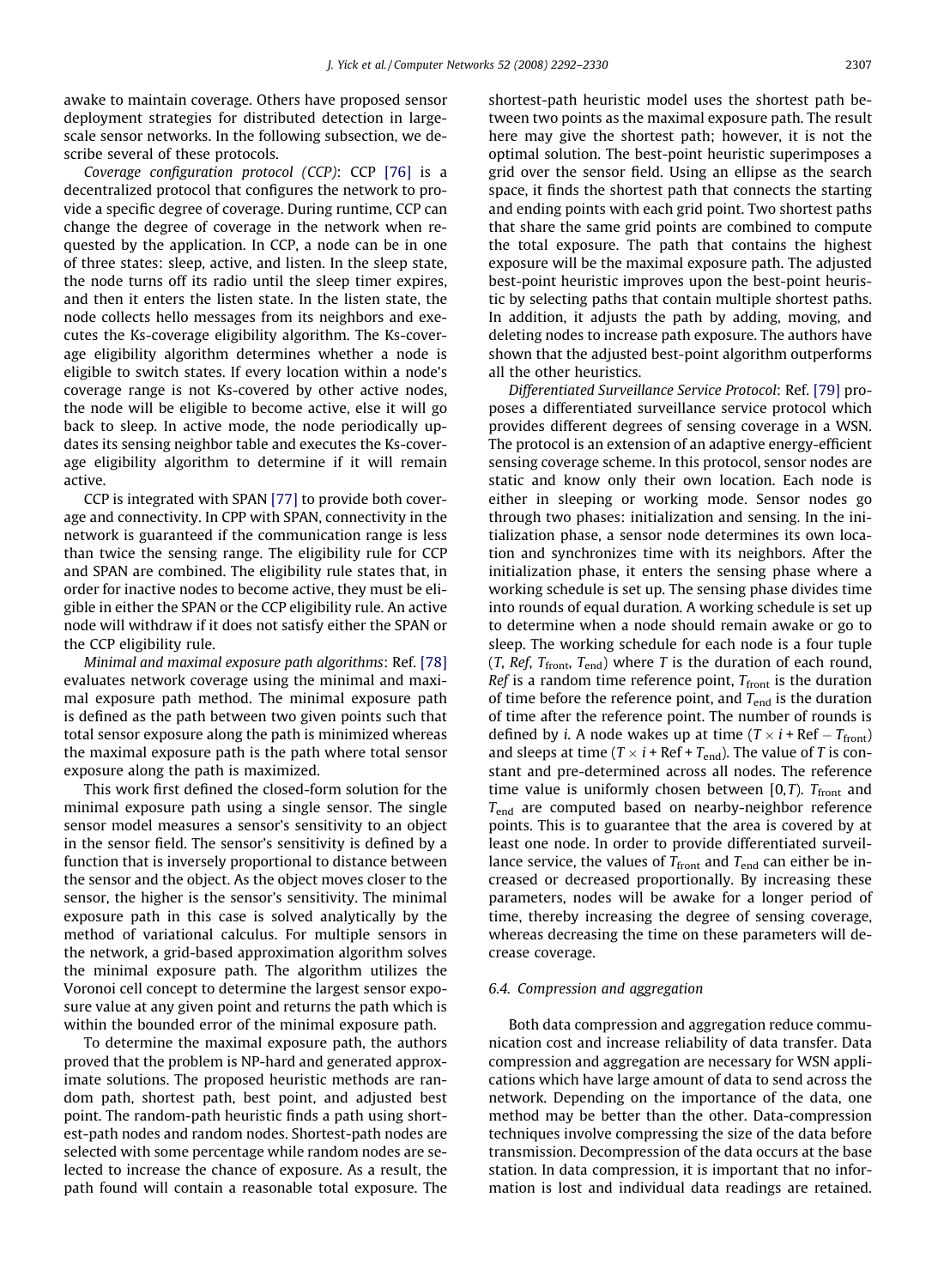awake to maintain coverage. Others have proposed sensor deployment strategies for distributed detection in large-scale sensor networks. In the following subsection, we describe several of these protocols.

*Coverage configuration protocol (CCP)*: CCP [76] is a decentralized protocol that configures the network to provide a specific degree of coverage. During runtime, CCP can change the degree of coverage in the network when requested by the application. In CCP, a node can be in one of three states: sleep, active, and listen. In the sleep state, the node turns off its radio until the sleep timer expires, and then it enters the listen state. In the listen state, the node collects hello messages from its neighbors and executes the Ks-coverage eligibility algorithm. The Ks-coverage eligibility algorithm determines whether a node is eligible to switch states. If every location within a node's coverage range is not Ks-covered by other active nodes, the node will be eligible to become active, else it will go back to sleep. In active mode, the node periodically updates its sensing neighbor table and executes the Ks-coverage eligibility algorithm to determine if it will remain active.

CCP is integrated with SPAN [77] to provide both coverage and connectivity. In CPP with SPAN, connectivity in the network is guaranteed if the communication range is less than twice the sensing range. The eligibility rule for CCP and SPAN are combined. The eligibility rule states that, in order for inactive nodes to become active, they must be eligible in either the SPAN or the CCP eligibility rule. An active node will withdraw if it does not satisfy either the SPAN or the CCP eligibility rule.

*Minimal and maximal exposure path algorithms*: Ref. [78] evaluates network coverage using the minimal and maximal exposure path method. The minimal exposure path is defined as the path between two given points such that total sensor exposure along the path is minimized whereas the maximal exposure path is the path where total sensor exposure along the path is maximized.

This work first defined the closed-form solution for the minimal exposure path using a single sensor. The single sensor model measures a sensor's sensitivity to an object in the sensor field. The sensor's sensitivity is defined by a function that is inversely proportional to distance between the sensor and the object. As the object moves closer to the sensor, the higher is the sensor's sensitivity. The minimal exposure path in this case is solved analytically by the method of variational calculus. For multiple sensors in the network, a grid-based approximation algorithm solves the minimal exposure path. The algorithm utilizes the Voronoi cell concept to determine the largest sensor exposure value at any given point and returns the path which is within the bounded error of the minimal exposure path.

To determine the maximal exposure path, the authors proved that the problem is NP-hard and generated approximate solutions. The proposed heuristic methods are random path, shortest path, best point, and adjusted best point. The random-path heuristic finds a path using shortest-path nodes and random nodes. Shortest-path nodes are selected with some percentage while random nodes are selected to increase the chance of exposure. As a result, the path found will contain a reasonable total exposure. The shortest-path heuristic model uses the shortest path between two points as the maximal exposure path. The result here may give the shortest path; however, it is not the optimal solution. The best-point heuristic superimposes a grid over the sensor field. Using an ellipse as the search space, it finds the shortest path that connects the starting and ending points with each grid point. Two shortest paths that share the same grid points are combined to compute the total exposure. The path that contains the highest exposure will be the maximal exposure path. The adjusted best-point heuristic improves upon the best-point heuristic by selecting paths that contain multiple shortest paths. In addition, it adjusts the path by adding, moving, and deleting nodes to increase path exposure. The authors have shown that the adjusted best-point algorithm outperforms all the other heuristics.

*Differentiated Surveillance Service Protocol*: Ref. [79] proposes a differentiated surveillance service protocol which provides different degrees of sensing coverage in a WSN. The protocol is an extension of an adaptive energy-efficient sensing coverage scheme. In this protocol, sensor nodes are static and know only their own location. Each node is either in sleeping or working mode. Sensor nodes go through two phases: initialization and sensing. In the initialization phase, a sensor node determines its own location and synchronizes time with its neighbors. After the initialization phase, it enters the sensing phase where a working schedule is set up. The sensing phase divides time into rounds of equal duration. A working schedule is set up to determine when a node should remain awake or go to sleep. The working schedule for each node is a four tuple ($T$, $Ref$, $T_{\text{front}}$, $T_{\text{end}}$) where $T$ is the duration of each round, $Ref$ is a random time reference point, $T_{\text{front}}$ is the duration of time before the reference point, and $T_{\text{end}}$ is the duration of time after the reference point. The number of rounds is defined by $i$. A node wakes up at time ($T \times i + \text{Ref} - T_{\text{front}}$) and sleeps at time ($T \times i + \text{Ref} + T_{\text{end}}$). The value of $T$ is constant and pre-determined across all nodes. The reference time value is uniformly chosen between $[0, T)$. $T_{\text{front}}$ and $T_{\text{end}}$ are computed based on nearby-neighbor reference points. This is to guarantee that the area is covered by at least one node. In order to provide differentiated surveillance service, the values of $T_{\text{front}}$ and $T_{\text{end}}$ can either be increased or decreased proportionally. By increasing these parameters, nodes will be awake for a longer period of time, thereby increasing the degree of sensing coverage, whereas decreasing the time on these parameters will decrease coverage.

### 6.4. Compression and aggregation

Both data compression and aggregation reduce communication cost and increase reliability of data transfer. Data compression and aggregation are necessary for WSN applications which have large amount of data to send across the network. Depending on the importance of the data, one method may be better than the other. Data-compression techniques involve compressing the size of the data before transmission. Decompression of the data occurs at the base station. In data compression, it is important that no information is lost and individual data readings are retained.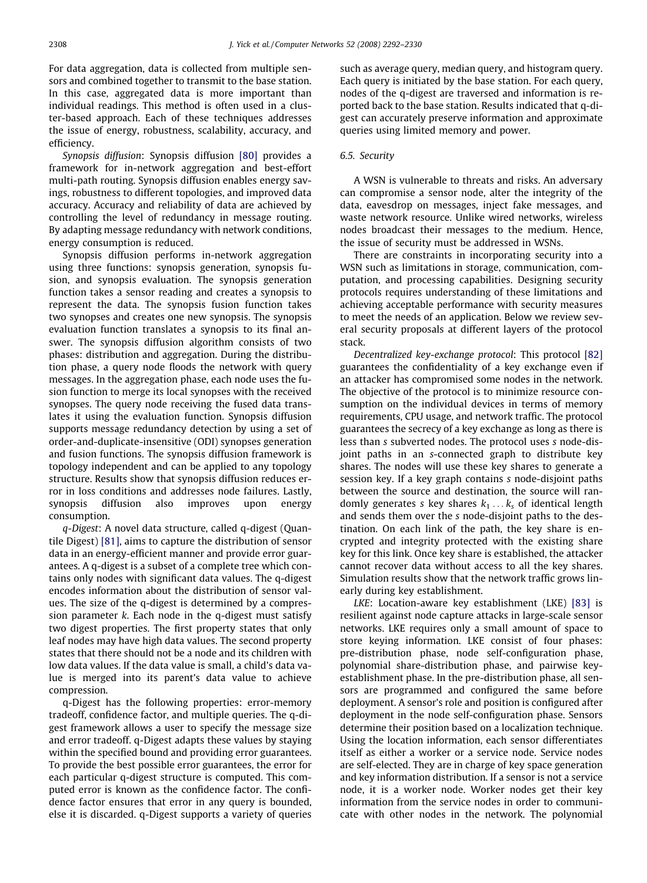For data aggregation, data is collected from multiple sensors and combined together to transmit to the base station. In this case, aggregated data is more important than individual readings. This method is often used in a cluster-based approach. Each of these techniques addresses the issue of energy, robustness, scalability, accuracy, and efficiency.

*Synopsis diffusion*: Synopsis diffusion [80] provides a framework for in-network aggregation and best-effort multi-path routing. Synopsis diffusion enables energy savings, robustness to different topologies, and improved data accuracy. Accuracy and reliability of data are achieved by controlling the level of redundancy in message routing. By adapting message redundancy with network conditions, energy consumption is reduced.

Synopsis diffusion performs in-network aggregation using three functions: synopsis generation, synopsis fusion, and synopsis evaluation. The synopsis generation function takes a sensor reading and creates a synopsis to represent the data. The synopsis fusion function takes two synopses and creates one new synopsis. The synopsis evaluation function translates a synopsis to its final answer. The synopsis diffusion algorithm consists of two phases: distribution and aggregation. During the distribution phase, a query node floods the network with query messages. In the aggregation phase, each node uses the fusion function to merge its local synopses with the received synopses. The query node receiving the fused data translates it using the evaluation function. Synopsis diffusion supports message redundancy detection by using a set of order-and-duplicate-insensitive (ODI) synopses generation and fusion functions. The synopsis diffusion framework is topology independent and can be applied to any topology structure. Results show that synopsis diffusion reduces error in loss conditions and addresses node failures. Lastly, synopsis diffusion also improves upon energy consumption.

*q-Digest*: A novel data structure, called q-digest (Quantile Digest) [81], aims to capture the distribution of sensor data in an energy-efficient manner and provide error guarantees. A q-digest is a subset of a complete tree which contains only nodes with significant data values. The q-digest encodes information about the distribution of sensor values. The size of the q-digest is determined by a compression parameter *k*. Each node in the q-digest must satisfy two digest properties. The first property states that only leaf nodes may have high data values. The second property states that there should not be a node and its children with low data values. If the data value is small, a child's data value is merged into its parent's data value to achieve compression.

q-Digest has the following properties: error-memory tradeoff, confidence factor, and multiple queries. The q-digest framework allows a user to specify the message size and error tradeoff. q-Digest adapts these values by staying within the specified bound and providing error guarantees. To provide the best possible error guarantees, the error for each particular q-digest structure is computed. This computed error is known as the confidence factor. The confidence factor ensures that error in any query is bounded, else it is discarded. q-Digest supports a variety of queries such as average query, median query, and histogram query. Each query is initiated by the base station. For each query, nodes of the q-digest are traversed and information is reported back to the base station. Results indicated that q-digest can accurately preserve information and approximate queries using limited memory and power.

### 6.5. Security

A WSN is vulnerable to threats and risks. An adversary can compromise a sensor node, alter the integrity of the data, eavesdrop on messages, inject fake messages, and waste network resource. Unlike wired networks, wireless nodes broadcast their messages to the medium. Hence, the issue of security must be addressed in WSNs.

There are constraints in incorporating security into a WSN such as limitations in storage, communication, computation, and processing capabilities. Designing security protocols requires understanding of these limitations and achieving acceptable performance with security measures to meet the needs of an application. Below we review several security proposals at different layers of the protocol stack.

*Decentralized key-exchange protocol*: This protocol [82] guarantees the confidentiality of a key exchange even if an attacker has compromised some nodes in the network. The objective of the protocol is to minimize resource consumption on the individual devices in terms of memory requirements, CPU usage, and network traffic. The protocol guarantees the secrecy of a key exchange as long as there is less than *s* subverted nodes. The protocol uses *s* node-disjoint paths in an *s*-connected graph to distribute key shares. The nodes will use these key shares to generate a session key. If a key graph contains *s* node-disjoint paths between the source and destination, the source will randomly generates *s* key shares $k_1 \ldots k_s$ of identical length and sends them over the *s* node-disjoint paths to the destination. On each link of the path, the key share is encrypted and integrity protected with the existing share key for this link. Once key share is established, the attacker cannot recover data without access to all the key shares. Simulation results show that the network traffic grows linearly during key establishment.

*LKE*: Location-aware key establishment (LKE) [83] is resilient against node capture attacks in large-scale sensor networks. LKE requires only a small amount of space to store keying information. LKE consist of four phases: pre-distribution phase, node self-configuration phase, polynomial share-distribution phase, and pairwise key-establishment phase. In the pre-distribution phase, all sensors are programmed and configured the same before deployment. A sensor's role and position is configured after deployment in the node self-configuration phase. Sensors determine their position based on a localization technique. Using the location information, each sensor differentiates itself as either a worker or a service node. Service nodes are self-elected. They are in charge of key space generation and key information distribution. If a sensor is not a service node, it is a worker node. Worker nodes get their key information from the service nodes in order to communicate with other nodes in the network. The polynomial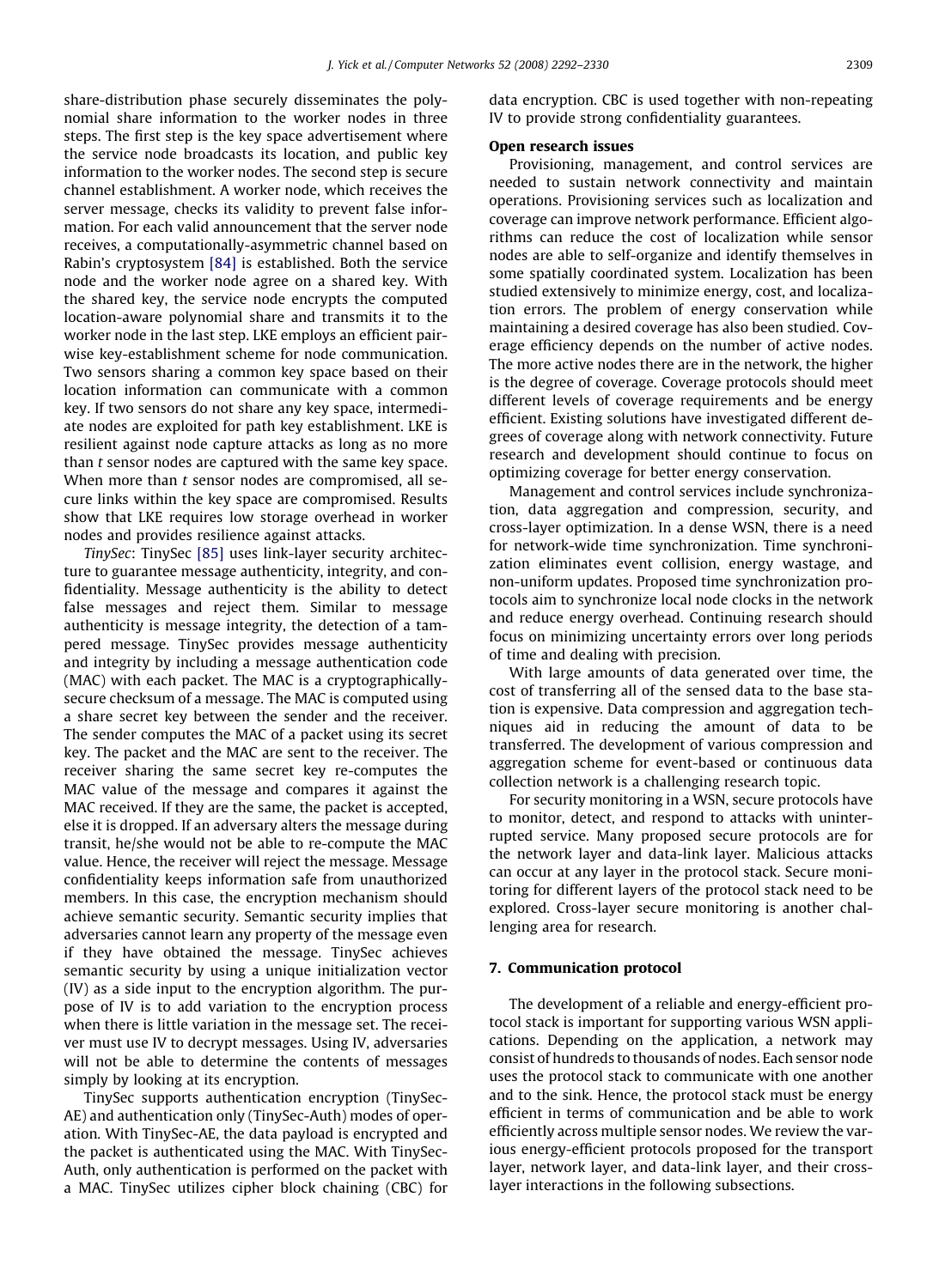share-distribution phase securely disseminates the polynomial share information to the worker nodes in three steps. The first step is the key space advertisement where the service node broadcasts its location, and public key information to the worker nodes. The second step is secure channel establishment. A worker node, which receives the server message, checks its validity to prevent false information. For each valid announcement that the server node receives, a computationally-asymmetric channel based on Rabin's cryptosystem [84] is established. Both the service node and the worker node agree on a shared key. With the shared key, the service node encrypts the computed location-aware polynomial share and transmits it to the worker node in the last step. LKE employs an efficient pairwise key-establishment scheme for node communication. Two sensors sharing a common key space based on their location information can communicate with a common key. If two sensors do not share any key space, intermediate nodes are exploited for path key establishment. LKE is resilient against node capture attacks as long as no more than $t$ sensor nodes are captured with the same key space. When more than $t$ sensor nodes are compromised, all secure links within the key space are compromised. Results show that LKE requires low storage overhead in worker nodes and provides resilience against attacks.

*TinySec*: TinySec [85] uses link-layer security architecture to guarantee message authenticity, integrity, and confidentiality. Message authenticity is the ability to detect false messages and reject them. Similar to message authenticity is message integrity, the detection of a tampered message. TinySec provides message authenticity and integrity by including a message authentication code (MAC) with each packet. The MAC is a cryptographically-secure checksum of a message. The MAC is computed using a share secret key between the sender and the receiver. The sender computes the MAC of a packet using its secret key. The packet and the MAC are sent to the receiver. The receiver sharing the same secret key re-computes the MAC value of the message and compares it against the MAC received. If they are the same, the packet is accepted, else it is dropped. If an adversary alters the message during transit, he/she would not be able to re-compute the MAC value. Hence, the receiver will reject the message. Message confidentiality keeps information safe from unauthorized members. In this case, the encryption mechanism should achieve semantic security. Semantic security implies that adversaries cannot learn any property of the message even if they have obtained the message. TinySec achieves semantic security by using a unique initialization vector (IV) as a side input to the encryption algorithm. The purpose of IV is to add variation to the encryption process when there is little variation in the message set. The receiver must use IV to decrypt messages. Using IV, adversaries will not be able to determine the contents of messages simply by looking at its encryption.

TinySec supports authentication encryption (TinySec-AE) and authentication only (TinySec-Auth) modes of operation. With TinySec-AE, the data payload is encrypted and the packet is authenticated using the MAC. With TinySec-Auth, only authentication is performed on the packet with a MAC. TinySec utilizes cipher block chaining (CBC) for data encryption. CBC is used together with non-repeating IV to provide strong confidentiality guarantees.

**Open research issues**

Provisioning, management, and control services are needed to sustain network connectivity and maintain operations. Provisioning services such as localization and coverage can improve network performance. Efficient algorithms can reduce the cost of localization while sensor nodes are able to self-organize and identify themselves in some spatially coordinated system. Localization has been studied extensively to minimize energy, cost, and localization errors. The problem of energy conservation while maintaining a desired coverage has also been studied. Coverage efficiency depends on the number of active nodes. The more active nodes there are in the network, the higher is the degree of coverage. Coverage protocols should meet different levels of coverage requirements and be energy efficient. Existing solutions have investigated different degrees of coverage along with network connectivity. Future research and development should continue to focus on optimizing coverage for better energy conservation.

Management and control services include synchronization, data aggregation and compression, security, and cross-layer optimization. In a dense WSN, there is a need for network-wide time synchronization. Time synchronization eliminates event collision, energy wastage, and non-uniform updates. Proposed time synchronization protocols aim to synchronize local node clocks in the network and reduce energy overhead. Continuing research should focus on minimizing uncertainty errors over long periods of time and dealing with precision.

With large amounts of data generated over time, the cost of transferring all of the sensed data to the base station is expensive. Data compression and aggregation techniques aid in reducing the amount of data to be transferred. The development of various compression and aggregation scheme for event-based or continuous data collection network is a challenging research topic.

For security monitoring in a WSN, secure protocols have to monitor, detect, and respond to attacks with uninterrupted service. Many proposed secure protocols are for the network layer and data-link layer. Malicious attacks can occur at any layer in the protocol stack. Secure monitoring for different layers of the protocol stack need to be explored. Cross-layer secure monitoring is another challenging area for research.

## 7. Communication protocol

The development of a reliable and energy-efficient protocol stack is important for supporting various WSN applications. Depending on the application, a network may consist of hundreds to thousands of nodes. Each sensor node uses the protocol stack to communicate with one another and to the sink. Hence, the protocol stack must be energy efficient in terms of communication and be able to work efficiently across multiple sensor nodes. We review the various energy-efficient protocols proposed for the transport layer, network layer, and data-link layer, and their cross-layer interactions in the following subsections.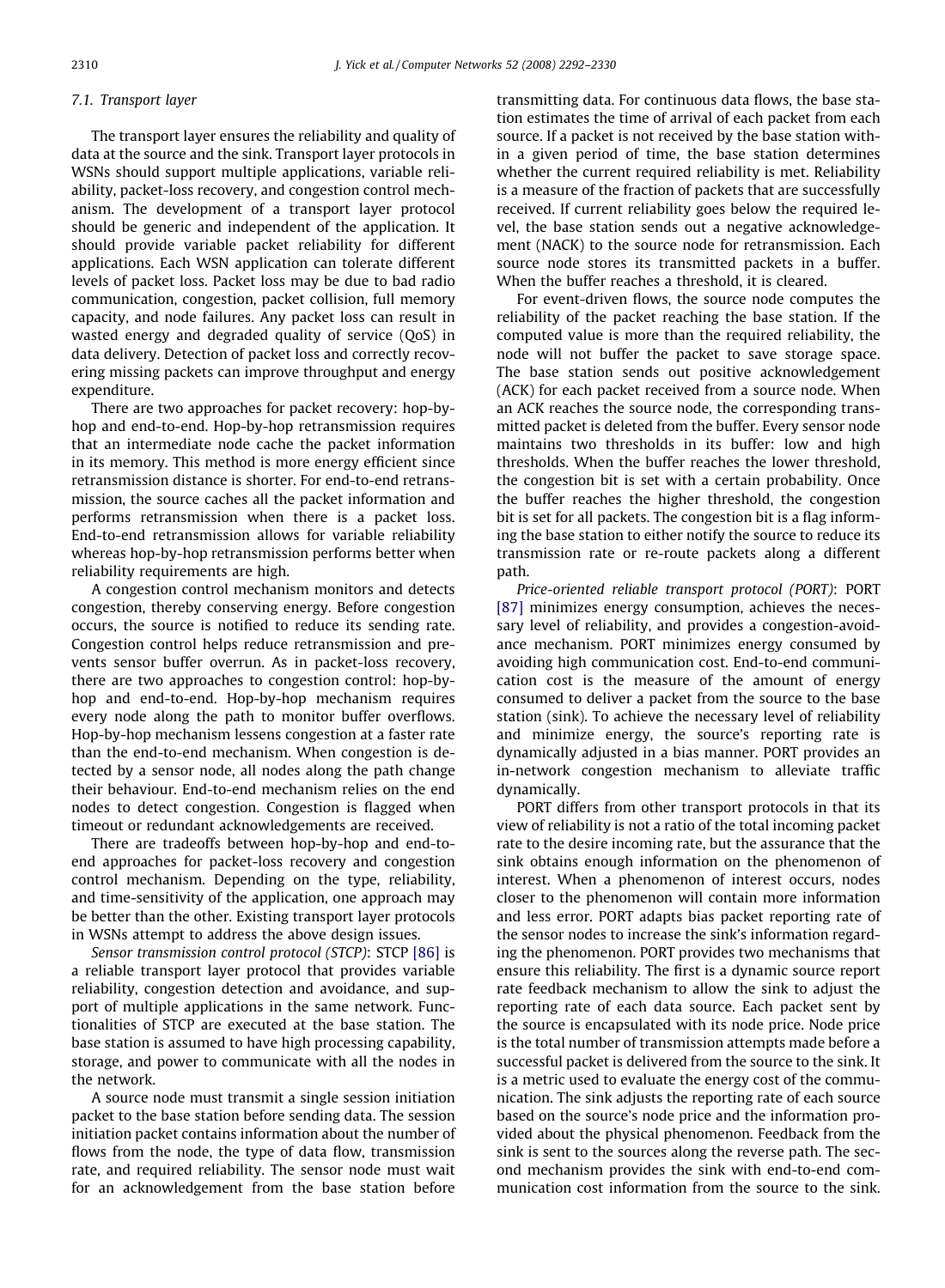### 7.1. Transport layer

The transport layer ensures the reliability and quality of data at the source and the sink. Transport layer protocols in WSNs should support multiple applications, variable reliability, packet-loss recovery, and congestion control mechanism. The development of a transport layer protocol should be generic and independent of the application. It should provide variable packet reliability for different applications. Each WSN application can tolerate different levels of packet loss. Packet loss may be due to bad radio communication, congestion, packet collision, full memory capacity, and node failures. Any packet loss can result in wasted energy and degraded quality of service (QoS) in data delivery. Detection of packet loss and correctly recovering missing packets can improve throughput and energy expenditure.

There are two approaches for packet recovery: hop-by-hop and end-to-end. Hop-by-hop retransmission requires that an intermediate node cache the packet information in its memory. This method is more energy efficient since retransmission distance is shorter. For end-to-end retransmission, the source caches all the packet information and performs retransmission when there is a packet loss. End-to-end retransmission allows for variable reliability whereas hop-by-hop retransmission performs better when reliability requirements are high.

A congestion control mechanism monitors and detects congestion, thereby conserving energy. Before congestion occurs, the source is notified to reduce its sending rate. Congestion control helps reduce retransmission and prevents sensor buffer overrun. As in packet-loss recovery, there are two approaches to congestion control: hop-by-hop and end-to-end. Hop-by-hop mechanism requires every node along the path to monitor buffer overflows. Hop-by-hop mechanism lessens congestion at a faster rate than the end-to-end mechanism. When congestion is detected by a sensor node, all nodes along the path change their behaviour. End-to-end mechanism relies on the end nodes to detect congestion. Congestion is flagged when timeout or redundant acknowledgements are received.

There are tradeoffs between hop-by-hop and end-to-end approaches for packet-loss recovery and congestion control mechanism. Depending on the type, reliability, and time-sensitivity of the application, one approach may be better than the other. Existing transport layer protocols in WSNs attempt to address the above design issues.

*Sensor transmission control protocol (STCP)*: STCP [86] is a reliable transport layer protocol that provides variable reliability, congestion detection and avoidance, and support of multiple applications in the same network. Functionalities of STCP are executed at the base station. The base station is assumed to have high processing capability, storage, and power to communicate with all the nodes in the network.

A source node must transmit a single session initiation packet to the base station before sending data. The session initiation packet contains information about the number of flows from the node, the type of data flow, transmission rate, and required reliability. The sensor node must wait for an acknowledgement from the base station before transmitting data. For continuous data flows, the base station estimates the time of arrival of each packet from each source. If a packet is not received by the base station within a given period of time, the base station determines whether the current required reliability is met. Reliability is a measure of the fraction of packets that are successfully received. If current reliability goes below the required level, the base station sends out a negative acknowledgement (NACK) to the source node for retransmission. Each source node stores its transmitted packets in a buffer. When the buffer reaches a threshold, it is cleared.

For event-driven flows, the source node computes the reliability of the packet reaching the base station. If the computed value is more than the required reliability, the node will not buffer the packet to save storage space. The base station sends out positive acknowledgement (ACK) for each packet received from a source node. When an ACK reaches the source node, the corresponding transmitted packet is deleted from the buffer. Every sensor node maintains two thresholds in its buffer: low and high thresholds. When the buffer reaches the lower threshold, the congestion bit is set with a certain probability. Once the buffer reaches the higher threshold, the congestion bit is set for all packets. The congestion bit is a flag informing the base station to either notify the source to reduce its transmission rate or re-route packets along a different path.

*Price-oriented reliable transport protocol (PORT)*: PORT [87] minimizes energy consumption, achieves the necessary level of reliability, and provides a congestion-avoidance mechanism. PORT minimizes energy consumed by avoiding high communication cost. End-to-end communication cost is the measure of the amount of energy consumed to deliver a packet from the source to the base station (sink). To achieve the necessary level of reliability and minimize energy, the source's reporting rate is dynamically adjusted in a bias manner. PORT provides an in-network congestion mechanism to alleviate traffic dynamically.

PORT differs from other transport protocols in that its view of reliability is not a ratio of the total incoming packet rate to the desire incoming rate, but the assurance that the sink obtains enough information on the phenomenon of interest. When a phenomenon of interest occurs, nodes closer to the phenomenon will contain more information and less error. PORT adapts bias packet reporting rate of the sensor nodes to increase the sink's information regarding the phenomenon. PORT provides two mechanisms that ensure this reliability. The first is a dynamic source report rate feedback mechanism to allow the sink to adjust the reporting rate of each data source. Each packet sent by the source is encapsulated with its node price. Node price is the total number of transmission attempts made before a successful packet is delivered from the source to the sink. It is a metric used to evaluate the energy cost of the communication. The sink adjusts the reporting rate of each source based on the source's node price and the information provided about the physical phenomenon. Feedback from the sink is sent to the sources along the reverse path. The second mechanism provides the sink with end-to-end communication cost information from the source to the sink.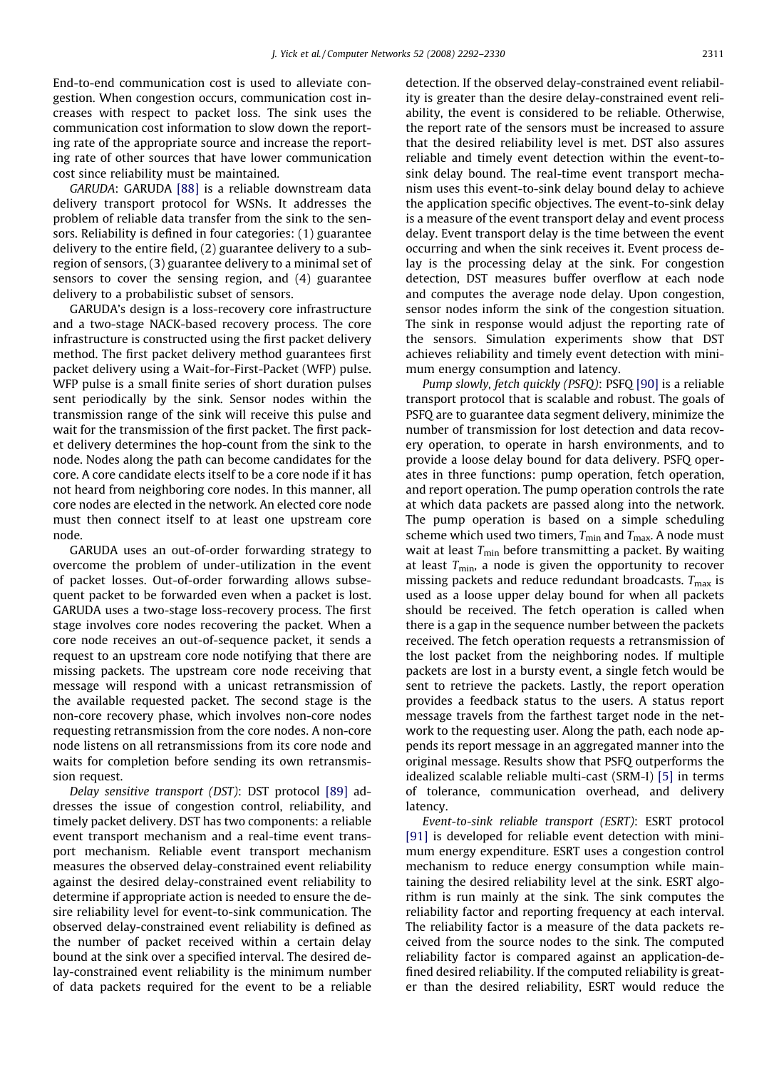End-to-end communication cost is used to alleviate congestion. When congestion occurs, communication cost increases with respect to packet loss. The sink uses the communication cost information to slow down the reporting rate of the appropriate source and increase the reporting rate of other sources that have lower communication cost since reliability must be maintained.

*GARUDA*: GARUDA [88] is a reliable downstream data delivery transport protocol for WSNs. It addresses the problem of reliable data transfer from the sink to the sensors. Reliability is defined in four categories: (1) guarantee delivery to the entire field, (2) guarantee delivery to a subregion of sensors, (3) guarantee delivery to a minimal set of sensors to cover the sensing region, and (4) guarantee delivery to a probabilistic subset of sensors.

GARUDA's design is a loss-recovery core infrastructure and a two-stage NACK-based recovery process. The core infrastructure is constructed using the first packet delivery method. The first packet delivery method guarantees first packet delivery using a Wait-for-First-Packet (WFP) pulse. WFP pulse is a small finite series of short duration pulses sent periodically by the sink. Sensor nodes within the transmission range of the sink will receive this pulse and wait for the transmission of the first packet. The first packet delivery determines the hop-count from the sink to the node. Nodes along the path can become candidates for the core. A core candidate elects itself to be a core node if it has not heard from neighboring core nodes. In this manner, all core nodes are elected in the network. An elected core node must then connect itself to at least one upstream core node.

GARUDA uses an out-of-order forwarding strategy to overcome the problem of under-utilization in the event of packet losses. Out-of-order forwarding allows subsequent packet to be forwarded even when a packet is lost. GARUDA uses a two-stage loss-recovery process. The first stage involves core nodes recovering the packet. When a core node receives an out-of-sequence packet, it sends a request to an upstream core node notifying that there are missing packets. The upstream core node receiving that message will respond with a unicast retransmission of the available requested packet. The second stage is the non-core recovery phase, which involves non-core nodes requesting retransmission from the core nodes. A non-core node listens on all retransmissions from its core node and waits for completion before sending its own retransmission request.

*Delay sensitive transport (DST)*: DST protocol [89] addresses the issue of congestion control, reliability, and timely packet delivery. DST has two components: a reliable event transport mechanism and a real-time event transport mechanism. Reliable event transport mechanism measures the observed delay-constrained event reliability against the desired delay-constrained event reliability to determine if appropriate action is needed to ensure the desire reliability level for event-to-sink communication. The observed delay-constrained event reliability is defined as the number of packet received within a certain delay bound at the sink over a specified interval. The desired delay-constrained event reliability is the minimum number of data packets required for the event to be a reliable detection. If the observed delay-constrained event reliability is greater than the desire delay-constrained event reliability, the event is considered to be reliable. Otherwise, the report rate of the sensors must be increased to assure that the desired reliability level is met. DST also assures reliable and timely event detection within the event-to-sink delay bound. The real-time event transport mechanism uses this event-to-sink delay bound delay to achieve the application specific objectives. The event-to-sink delay is a measure of the event transport delay and event process delay. Event transport delay is the time between the event occurring and when the sink receives it. Event process delay is the processing delay at the sink. For congestion detection, DST measures buffer overflow at each node and computes the average node delay. Upon congestion, sensor nodes inform the sink of the congestion situation. The sink in response would adjust the reporting rate of the sensors. Simulation experiments show that DST achieves reliability and timely event detection with minimum energy consumption and latency.

*Pump slowly, fetch quickly (PSFQ)*: PSFQ [90] is a reliable transport protocol that is scalable and robust. The goals of PSFQ are to guarantee data segment delivery, minimize the number of transmission for lost detection and data recovery operation, to operate in harsh environments, and to provide a loose delay bound for data delivery. PSFQ operates in three functions: pump operation, fetch operation, and report operation. The pump operation controls the rate at which data packets are passed along into the network. The pump operation is based on a simple scheduling scheme which used two timers, $T_{\min}$ and $T_{\max}$. A node must wait at least $T_{\min}$ before transmitting a packet. By waiting at least $T_{\min}$, a node is given the opportunity to recover missing packets and reduce redundant broadcasts. $T_{\max}$ is used as a loose upper delay bound for when all packets should be received. The fetch operation is called when there is a gap in the sequence number between the packets received. The fetch operation requests a retransmission of the lost packet from the neighboring nodes. If multiple packets are lost in a bursty event, a single fetch would be sent to retrieve the packets. Lastly, the report operation provides a feedback status to the users. A status report message travels from the farthest target node in the network to the requesting user. Along the path, each node appends its report message in an aggregated manner into the original message. Results show that PSFQ outperforms the idealized scalable reliable multi-cast (SRM-I) [5] in terms of tolerance, communication overhead, and delivery latency.

*Event-to-sink reliable transport (ESRT)*: ESRT protocol [91] is developed for reliable event detection with minimum energy expenditure. ESRT uses a congestion control mechanism to reduce energy consumption while maintaining the desired reliability level at the sink. ESRT algorithm is run mainly at the sink. The sink computes the reliability factor and reporting frequency at each interval. The reliability factor is a measure of the data packets received from the source nodes to the sink. The computed reliability factor is compared against an application-defined desired reliability. If the computed reliability is greater than the desired reliability, ESRT would reduce the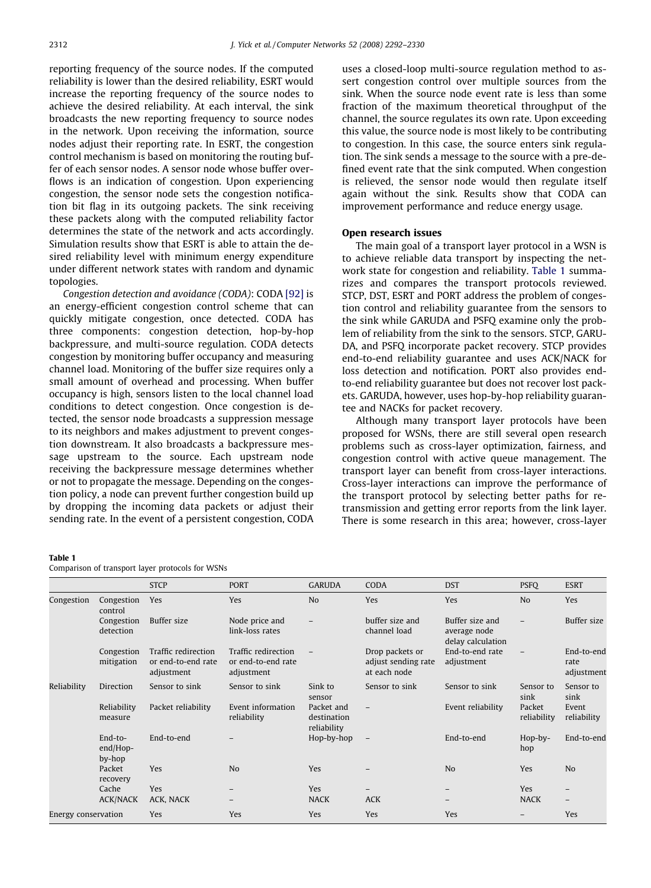reporting frequency of the source nodes. If the computed reliability is lower than the desired reliability, ESRT would increase the reporting frequency of the source nodes to achieve the desired reliability. At each interval, the sink broadcasts the new reporting frequency to source nodes in the network. Upon receiving the information, source nodes adjust their reporting rate. In ESRT, the congestion control mechanism is based on monitoring the routing buffer of each sensor nodes. A sensor node whose buffer overflows is an indication of congestion. Upon experiencing congestion, the sensor node sets the congestion notification bit flag in its outgoing packets. The sink receiving these packets along with the computed reliability factor determines the state of the network and acts accordingly. Simulation results show that ESRT is able to attain the desired reliability level with minimum energy expenditure under different network states with random and dynamic topologies.

*Congestion detection and avoidance (CODA)*: CODA [92] is an energy-efficient congestion control scheme that can quickly mitigate congestion, once detected. CODA has three components: congestion detection, hop-by-hop backpressure, and multi-source regulation. CODA detects congestion by monitoring buffer occupancy and measuring channel load. Monitoring of the buffer size requires only a small amount of overhead and processing. When buffer occupancy is high, sensors listen to the local channel load conditions to detect congestion. Once congestion is detected, the sensor node broadcasts a suppression message to its neighbors and makes adjustment to prevent congestion downstream. It also broadcasts a backpressure message upstream to the source. Each upstream node receiving the backpressure message determines whether or not to propagate the message. Depending on the congestion policy, a node can prevent further congestion build up by dropping the incoming data packets or adjust their sending rate. In the event of a persistent congestion, CODA uses a closed-loop multi-source regulation method to assert congestion control over multiple sources from the sink. When the source node event rate is less than some fraction of the maximum theoretical throughput of the channel, the source regulates its own rate. Upon exceeding this value, the source node is most likely to be contributing to congestion. In this case, the source enters sink regulation. The sink sends a message to the source with a pre-defined event rate that the sink computed. When congestion is relieved, the sensor node would then regulate itself again without the sink. Results show that CODA can improvement performance and reduce energy usage.

**Open research issues**

The main goal of a transport layer protocol in a WSN is to achieve reliable data transport by inspecting the network state for congestion and reliability. Table 1 summarizes and compares the transport protocols reviewed. STCP, DST, ESRT and PORT address the problem of congestion control and reliability guarantee from the sensors to the sink while GARUDA and PSFQ examine only the problem of reliability from the sink to the sensors. STCP, GARUDA, and PSFQ incorporate packet recovery. STCP provides end-to-end reliability guarantee and uses ACK/NACK for loss detection and notification. PORT also provides end-to-end reliability guarantee but does not recover lost packets. GARUDA, however, uses hop-by-hop reliability guarantee and NACKs for packet recovery.

Although many transport layer protocols have been proposed for WSNs, there are still several open research problems such as cross-layer optimization, fairness, and congestion control with active queue management. The transport layer can benefit from cross-layer interactions. Cross-layer interactions can improve the performance of the transport protocol by selecting better paths for retransmission and getting error reports from the link layer. There is some research in this area; however, cross-layer

Table 1
Comparison of transport layer protocols for WSNs

| | | STCP | PORT | GARUDA | CODA | DST | PSFQ | ESRT |
|---|---|---|---|---|---|---|---|---|
| Congestion | Congestion control | Yes | Yes | No | Yes | Yes | No | Yes |
| | Congestion detection | Buffer size | Node price and link-loss rates | – | buffer size and channel load | Buffer size and average node delay calculation | – | Buffer size |
| | Congestion mitigation | Traffic redirection or end-to-end rate adjustment | Traffic redirection or end-to-end rate adjustment | – | Drop packets or adjust sending rate at each node | End-to-end rate adjustment | – | End-to-end rate adjustment |
| Reliability | Direction | Sensor to sink | Sensor to sink | Sink to sensor | Sensor to sink | Sensor to sink | Sensor to sink | Sensor to sink |
| | Reliability measure | Packet reliability | Event information reliability | Packet and destination reliability | – | Event reliability | Packet reliability | Event reliability |
| | End-to-end/Hop-by-hop | End-to-end | – | Hop-by-hop | – | End-to-end | Hop-by-hop | End-to-end |
| | Packet recovery | Yes | No | Yes | – | No | Yes | No |
| | Cache | Yes | – | Yes | – | – | Yes | – |
| | ACK/NACK | ACK, NACK | – | NACK | ACK | – | NACK | – |
| Energy conservation | | Yes | Yes | Yes | Yes | Yes | – | Yes |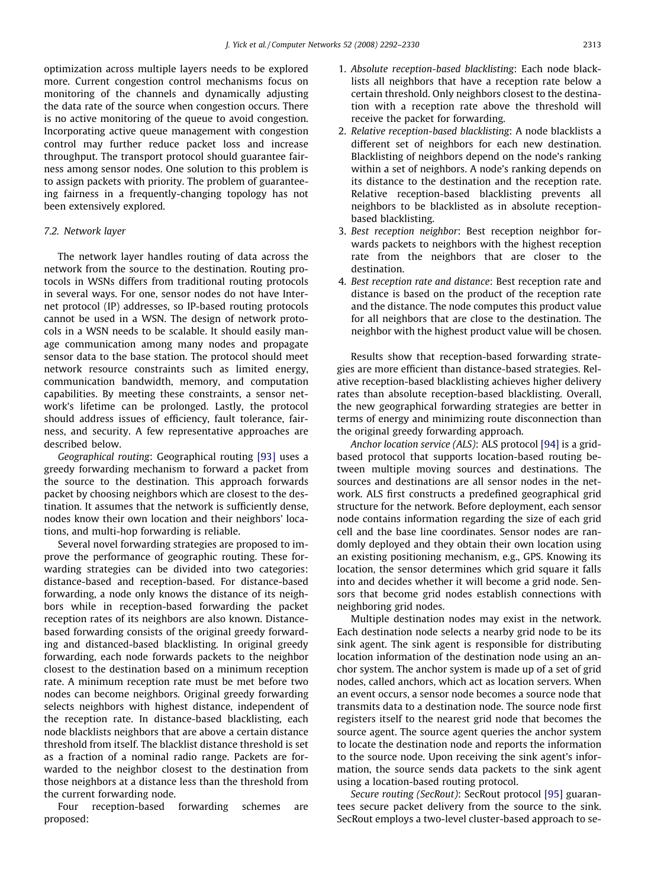optimization across multiple layers needs to be explored more. Current congestion control mechanisms focus on monitoring of the channels and dynamically adjusting the data rate of the source when congestion occurs. There is no active monitoring of the queue to avoid congestion. Incorporating active queue management with congestion control may further reduce packet loss and increase throughput. The transport protocol should guarantee fairness among sensor nodes. One solution to this problem is to assign packets with priority. The problem of guaranteeing fairness in a frequently-changing topology has not been extensively explored.

### 7.2. Network layer

The network layer handles routing of data across the network from the source to the destination. Routing protocols in WSNs differs from traditional routing protocols in several ways. For one, sensor nodes do not have Internet protocol (IP) addresses, so IP-based routing protocols cannot be used in a WSN. The design of network protocols in a WSN needs to be scalable. It should easily manage communication among many nodes and propagate sensor data to the base station. The protocol should meet network resource constraints such as limited energy, communication bandwidth, memory, and computation capabilities. By meeting these constraints, a sensor network's lifetime can be prolonged. Lastly, the protocol should address issues of efficiency, fault tolerance, fairness, and security. A few representative approaches are described below.

*Geographical routing*: Geographical routing [93] uses a greedy forwarding mechanism to forward a packet from the source to the destination. This approach forwards packet by choosing neighbors which are closest to the destination. It assumes that the network is sufficiently dense, nodes know their own location and their neighbors' locations, and multi-hop forwarding is reliable.

Several novel forwarding strategies are proposed to improve the performance of geographic routing. These forwarding strategies can be divided into two categories: distance-based and reception-based. For distance-based forwarding, a node only knows the distance of its neighbors while in reception-based forwarding the packet reception rates of its neighbors are also known. Distance-based forwarding consists of the original greedy forwarding and distanced-based blacklisting. In original greedy forwarding, each node forwards packets to the neighbor closest to the destination based on a minimum reception rate. A minimum reception rate must be met before two nodes can become neighbors. Original greedy forwarding selects neighbors with highest distance, independent of the reception rate. In distance-based blacklisting, each node blacklists neighbors that are above a certain distance threshold from itself. The blacklist distance threshold is set as a fraction of a nominal radio range. Packets are forwarded to the neighbor closest to the destination from those neighbors at a distance less than the threshold from the current forwarding node.

Four reception-based forwarding schemes are proposed:

1. *Absolute reception-based blacklisting*: Each node blacklists all neighbors that have a reception rate below a certain threshold. Only neighbors closest to the destination with a reception rate above the threshold will receive the packet for forwarding.
2. *Relative reception-based blacklisting*: A node blacklists a different set of neighbors for each new destination. Blacklisting of neighbors depend on the node's ranking within a set of neighbors. A node's ranking depends on its distance to the destination and the reception rate. Relative reception-based blacklisting prevents all neighbors to be blacklisted as in absolute reception-based blacklisting.
3. *Best reception neighbor*: Best reception neighbor forwards packets to neighbors with the highest reception rate from the neighbors that are closer to the destination.
4. *Best reception rate and distance*: Best reception rate and distance is based on the product of the reception rate and the distance. The node computes this product value for all neighbors that are close to the destination. The neighbor with the highest product value will be chosen.

Results show that reception-based forwarding strategies are more efficient than distance-based strategies. Relative reception-based blacklisting achieves higher delivery rates than absolute reception-based blacklisting. Overall, the new geographical forwarding strategies are better in terms of energy and minimizing route disconnection than the original greedy forwarding approach.

*Anchor location service (ALS)*: ALS protocol [94] is a grid-based protocol that supports location-based routing between multiple moving sources and destinations. The sources and destinations are all sensor nodes in the network. ALS first constructs a predefined geographical grid structure for the network. Before deployment, each sensor node contains information regarding the size of each grid cell and the base line coordinates. Sensor nodes are randomly deployed and they obtain their own location using an existing positioning mechanism, e.g., GPS. Knowing its location, the sensor determines which grid square it falls into and decides whether it will become a grid node. Sensors that become grid nodes establish connections with neighboring grid nodes.

Multiple destination nodes may exist in the network. Each destination node selects a nearby grid node to be its sink agent. The sink agent is responsible for distributing location information of the destination node using an anchor system. The anchor system is made up of a set of grid nodes, called anchors, which act as location servers. When an event occurs, a sensor node becomes a source node that transmits data to a destination node. The source node first registers itself to the nearest grid node that becomes the source agent. The source agent queries the anchor system to locate the destination node and reports the information to the source node. Upon receiving the sink agent's information, the source sends data packets to the sink agent using a location-based routing protocol.

*Secure routing (SecRout)*: SecRout protocol [95] guarantees secure packet delivery from the source to the sink. SecRout employs a two-level cluster-based approach to se-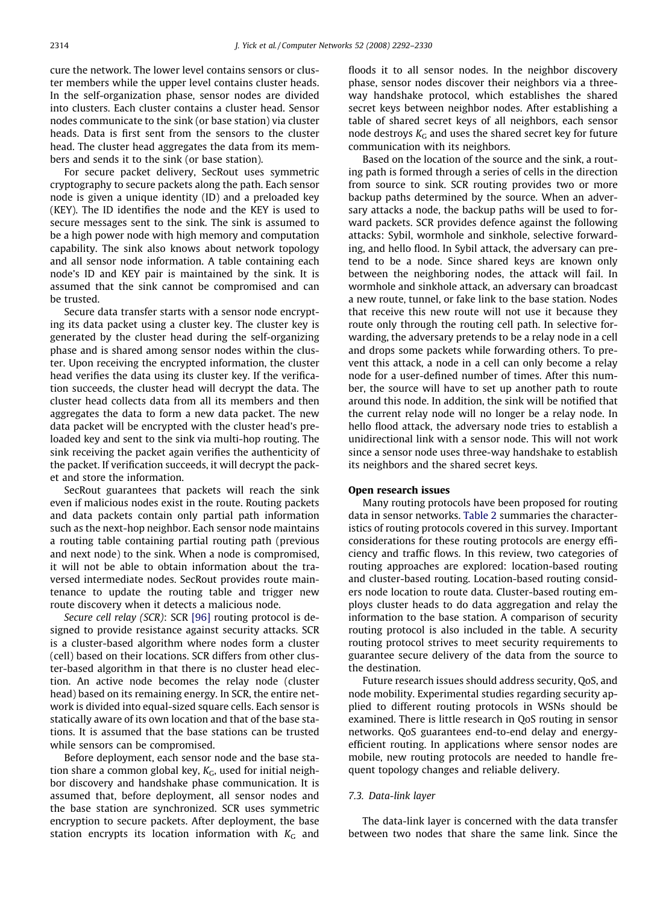cure the network. The lower level contains sensors or cluster members while the upper level contains cluster heads. In the self-organization phase, sensor nodes are divided into clusters. Each cluster contains a cluster head. Sensor nodes communicate to the sink (or base station) via cluster heads. Data is first sent from the sensors to the cluster head. The cluster head aggregates the data from its members and sends it to the sink (or base station).

For secure packet delivery, SecRout uses symmetric cryptography to secure packets along the path. Each sensor node is given a unique identity (ID) and a preloaded key (KEY). The ID identifies the node and the KEY is used to secure messages sent to the sink. The sink is assumed to be a high power node with high memory and computation capability. The sink also knows about network topology and all sensor node information. A table containing each node's ID and KEY pair is maintained by the sink. It is assumed that the sink cannot be compromised and can be trusted.

Secure data transfer starts with a sensor node encrypting its data packet using a cluster key. The cluster key is generated by the cluster head during the self-organizing phase and is shared among sensor nodes within the cluster. Upon receiving the encrypted information, the cluster head verifies the data using its cluster key. If the verification succeeds, the cluster head will decrypt the data. The cluster head collects data from all its members and then aggregates the data to form a new data packet. The new data packet will be encrypted with the cluster head's preloaded key and sent to the sink via multi-hop routing. The sink receiving the packet again verifies the authenticity of the packet. If verification succeeds, it will decrypt the packet and store the information.

SecRout guarantees that packets will reach the sink even if malicious nodes exist in the route. Routing packets and data packets contain only partial path information such as the next-hop neighbor. Each sensor node maintains a routing table containing partial routing path (previous and next node) to the sink. When a node is compromised, it will not be able to obtain information about the traversed intermediate nodes. SecRout provides route maintenance to update the routing table and trigger new route discovery when it detects a malicious node.

*Secure cell relay (SCR)*: SCR [96] routing protocol is designed to provide resistance against security attacks. SCR is a cluster-based algorithm where nodes form a cluster (cell) based on their locations. SCR differs from other cluster-based algorithm in that there is no cluster head election. An active node becomes the relay node (cluster head) based on its remaining energy. In SCR, the entire network is divided into equal-sized square cells. Each sensor is statically aware of its own location and that of the base stations. It is assumed that the base stations can be trusted while sensors can be compromised.

Before deployment, each sensor node and the base station share a common global key, $K_G$, used for initial neighbor discovery and handshake phase communication. It is assumed that, before deployment, all sensor nodes and the base station are synchronized. SCR uses symmetric encryption to secure packets. After deployment, the base station encrypts its location information with $K_G$ and floods it to all sensor nodes. In the neighbor discovery phase, sensor nodes discover their neighbors via a three-way handshake protocol, which establishes the shared secret keys between neighbor nodes. After establishing a table of shared secret keys of all neighbors, each sensor node destroys $K_G$ and uses the shared secret key for future communication with its neighbors.

Based on the location of the source and the sink, a routing path is formed through a series of cells in the direction from source to sink. SCR routing provides two or more backup paths determined by the source. When an adversary attacks a node, the backup paths will be used to forward packets. SCR provides defence against the following attacks: Sybil, wormhole and sinkhole, selective forwarding, and hello flood. In Sybil attack, the adversary can pretend to be a node. Since shared keys are known only between the neighboring nodes, the attack will fail. In wormhole and sinkhole attack, an adversary can broadcast a new route, tunnel, or fake link to the base station. Nodes that receive this new route will not use it because they route only through the routing cell path. In selective forwarding, the adversary pretends to be a relay node in a cell and drops some packets while forwarding others. To prevent this attack, a node in a cell can only become a relay node for a user-defined number of times. After this number, the source will have to set up another path to route around this node. In addition, the sink will be notified that the current relay node will no longer be a relay node. In hello flood attack, the adversary node tries to establish a unidirectional link with a sensor node. This will not work since a sensor node uses three-way handshake to establish its neighbors and the shared secret keys.

**Open research issues**

Many routing protocols have been proposed for routing data in sensor networks. Table 2 summaries the characteristics of routing protocols covered in this survey. Important considerations for these routing protocols are energy efficiency and traffic flows. In this review, two categories of routing approaches are explored: location-based routing and cluster-based routing. Location-based routing considers node location to route data. Cluster-based routing employs cluster heads to do data aggregation and relay the information to the base station. A comparison of security routing protocol is also included in the table. A security routing protocol strives to meet security requirements to guarantee secure delivery of the data from the source to the destination.

Future research issues should address security, QoS, and node mobility. Experimental studies regarding security applied to different routing protocols in WSNs should be examined. There is little research in QoS routing in sensor networks. QoS guarantees end-to-end delay and energy-efficient routing. In applications where sensor nodes are mobile, new routing protocols are needed to handle frequent topology changes and reliable delivery.

### 7.3. Data-link layer

The data-link layer is concerned with the data transfer between two nodes that share the same link. Since the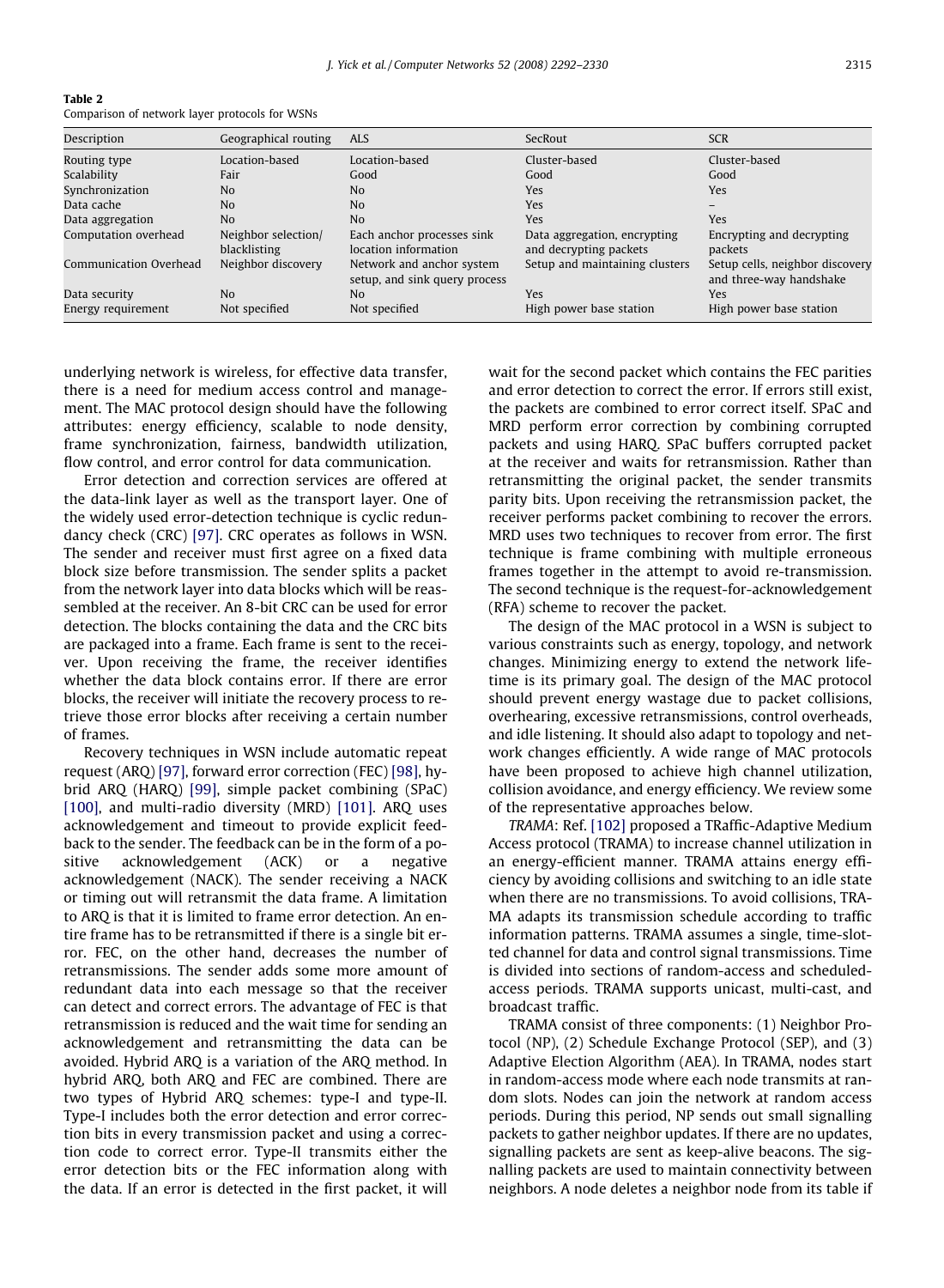**Table 2**
Comparison of network layer protocols for WSNs

| Description | Geographical routing | ALS | SecRout | SCR |
|---|---|---|---|---|
| Routing type | Location-based | Location-based | Cluster-based | Cluster-based |
| Scalability | Fair | Good | Good | Good |
| Synchronization | No | No | Yes | Yes |
| Data cache | No | No | Yes | – |
| Data aggregation | No | No | Yes | Yes |
| Computation overhead | Neighbor selection/ blacklisting | Each anchor processes sink location information | Data aggregation, encrypting and decrypting packets | Encrypting and decrypting packets |
| Communication Overhead | Neighbor discovery | Network and anchor system setup, and sink query process | Setup and maintaining clusters | Setup cells, neighbor discovery and three-way handshake |
| Data security | No | No | Yes | Yes |
| Energy requirement | Not specified | Not specified | High power base station | High power base station |

underlying network is wireless, for effective data transfer, there is a need for medium access control and management. The MAC protocol design should have the following attributes: energy efficiency, scalable to node density, frame synchronization, fairness, bandwidth utilization, flow control, and error control for data communication.

Error detection and correction services are offered at the data-link layer as well as the transport layer. One of the widely used error-detection technique is cyclic redundancy check (CRC) [97]. CRC operates as follows in WSN. The sender and receiver must first agree on a fixed data block size before transmission. The sender splits a packet from the network layer into data blocks which will be reassembled at the receiver. An 8-bit CRC can be used for error detection. The blocks containing the data and the CRC bits are packaged into a frame. Each frame is sent to the receiver. Upon receiving the frame, the receiver identifies whether the data block contains error. If there are error blocks, the receiver will initiate the recovery process to retrieve those error blocks after receiving a certain number of frames.

Recovery techniques in WSN include automatic repeat request (ARQ) [97], forward error correction (FEC) [98], hybrid ARQ (HARQ) [99], simple packet combining (SPaC) [100], and multi-radio diversity (MRD) [101]. ARQ uses acknowledgement and timeout to provide explicit feedback to the sender. The feedback can be in the form of a positive acknowledgement (ACK) or a negative acknowledgement (NACK). The sender receiving a NACK or timing out will retransmit the data frame. A limitation to ARQ is that it is limited to frame error detection. An entire frame has to be retransmitted if there is a single bit error. FEC, on the other hand, decreases the number of retransmissions. The sender adds some more amount of redundant data into each message so that the receiver can detect and correct errors. The advantage of FEC is that retransmission is reduced and the wait time for sending an acknowledgement and retransmitting the data can be avoided. Hybrid ARQ is a variation of the ARQ method. In hybrid ARQ, both ARQ and FEC are combined. There are two types of Hybrid ARQ schemes: type-I and type-II. Type-I includes both the error detection and error correction bits in every transmission packet and using a correction code to correct error. Type-II transmits either the error detection bits or the FEC information along with the data. If an error is detected in the first packet, it will wait for the second packet which contains the FEC parities and error detection to correct the error. If errors still exist, the packets are combined to error correct itself. SPaC and MRD perform error correction by combining corrupted packets and using HARQ. SPaC buffers corrupted packet at the receiver and waits for retransmission. Rather than retransmitting the original packet, the sender transmits parity bits. Upon receiving the retransmission packet, the receiver performs packet combining to recover the errors. MRD uses two techniques to recover from error. The first technique is frame combining with multiple erroneous frames together in the attempt to avoid re-transmission. The second technique is the request-for-acknowledgement (RFA) scheme to recover the packet.

The design of the MAC protocol in a WSN is subject to various constraints such as energy, topology, and network changes. Minimizing energy to extend the network lifetime is its primary goal. The design of the MAC protocol should prevent energy wastage due to packet collisions, overhearing, excessive retransmissions, control overheads, and idle listening. It should also adapt to topology and network changes efficiently. A wide range of MAC protocols have been proposed to achieve high channel utilization, collision avoidance, and energy efficiency. We review some of the representative approaches below.

*TRAMA*: Ref. [102] proposed a TRaffic-Adaptive Medium Access protocol (TRAMA) to increase channel utilization in an energy-efficient manner. TRAMA attains energy efficiency by avoiding collisions and switching to an idle state when there are no transmissions. To avoid collisions, TRAMA adapts its transmission schedule according to traffic information patterns. TRAMA assumes a single, time-slotted channel for data and control signal transmissions. Time is divided into sections of random-access and scheduled-access periods. TRAMA supports unicast, multi-cast, and broadcast traffic.

TRAMA consist of three components: (1) Neighbor Protocol (NP), (2) Schedule Exchange Protocol (SEP), and (3) Adaptive Election Algorithm (AEA). In TRAMA, nodes start in random-access mode where each node transmits at random slots. Nodes can join the network at random access periods. During this period, NP sends out small signalling packets to gather neighbor updates. If there are no updates, signalling packets are sent as keep-alive beacons. The signalling packets are used to maintain connectivity between neighbors. A node deletes a neighbor node from its table if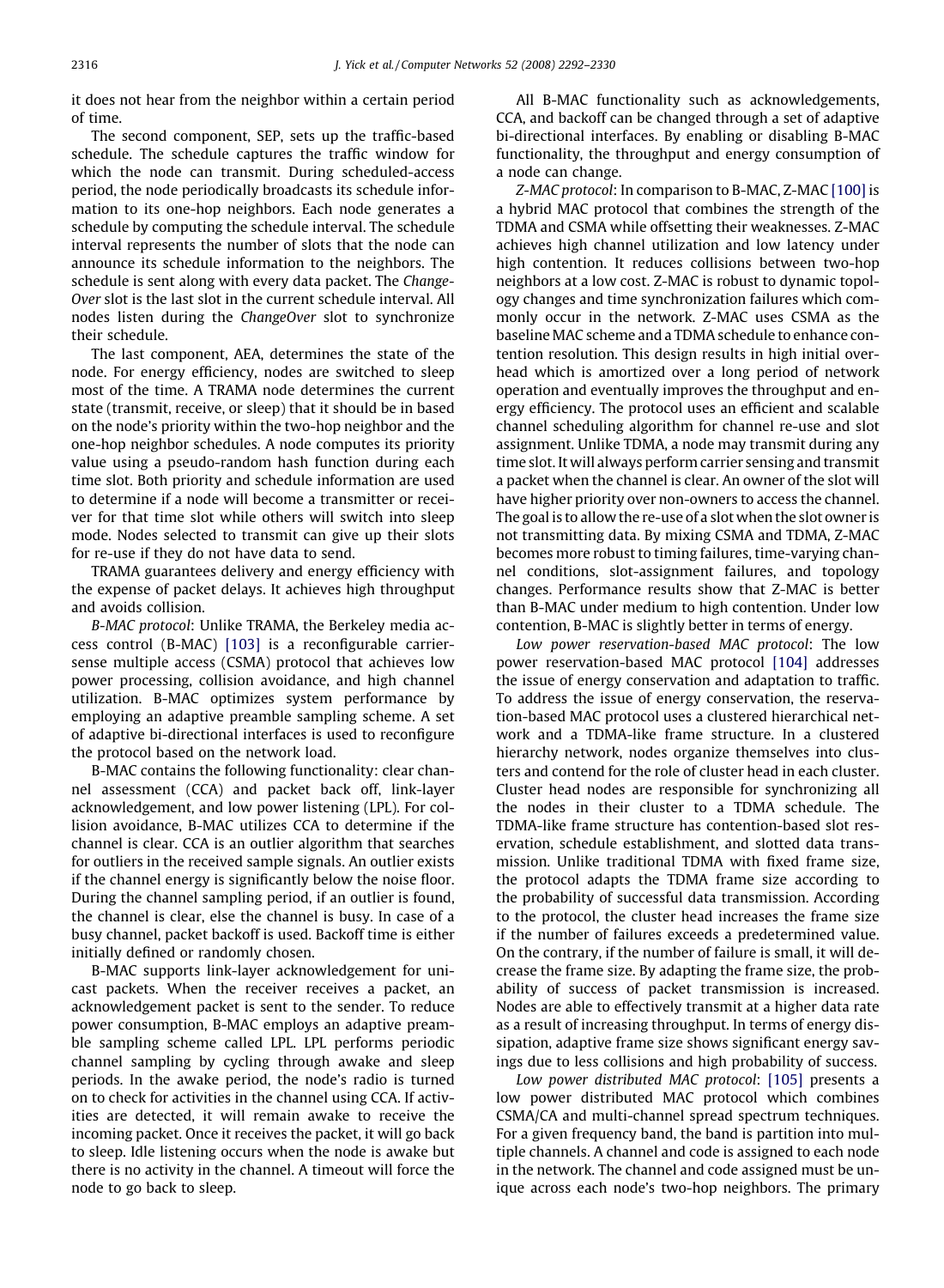it does not hear from the neighbor within a certain period of time.

The second component, SEP, sets up the traffic-based schedule. The schedule captures the traffic window for which the node can transmit. During scheduled-access period, the node periodically broadcasts its schedule information to its one-hop neighbors. Each node generates a schedule by computing the schedule interval. The schedule interval represents the number of slots that the node can announce its schedule information to the neighbors. The schedule is sent along with every data packet. The *ChangeOver* slot is the last slot in the current schedule interval. All nodes listen during the *ChangeOver* slot to synchronize their schedule.

The last component, AEA, determines the state of the node. For energy efficiency, nodes are switched to sleep most of the time. A TRAMA node determines the current state (transmit, receive, or sleep) that it should be in based on the node's priority within the two-hop neighbor and the one-hop neighbor schedules. A node computes its priority value using a pseudo-random hash function during each time slot. Both priority and schedule information are used to determine if a node will become a transmitter or receiver for that time slot while others will switch into sleep mode. Nodes selected to transmit can give up their slots for re-use if they do not have data to send.

TRAMA guarantees delivery and energy efficiency with the expense of packet delays. It achieves high throughput and avoids collision.

*B-MAC protocol*: Unlike TRAMA, the Berkeley media access control (B-MAC) [103] is a reconfigurable carrier-sense multiple access (CSMA) protocol that achieves low power processing, collision avoidance, and high channel utilization. B-MAC optimizes system performance by employing an adaptive preamble sampling scheme. A set of adaptive bi-directional interfaces is used to reconfigure the protocol based on the network load.

B-MAC contains the following functionality: clear channel assessment (CCA) and packet back off, link-layer acknowledgement, and low power listening (LPL). For collision avoidance, B-MAC utilizes CCA to determine if the channel is clear. CCA is an outlier algorithm that searches for outliers in the received sample signals. An outlier exists if the channel energy is significantly below the noise floor. During the channel sampling period, if an outlier is found, the channel is clear, else the channel is busy. In case of a busy channel, packet backoff is used. Backoff time is either initially defined or randomly chosen.

B-MAC supports link-layer acknowledgement for unicast packets. When the receiver receives a packet, an acknowledgement packet is sent to the sender. To reduce power consumption, B-MAC employs an adaptive preamble sampling scheme called LPL. LPL performs periodic channel sampling by cycling through awake and sleep periods. In the awake period, the node's radio is turned on to check for activities in the channel using CCA. If activities are detected, it will remain awake to receive the incoming packet. Once it receives the packet, it will go back to sleep. Idle listening occurs when the node is awake but there is no activity in the channel. A timeout will force the node to go back to sleep.

All B-MAC functionality such as acknowledgements, CCA, and backoff can be changed through a set of adaptive bi-directional interfaces. By enabling or disabling B-MAC functionality, the throughput and energy consumption of a node can change.

*Z-MAC protocol*: In comparison to B-MAC, Z-MAC [100] is a hybrid MAC protocol that combines the strength of the TDMA and CSMA while offsetting their weaknesses. Z-MAC achieves high channel utilization and low latency under high contention. It reduces collisions between two-hop neighbors at a low cost. Z-MAC is robust to dynamic topology changes and time synchronization failures which commonly occur in the network. Z-MAC uses CSMA as the baseline MAC scheme and a TDMA schedule to enhance contention resolution. This design results in high initial overhead which is amortized over a long period of network operation and eventually improves the throughput and energy efficiency. The protocol uses an efficient and scalable channel scheduling algorithm for channel re-use and slot assignment. Unlike TDMA, a node may transmit during any time slot. It will always perform carrier sensing and transmit a packet when the channel is clear. An owner of the slot will have higher priority over non-owners to access the channel. The goal is to allow the re-use of a slot when the slot owner is not transmitting data. By mixing CSMA and TDMA, Z-MAC becomes more robust to timing failures, time-varying channel conditions, slot-assignment failures, and topology changes. Performance results show that Z-MAC is better than B-MAC under medium to high contention. Under low contention, B-MAC is slightly better in terms of energy.

*Low power reservation-based MAC protocol*: The low power reservation-based MAC protocol [104] addresses the issue of energy conservation and adaptation to traffic. To address the issue of energy conservation, the reservation-based MAC protocol uses a clustered hierarchical network and a TDMA-like frame structure. In a clustered hierarchy network, nodes organize themselves into clusters and contend for the role of cluster head in each cluster. Cluster head nodes are responsible for synchronizing all the nodes in their cluster to a TDMA schedule. The TDMA-like frame structure has contention-based slot reservation, schedule establishment, and slotted data transmission. Unlike traditional TDMA with fixed frame size, the protocol adapts the TDMA frame size according to the probability of successful data transmission. According to the protocol, the cluster head increases the frame size if the number of failures exceeds a predetermined value. On the contrary, if the number of failure is small, it will decrease the frame size. By adapting the frame size, the probability of success of packet transmission is increased. Nodes are able to effectively transmit at a higher data rate as a result of increasing throughput. In terms of energy dissipation, adaptive frame size shows significant energy savings due to less collisions and high probability of success.

*Low power distributed MAC protocol*: [105] presents a low power distributed MAC protocol which combines CSMA/CA and multi-channel spread spectrum techniques. For a given frequency band, the band is partition into multiple channels. A channel and code is assigned to each node in the network. The channel and code assigned must be unique across each node's two-hop neighbors. The primary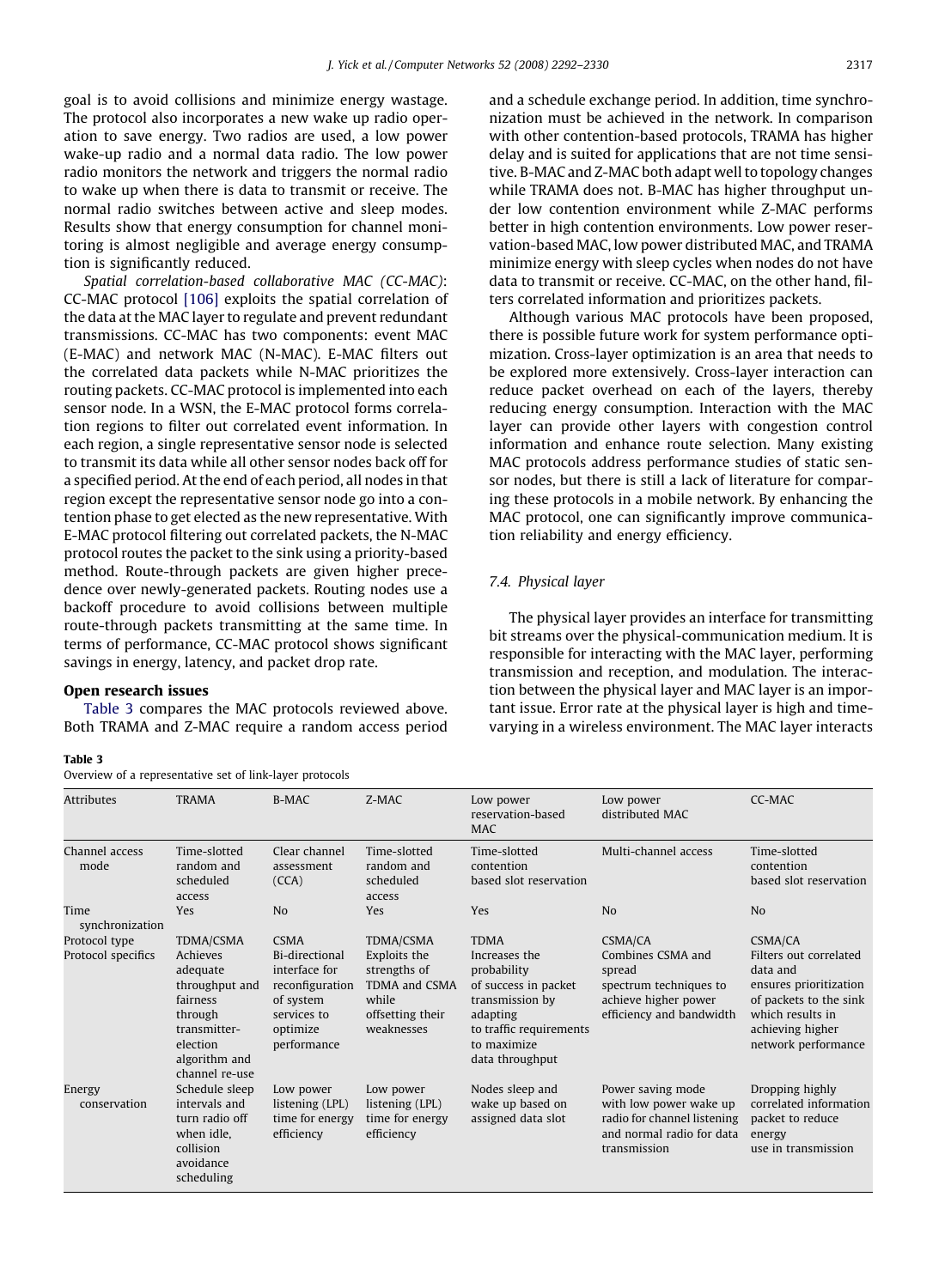goal is to avoid collisions and minimize energy wastage. The protocol also incorporates a new wake up radio operation to save energy. Two radios are used, a low power wake-up radio and a normal data radio. The low power radio monitors the network and triggers the normal radio to wake up when there is data to transmit or receive. The normal radio switches between active and sleep modes. Results show that energy consumption for channel monitoring is almost negligible and average energy consumption is significantly reduced.

*Spatial correlation-based collaborative MAC (CC-MAC)*: CC-MAC protocol [106] exploits the spatial correlation of the data at the MAC layer to regulate and prevent redundant transmissions. CC-MAC has two components: event MAC (E-MAC) and network MAC (N-MAC). E-MAC filters out the correlated data packets while N-MAC prioritizes the routing packets. CC-MAC protocol is implemented into each sensor node. In a WSN, the E-MAC protocol forms correlation regions to filter out correlated event information. In each region, a single representative sensor node is selected to transmit its data while all other sensor nodes back off for a specified period. At the end of each period, all nodes in that region except the representative sensor node go into a contention phase to get elected as the new representative. With E-MAC protocol filtering out correlated packets, the N-MAC protocol routes the packet to the sink using a priority-based method. Route-through packets are given higher precedence over newly-generated packets. Routing nodes use a backoff procedure to avoid collisions between multiple route-through packets transmitting at the same time. In terms of performance, CC-MAC protocol shows significant savings in energy, latency, and packet drop rate.

**Open research issues**

Table 3 compares the MAC protocols reviewed above. Both TRAMA and Z-MAC require a random access period and a schedule exchange period. In addition, time synchronization must be achieved in the network. In comparison with other contention-based protocols, TRAMA has higher delay and is suited for applications that are not time sensitive. B-MAC and Z-MAC both adapt well to topology changes while TRAMA does not. B-MAC has higher throughput under low contention environment while Z-MAC performs better in high contention environments. Low power reservation-based MAC, low power distributed MAC, and TRAMA minimize energy with sleep cycles when nodes do not have data to transmit or receive. CC-MAC, on the other hand, filters correlated information and prioritizes packets.

Although various MAC protocols have been proposed, there is possible future work for system performance optimization. Cross-layer optimization is an area that needs to be explored more extensively. Cross-layer interaction can reduce packet overhead on each of the layers, thereby reducing energy consumption. Interaction with the MAC layer can provide other layers with congestion control information and enhance route selection. Many existing MAC protocols address performance studies of static sensor nodes, but there is still a lack of literature for comparing these protocols in a mobile network. By enhancing the MAC protocol, one can significantly improve communication reliability and energy efficiency.

### 7.4. Physical layer

The physical layer provides an interface for transmitting bit streams over the physical-communication medium. It is responsible for interacting with the MAC layer, performing transmission and reception, and modulation. The interaction between the physical layer and MAC layer is an important issue. Error rate at the physical layer is high and time-varying in a wireless environment. The MAC layer interacts

**Table 3**
Overview of a representative set of link-layer protocols

| Attributes | TRAMA | B-MAC | Z-MAC | Low power reservation-based MAC | Low power distributed MAC | CC-MAC |
|---|---|---|---|---|---|---|
| Channel access mode | Time-slotted random and scheduled access | Clear channel assessment (CCA) | Time-slotted random and scheduled access | Time-slotted contention based slot reservation | Multi-channel access | Time-slotted contention based slot reservation |
| Time synchronization | Yes | No | Yes | Yes | No | No |
| Protocol type | TDMA/CSMA | CSMA | TDMA/CSMA | TDMA | CSMA/CA | CSMA/CA |
| Protocol specifics | Achieves adequate throughput and fairness through transmitter-election algorithm and channel re-use | Bi-directional interface for reconfiguration of system services to optimize performance | Exploits the strengths of TDMA and CSMA while offsetting their weaknesses | Increases the probability of success in packet transmission by adapting to traffic requirements to maximize data throughput | Combines CSMA and spread spectrum techniques to achieve higher power efficiency and bandwidth | Filters out correlated data and ensures prioritization of packets to the sink which results in achieving higher network performance |
| Energy conservation | Schedule sleep intervals and turn radio off when idle, collision avoidance scheduling | Low power listening (LPL) time for energy efficiency | Low power listening (LPL) time for energy efficiency | Nodes sleep and wake up based on assigned data slot | Power saving mode with low power wake up radio for channel listening and normal radio for data transmission | Dropping highly correlated information packet to reduce energy use in transmission |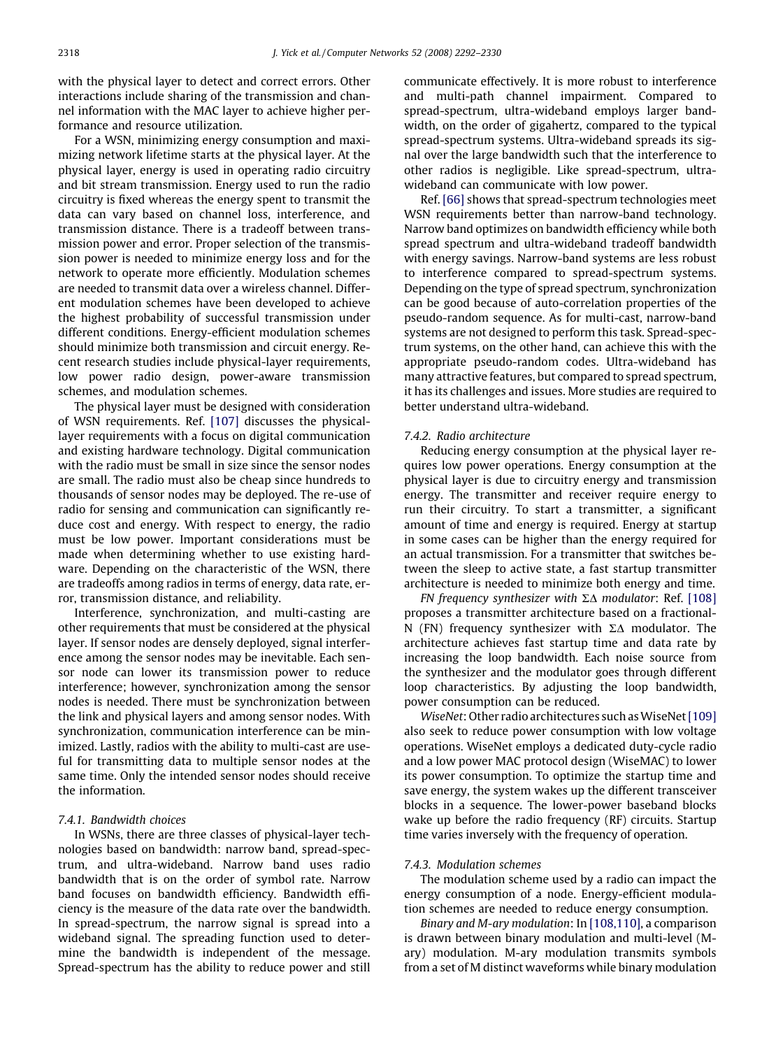with the physical layer to detect and correct errors. Other interactions include sharing of the transmission and channel information with the MAC layer to achieve higher performance and resource utilization.

For a WSN, minimizing energy consumption and maximizing network lifetime starts at the physical layer. At the physical layer, energy is used in operating radio circuitry and bit stream transmission. Energy used to run the radio circuitry is fixed whereas the energy spent to transmit the data can vary based on channel loss, interference, and transmission distance. There is a tradeoff between transmission power and error. Proper selection of the transmission power is needed to minimize energy loss and for the network to operate more efficiently. Modulation schemes are needed to transmit data over a wireless channel. Different modulation schemes have been developed to achieve the highest probability of successful transmission under different conditions. Energy-efficient modulation schemes should minimize both transmission and circuit energy. Recent research studies include physical-layer requirements, low power radio design, power-aware transmission schemes, and modulation schemes.

The physical layer must be designed with consideration of WSN requirements. Ref. [107] discusses the physical-layer requirements with a focus on digital communication and existing hardware technology. Digital communication with the radio must be small in size since the sensor nodes are small. The radio must also be cheap since hundreds to thousands of sensor nodes may be deployed. The re-use of radio for sensing and communication can significantly reduce cost and energy. With respect to energy, the radio must be low power. Important considerations must be made when determining whether to use existing hardware. Depending on the characteristic of the WSN, there are tradeoffs among radios in terms of energy, data rate, error, transmission distance, and reliability.

Interference, synchronization, and multi-casting are other requirements that must be considered at the physical layer. If sensor nodes are densely deployed, signal interference among the sensor nodes may be inevitable. Each sensor node can lower its transmission power to reduce interference; however, synchronization among the sensor nodes is needed. There must be synchronization between the link and physical layers and among sensor nodes. With synchronization, communication interference can be minimized. Lastly, radios with the ability to multi-cast are useful for transmitting data to multiple sensor nodes at the same time. Only the intended sensor nodes should receive the information.

#### 7.4.1. Bandwidth choices

In WSNs, there are three classes of physical-layer technologies based on bandwidth: narrow band, spread-spectrum, and ultra-wideband. Narrow band uses radio bandwidth that is on the order of symbol rate. Narrow band focuses on bandwidth efficiency. Bandwidth efficiency is the measure of the data rate over the bandwidth. In spread-spectrum, the narrow signal is spread into a wideband signal. The spreading function used to determine the bandwidth is independent of the message. Spread-spectrum has the ability to reduce power and still communicate effectively. It is more robust to interference and multi-path channel impairment. Compared to spread-spectrum, ultra-wideband employs larger bandwidth, on the order of gigahertz, compared to the typical spread-spectrum systems. Ultra-wideband spreads its signal over the large bandwidth such that the interference to other radios is negligible. Like spread-spectrum, ultra-wideband can communicate with low power.

Ref. [66] shows that spread-spectrum technologies meet WSN requirements better than narrow-band technology. Narrow band optimizes on bandwidth efficiency while both spread spectrum and ultra-wideband tradeoff bandwidth with energy savings. Narrow-band systems are less robust to interference compared to spread-spectrum systems. Depending on the type of spread spectrum, synchronization can be good because of auto-correlation properties of the pseudo-random sequence. As for multi-cast, narrow-band systems are not designed to perform this task. Spread-spectrum systems, on the other hand, can achieve this with the appropriate pseudo-random codes. Ultra-wideband has many attractive features, but compared to spread spectrum, it has its challenges and issues. More studies are required to better understand ultra-wideband.

#### 7.4.2. Radio architecture

Reducing energy consumption at the physical layer requires low power operations. Energy consumption at the physical layer is due to circuitry energy and transmission energy. The transmitter and receiver require energy to run their circuitry. To start a transmitter, a significant amount of time and energy is required. Energy at startup in some cases can be higher than the energy required for an actual transmission. For a transmitter that switches between the sleep to active state, a fast startup transmitter architecture is needed to minimize both energy and time.

*FN frequency synthesizer with $\Sigma\Delta$ modulator*: Ref. [108] proposes a transmitter architecture based on a fractional-N (FN) frequency synthesizer with $\Sigma\Delta$ modulator. The architecture achieves fast startup time and data rate by increasing the loop bandwidth. Each noise source from the synthesizer and the modulator goes through different loop characteristics. By adjusting the loop bandwidth, power consumption can be reduced.

*WiseNet*: Other radio architectures such as WiseNet [109] also seek to reduce power consumption with low voltage operations. WiseNet employs a dedicated duty-cycle radio and a low power MAC protocol design (WiseMAC) to lower its power consumption. To optimize the startup time and save energy, the system wakes up the different transceiver blocks in a sequence. The lower-power baseband blocks wake up before the radio frequency (RF) circuits. Startup time varies inversely with the frequency of operation.

#### 7.4.3. Modulation schemes

The modulation scheme used by a radio can impact the energy consumption of a node. Energy-efficient modulation schemes are needed to reduce energy consumption.

*Binary and M-ary modulation*: In [108,110], a comparison is drawn between binary modulation and multi-level (M-ary) modulation. M-ary modulation transmits symbols from a set of M distinct waveforms while binary modulation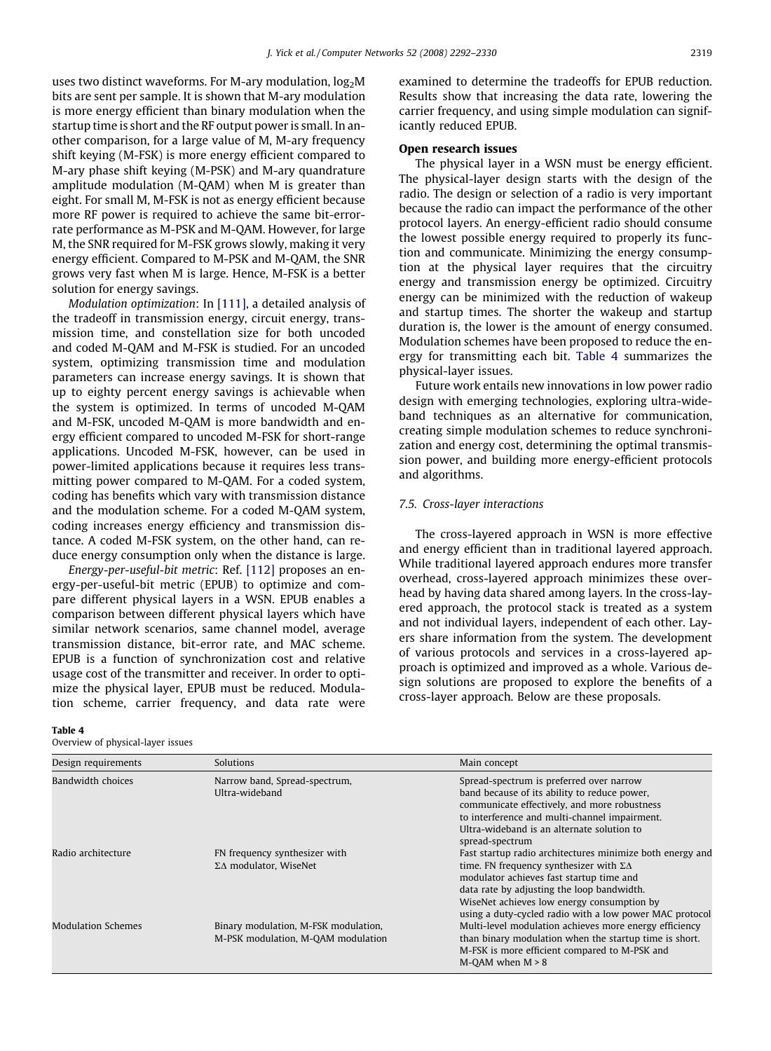uses two distinct waveforms. For M-ary modulation, $\log_2 M$ bits are sent per sample. It is shown that M-ary modulation is more energy efficient than binary modulation when the startup time is short and the RF output power is small. In another comparison, for a large value of M, M-ary frequency shift keying (M-FSK) is more energy efficient compared to M-ary phase shift keying (M-PSK) and M-ary quandrature amplitude modulation (M-QAM) when M is greater than eight. For small M, M-FSK is not as energy efficient because more RF power is required to achieve the same bit-error-rate performance as M-PSK and M-QAM. However, for large M, the SNR required for M-FSK grows slowly, making it very energy efficient. Compared to M-PSK and M-QAM, the SNR grows very fast when M is large. Hence, M-FSK is a better solution for energy savings.

*Modulation optimization*: In [111], a detailed analysis of the tradeoff in transmission energy, circuit energy, transmission time, and constellation size for both uncoded and coded M-QAM and M-FSK is studied. For an uncoded system, optimizing transmission time and modulation parameters can increase energy savings. It is shown that up to eighty percent energy savings is achievable when the system is optimized. In terms of uncoded M-QAM and M-FSK, uncoded M-QAM is more bandwidth and energy efficient compared to uncoded M-FSK for short-range applications. Uncoded M-FSK, however, can be used in power-limited applications because it requires less transmitting power compared to M-QAM. For a coded system, coding has benefits which vary with transmission distance and the modulation scheme. For a coded M-QAM system, coding increases energy efficiency and transmission distance. A coded M-FSK system, on the other hand, can reduce energy consumption only when the distance is large.

*Energy-per-useful-bit metric*: Ref. [112] proposes an energy-per-useful-bit metric (EPUB) to optimize and compare different physical layers in a WSN. EPUB enables a comparison between different physical layers which have similar network scenarios, same channel model, average transmission distance, bit-error rate, and MAC scheme. EPUB is a function of synchronization cost and relative usage cost of the transmitter and receiver. In order to optimize the physical layer, EPUB must be reduced. Modulation scheme, carrier frequency, and data rate were examined to determine the tradeoffs for EPUB reduction. Results show that increasing the data rate, lowering the carrier frequency, and using simple modulation can significantly reduced EPUB.

**Open research issues**

The physical layer in a WSN must be energy efficient. The physical-layer design starts with the design of the radio. The design or selection of a radio is very important because the radio can impact the performance of the other protocol layers. An energy-efficient radio should consume the lowest possible energy required to properly its function and communicate. Minimizing the energy consumption at the physical layer requires that the circuitry energy and transmission energy be optimized. Circuitry energy can be minimized with the reduction of wakeup and startup times. The shorter the wakeup and startup duration is, the lower is the amount of energy consumed. Modulation schemes have been proposed to reduce the energy for transmitting each bit. Table 4 summarizes the physical-layer issues.

Future work entails new innovations in low power radio design with emerging technologies, exploring ultra-wideband techniques as an alternative for communication, creating simple modulation schemes to reduce synchronization and energy cost, determining the optimal transmission power, and building more energy-efficient protocols and algorithms.

### 7.5. Cross-layer interactions

The cross-layered approach in WSN is more effective and energy efficient than in traditional layered approach. While traditional layered approach endures more transfer overhead, cross-layered approach minimizes these overhead by having data shared among layers. In the cross-layered approach, the protocol stack is treated as a system and not individual layers, independent of each other. Layers share information from the system. The development of various protocols and services in a cross-layered approach is optimized and improved as a whole. Various design solutions are proposed to explore the benefits of a cross-layer approach. Below are these proposals.

**Table 4**
Overview of physical-layer issues

| Design requirements | Solutions | Main concept |
|---|---|---|
| Bandwidth choices | Narrow band, Spread-spectrum, Ultra-wideband | Spread-spectrum is preferred over narrow band because of its ability to reduce power, communicate effectively, and more robustness to interference and multi-channel impairment. Ultra-wideband is an alternate solution to spread-spectrum |
| Radio architecture | FN frequency synthesizer with $\Sigma\Delta$ modulator, WiseNet | Fast startup radio architectures minimize both energy and time. FN frequency synthesizer with $\Sigma\Delta$ modulator achieves fast startup time and data rate by adjusting the loop bandwidth. WiseNet achieves low energy consumption by using a duty-cycled radio with a low power MAC protocol |
| Modulation Schemes | Binary modulation, M-FSK modulation, M-PSK modulation, M-QAM modulation | Multi-level modulation achieves more energy efficiency than binary modulation when the startup time is short. M-FSK is more efficient compared to M-PSK and M-QAM when $M > 8$ |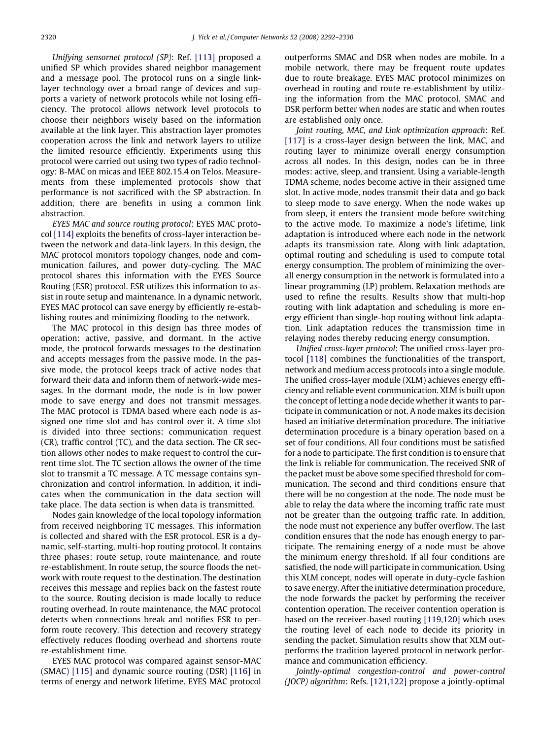*Unifying sensornet protocol (SP)*: Ref. [113] proposed a unified SP which provides shared neighbor management and a message pool. The protocol runs on a single link-layer technology over a broad range of devices and supports a variety of network protocols while not losing efficiency. The protocol allows network level protocols to choose their neighbors wisely based on the information available at the link layer. This abstraction layer promotes cooperation across the link and network layers to utilize the limited resource efficiently. Experiments using this protocol were carried out using two types of radio technology: B-MAC on micas and IEEE 802.15.4 on Telos. Measurements from these implemented protocols show that performance is not sacrificed with the SP abstraction. In addition, there are benefits in using a common link abstraction.

*EYES MAC and source routing protocol*: EYES MAC protocol [114] exploits the benefits of cross-layer interaction between the network and data-link layers. In this design, the MAC protocol monitors topology changes, node and communication failures, and power duty-cycling. The MAC protocol shares this information with the EYES Source Routing (ESR) protocol. ESR utilizes this information to assist in route setup and maintenance. In a dynamic network, EYES MAC protocol can save energy by efficiently re-establishing routes and minimizing flooding to the network.

The MAC protocol in this design has three modes of operation: active, passive, and dormant. In the active mode, the protocol forwards messages to the destination and accepts messages from the passive mode. In the passive mode, the protocol keeps track of active nodes that forward their data and inform them of network-wide messages. In the dormant mode, the node is in low power mode to save energy and does not transmit messages. The MAC protocol is TDMA based where each node is assigned one time slot and has control over it. A time slot is divided into three sections: communication request (CR), traffic control (TC), and the data section. The CR section allows other nodes to make request to control the current time slot. The TC section allows the owner of the time slot to transmit a TC message. A TC message contains synchronization and control information. In addition, it indicates when the communication in the data section will take place. The data section is when data is transmitted.

Nodes gain knowledge of the local topology information from received neighboring TC messages. This information is collected and shared with the ESR protocol. ESR is a dynamic, self-starting, multi-hop routing protocol. It contains three phases: route setup, route maintenance, and route re-establishment. In route setup, the source floods the network with route request to the destination. The destination receives this message and replies back on the fastest route to the source. Routing decision is made locally to reduce routing overhead. In route maintenance, the MAC protocol detects when connections break and notifies ESR to perform route recovery. This detection and recovery strategy effectively reduces flooding overhead and shortens route re-establishment time.

EYES MAC protocol was compared against sensor-MAC (SMAC) [115] and dynamic source routing (DSR) [116] in terms of energy and network lifetime. EYES MAC protocol outperforms SMAC and DSR when nodes are mobile. In a mobile network, there may be frequent route updates due to route breakage. EYES MAC protocol minimizes on overhead in routing and route re-establishment by utilizing the information from the MAC protocol. SMAC and DSR perform better when nodes are static and when routes are established only once.

*Joint routing, MAC, and Link optimization approach*: Ref. [117] is a cross-layer design between the link, MAC, and routing layer to minimize overall energy consumption across all nodes. In this design, nodes can be in three modes: active, sleep, and transient. Using a variable-length TDMA scheme, nodes become active in their assigned time slot. In active mode, nodes transmit their data and go back to sleep mode to save energy. When the node wakes up from sleep, it enters the transient mode before switching to the active mode. To maximize a node's lifetime, link adaptation is introduced where each node in the network adapts its transmission rate. Along with link adaptation, optimal routing and scheduling is used to compute total energy consumption. The problem of minimizing the overall energy consumption in the network is formulated into a linear programming (LP) problem. Relaxation methods are used to refine the results. Results show that multi-hop routing with link adaptation and scheduling is more energy efficient than single-hop routing without link adaptation. Link adaptation reduces the transmission time in relaying nodes thereby reducing energy consumption.

*Unified cross-layer protocol*: The unified cross-layer protocol [118] combines the functionalities of the transport, network and medium access protocols into a single module. The unified cross-layer module (XLM) achieves energy efficiency and reliable event communication. XLM is built upon the concept of letting a node decide whether it wants to participate in communication or not. A node makes its decision based an initiative determination procedure. The initiative determination procedure is a binary operation based on a set of four conditions. All four conditions must be satisfied for a node to participate. The first condition is to ensure that the link is reliable for communication. The received SNR of the packet must be above some specified threshold for communication. The second and third conditions ensure that there will be no congestion at the node. The node must be able to relay the data where the incoming traffic rate must not be greater than the outgoing traffic rate. In addition, the node must not experience any buffer overflow. The last condition ensures that the node has enough energy to participate. The remaining energy of a node must be above the minimum energy threshold. If all four conditions are satisfied, the node will participate in communication. Using this XLM concept, nodes will operate in duty-cycle fashion to save energy. After the initiative determination procedure, the node forwards the packet by performing the receiver contention operation. The receiver contention operation is based on the receiver-based routing [119,120] which uses the routing level of each node to decide its priority in sending the packet. Simulation results show that XLM outperforms the tradition layered protocol in network performance and communication efficiency.

*Jointly-optimal congestion-control and power-control (JOCP) algorithm*: Refs. [121,122] propose a jointly-optimal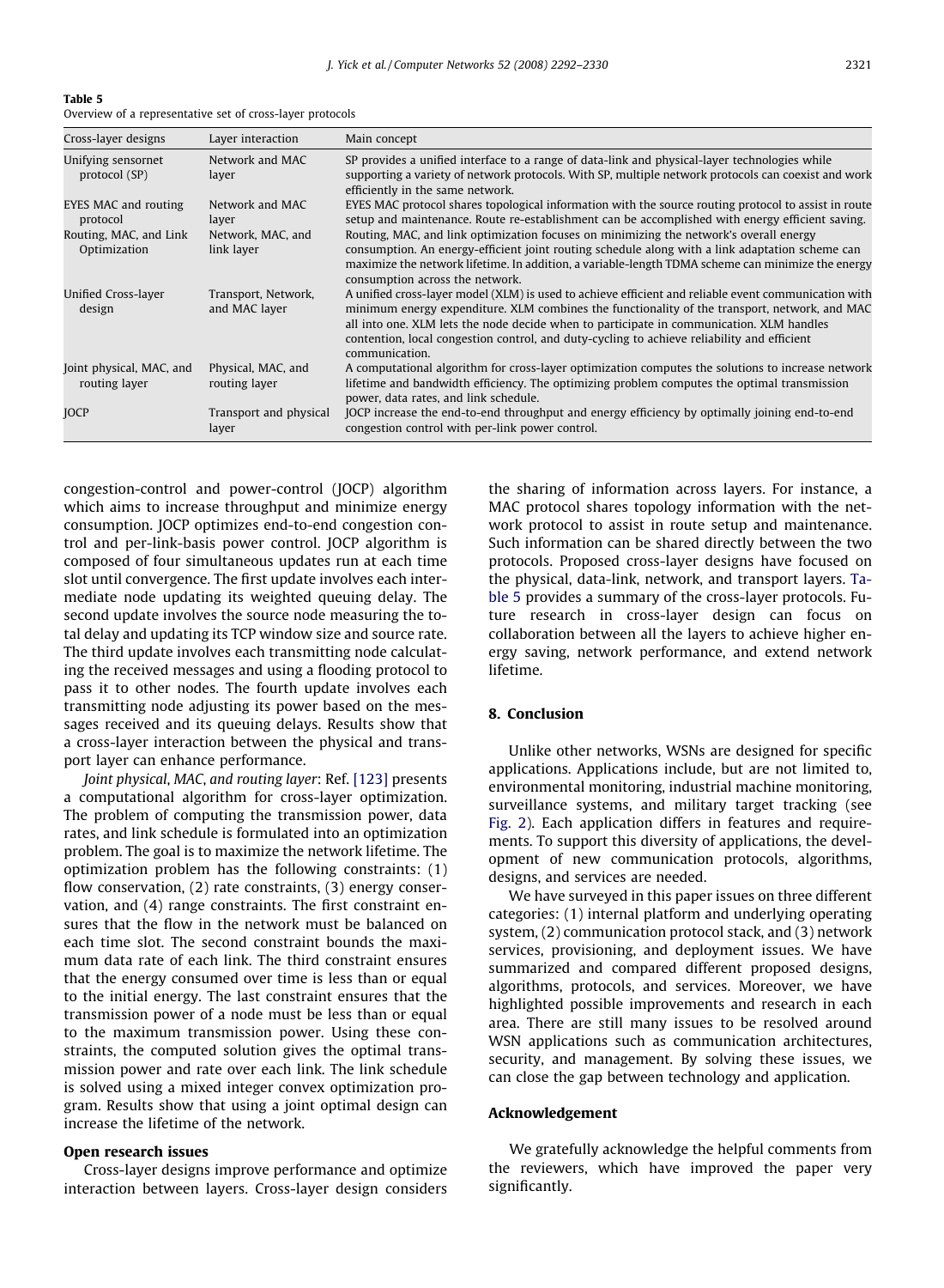Table 5
Overview of a representative set of cross-layer protocols

| Cross-layer designs | Layer interaction | Main concept |
|---|---|---|
| Unifying sensornet protocol (SP) | Network and MAC layer | SP provides a unified interface to a range of data-link and physical-layer technologies while supporting a variety of network protocols. With SP, multiple network protocols can coexist and work efficiently in the same network. |
| EYES MAC and routing protocol | Network and MAC layer | EYES MAC protocol shares topological information with the source routing protocol to assist in route setup and maintenance. Route re-establishment can be accomplished with energy efficient saving. |
| Routing, MAC, and Link Optimization | Network, MAC, and link layer | Routing, MAC, and link optimization focuses on minimizing the network's overall energy consumption. An energy-efficient joint routing schedule along with a link adaptation scheme can maximize the network lifetime. In addition, a variable-length TDMA scheme can minimize the energy consumption across the network. |
| Unified Cross-layer design | Transport, Network, and MAC layer | A unified cross-layer model (XLM) is used to achieve efficient and reliable event communication with minimum energy expenditure. XLM combines the functionality of the transport, network, and MAC all into one. XLM lets the node decide when to participate in communication. XLM handles contention, local congestion control, and duty-cycling to achieve reliability and efficient communication. |
| Joint physical, MAC, and routing layer | Physical, MAC, and routing layer | A computational algorithm for cross-layer optimization computes the solutions to increase network lifetime and bandwidth efficiency. The optimizing problem computes the optimal transmission power, data rates, and link schedule. |
| JOCP | Transport and physical layer | JOCP increase the end-to-end throughput and energy efficiency by optimally joining end-to-end congestion control with per-link power control. |

congestion-control and power-control (JOCP) algorithm which aims to increase throughput and minimize energy consumption. JOCP optimizes end-to-end congestion control and per-link-basis power control. JOCP algorithm is composed of four simultaneous updates run at each time slot until convergence. The first update involves each intermediate node updating its weighted queuing delay. The second update involves the source node measuring the total delay and updating its TCP window size and source rate. The third update involves each transmitting node calculating the received messages and using a flooding protocol to pass it to other nodes. The fourth update involves each transmitting node adjusting its power based on the messages received and its queuing delays. Results show that a cross-layer interaction between the physical and transport layer can enhance performance.

*Joint physical, MAC, and routing layer*: Ref. [123] presents a computational algorithm for cross-layer optimization. The problem of computing the transmission power, data rates, and link schedule is formulated into an optimization problem. The goal is to maximize the network lifetime. The optimization problem has the following constraints: (1) flow conservation, (2) rate constraints, (3) energy conservation, and (4) range constraints. The first constraint ensures that the flow in the network must be balanced on each time slot. The second constraint bounds the maximum data rate of each link. The third constraint ensures that the energy consumed over time is less than or equal to the initial energy. The last constraint ensures that the transmission power of a node must be less than or equal to the maximum transmission power. Using these constraints, the computed solution gives the optimal transmission power and rate over each link. The link schedule is solved using a mixed integer convex optimization program. Results show that using a joint optimal design can increase the lifetime of the network.

**Open research issues**

Cross-layer designs improve performance and optimize interaction between layers. Cross-layer design considers the sharing of information across layers. For instance, a MAC protocol shares topology information with the network protocol to assist in route setup and maintenance. Such information can be shared directly between the two protocols. Proposed cross-layer designs have focused on the physical, data-link, network, and transport layers. Table 5 provides a summary of the cross-layer protocols. Future research in cross-layer design can focus on collaboration between all the layers to achieve higher energy saving, network performance, and extend network lifetime.

## 8. Conclusion

Unlike other networks, WSNs are designed for specific applications. Applications include, but are not limited to, environmental monitoring, industrial machine monitoring, surveillance systems, and military target tracking (see Fig. 2). Each application differs in features and requirements. To support this diversity of applications, the development of new communication protocols, algorithms, designs, and services are needed.

We have surveyed in this paper issues on three different categories: (1) internal platform and underlying operating system, (2) communication protocol stack, and (3) network services, provisioning, and deployment issues. We have summarized and compared different proposed designs, algorithms, protocols, and services. Moreover, we have highlighted possible improvements and research in each area. There are still many issues to be resolved around WSN applications such as communication architectures, security, and management. By solving these issues, we can close the gap between technology and application.

## Acknowledgement

We gratefully acknowledge the helpful comments from the reviewers, which have improved the paper very significantly.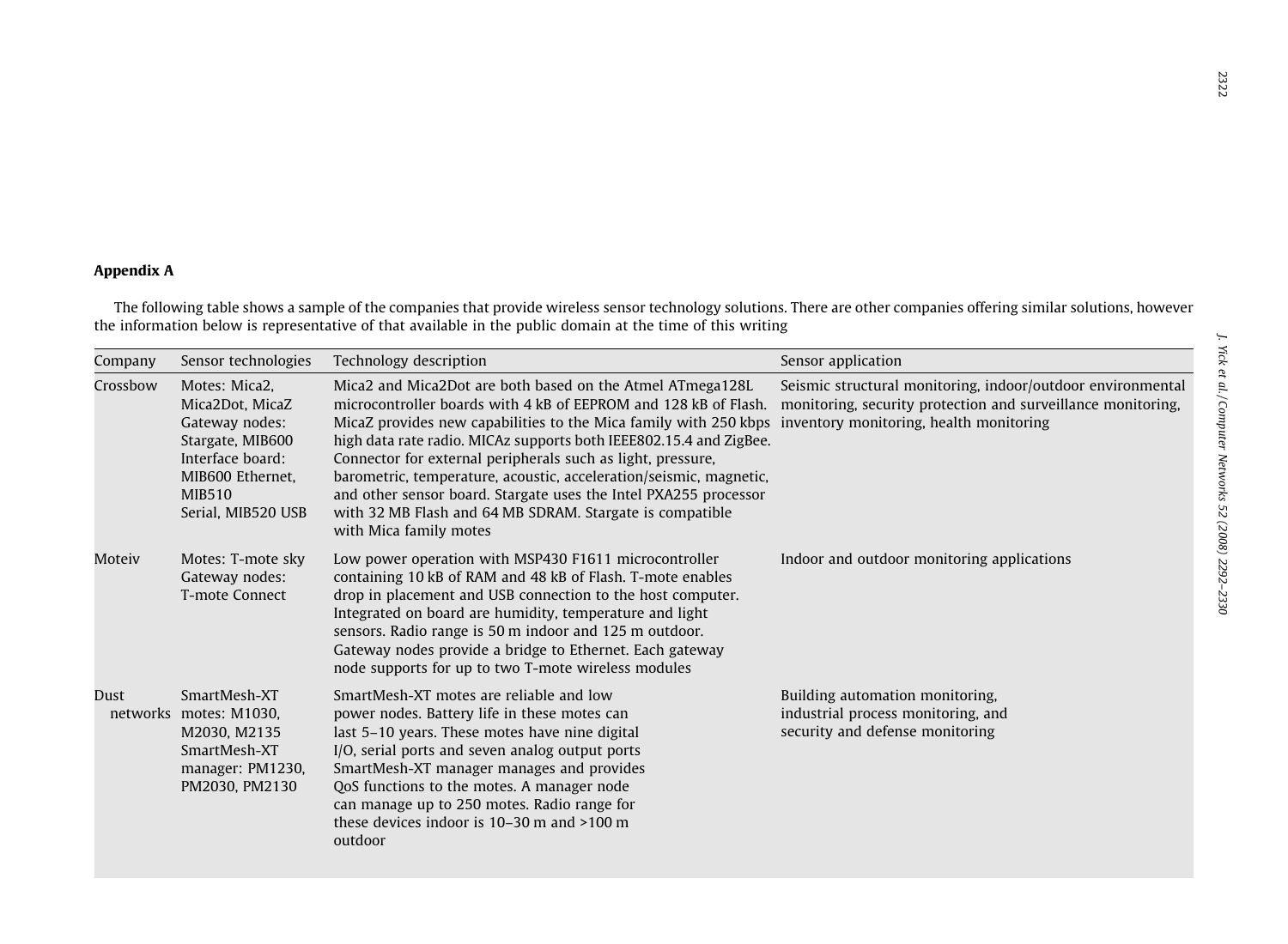## Appendix A

The following table shows a sample of the companies that provide wireless sensor technology solutions. There are other companies offering similar solutions, however the information below is representative of that available in the public domain at the time of this writing

| Company | Sensor technologies | Technology description | Sensor application |
|---|---|---|---|
| Crossbow | Motes: Mica2, Mica2Dot, MicaZ Gateway nodes: Stargate, MIB600 Interface board: MIB600 Ethernet, MIB510 Serial, MIB520 USB | Mica2 and Mica2Dot are both based on the Atmel ATmega128L microcontroller boards with 4 kB of EEPROM and 128 kB of Flash. MicaZ provides new capabilities to the Mica family with 250 kbps high data rate radio. MICAz supports both IEEE802.15.4 and ZigBee. Connector for external peripherals such as light, pressure, barometric, temperature, acoustic, acceleration/seismic, magnetic, and other sensor board. Stargate uses the Intel PXA255 processor with 32 MB Flash and 64 MB SDRAM. Stargate is compatible with Mica family motes | Seismic structural monitoring, indoor/outdoor environmental monitoring, security protection and surveillance monitoring, inventory monitoring, health monitoring |
| Moteiv | Motes: T-mote sky Gateway nodes: T-mote Connect | Low power operation with MSP430 F1611 microcontroller containing 10 kB of RAM and 48 kB of Flash. T-mote enables drop in placement and USB connection to the host computer. Integrated on board are humidity, temperature and light sensors. Radio range is 50 m indoor and 125 m outdoor. Gateway nodes provide a bridge to Ethernet. Each gateway node supports for up to two T-mote wireless modules | Indoor and outdoor monitoring applications |
| Dust networks | SmartMesh-XT motes: M1030, M2030, M2135 SmartMesh-XT manager: PM1230, PM2030, PM2130 | SmartMesh-XT motes are reliable and low power nodes. Battery life in these motes can last 5–10 years. These motes have nine digital I/O, serial ports and seven analog output ports SmartMesh-XT manager manages and provides QoS functions to the motes. A manager node can manage up to 250 motes. Radio range for these devices indoor is 10–30 m and >100 m outdoor | Building automation monitoring, industrial process monitoring, and security and defense monitoring |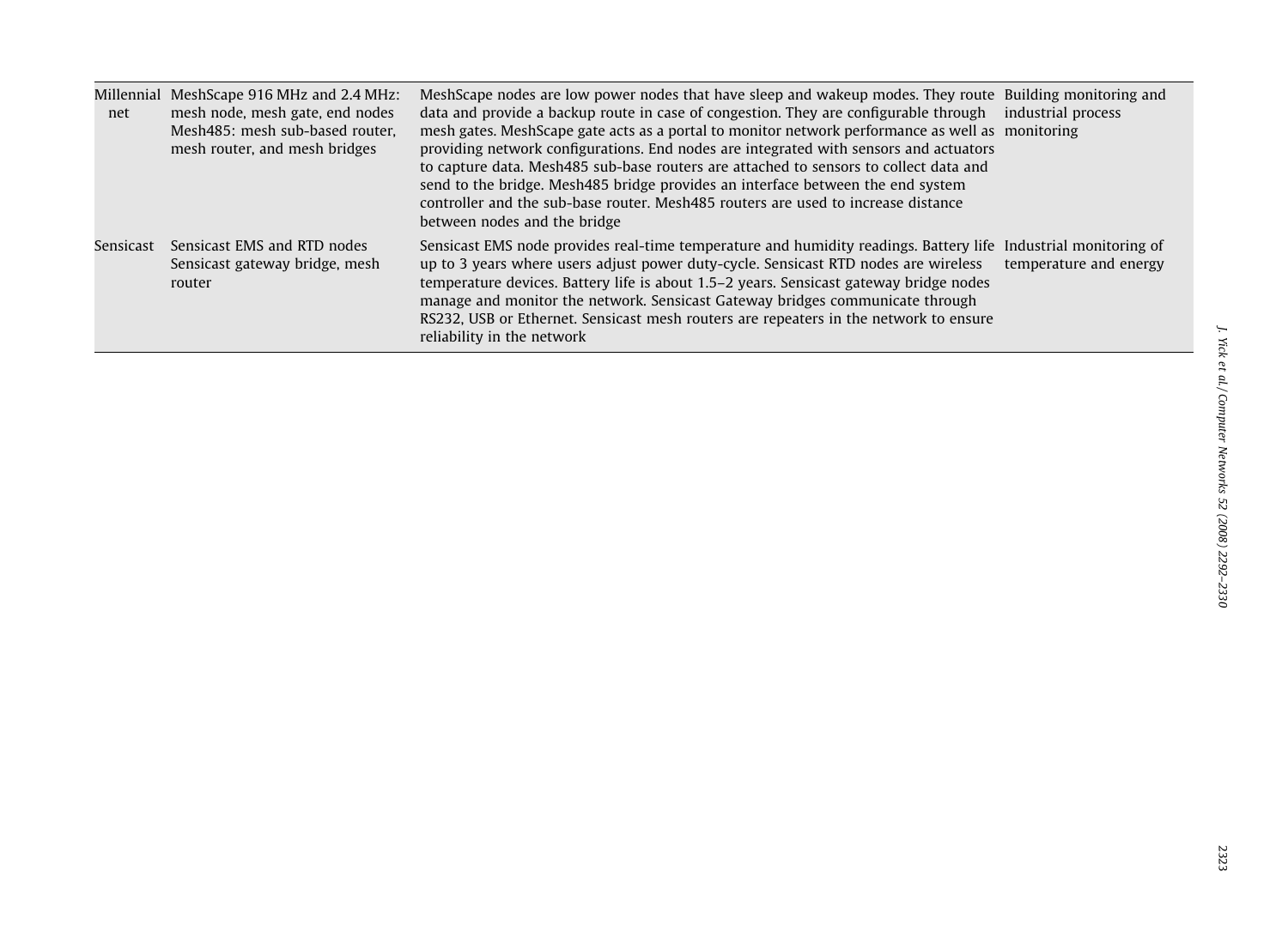| | | | |
|---|---|---|---|
| Millennial net | MeshScape 916 MHz and 2.4 MHz: mesh node, mesh gate, end nodes Mesh485: mesh sub-based router, mesh router, and mesh bridges | MeshScape nodes are low power nodes that have sleep and wakeup modes. They route data and provide a backup route in case of congestion. They are configurable through mesh gates. MeshScape gate acts as a portal to monitor network performance as well as providing network configurations. End nodes are integrated with sensors and actuators to capture data. Mesh485 sub-base routers are attached to sensors to collect data and send to the bridge. Mesh485 bridge provides an interface between the end system controller and the sub-base router. Mesh485 routers are used to increase distance between nodes and the bridge | Building monitoring and industrial process monitoring |
| Sensicast | Sensicast EMS and RTD nodes Sensicast gateway bridge, mesh router | Sensicast EMS node provides real-time temperature and humidity readings. Battery life up to 3 years where users adjust power duty-cycle. Sensicast RTD nodes are wireless temperature devices. Battery life is about 1.5–2 years. Sensicast gateway bridge nodes manage and monitor the network. Sensicast Gateway bridges communicate through RS232, USB or Ethernet. Sensicast mesh routers are repeaters in the network to ensure reliability in the network | Industrial monitoring of temperature and energy |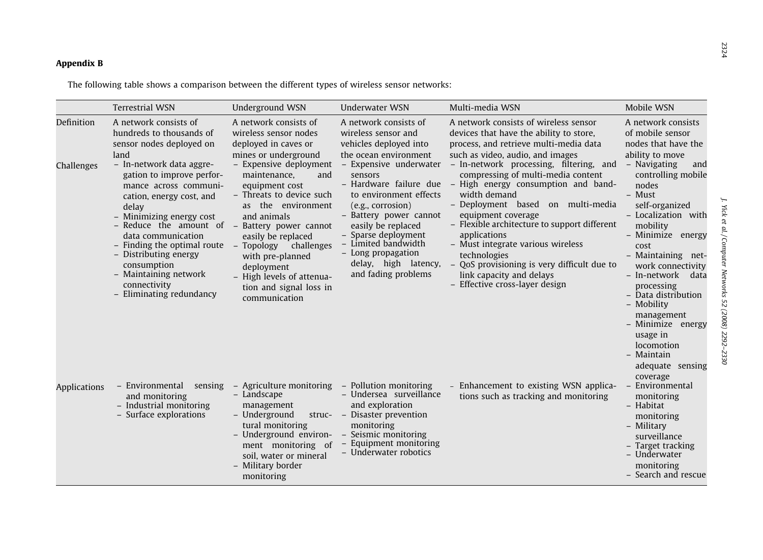## Appendix B

The following table shows a comparison between the different types of wireless sensor networks:

| | Terrestrial WSN | Underground WSN | Underwater WSN | Multi-media WSN | Mobile WSN |
|---|---|---|---|---|---|
| Definition | A network consists of hundreds to thousands of sensor nodes deployed on land | A network consists of wireless sensor nodes deployed in caves or mines or underground | A network consists of wireless sensor and vehicles deployed into the ocean environment | A network consists of wireless sensor devices that have the ability to store, process, and retrieve multi-media data such as video, audio, and images | A network consists of mobile sensor nodes that have the ability to move |
| Challenges | – In-network data aggregation to improve performance across communication, energy cost, and delay<br>– Minimizing energy cost<br>– Reduce the amount of data communication<br>– Finding the optimal route<br>– Distributing energy consumption<br>– Maintaining network connectivity<br>– Eliminating redundancy | – Expensive deployment maintenance, and equipment cost<br>– Threats to device such as the environment and animals<br>– Battery power cannot easily be replaced<br>– Topology challenges with pre-planned deployment<br>– High levels of attenuation and signal loss in communication | – Expensive underwater sensors<br>– Hardware failure due to environment effects (e.g., corrosion)<br>– Battery power cannot easily be replaced<br>– Sparse deployment<br>– Limited bandwidth<br>– Long propagation delay, high latency, and fading problems | – In-network processing, filtering, and compressing of multi-media content<br>– High energy consumption and bandwidth demand<br>– Deployment based on multi-media equipment coverage<br>– Flexible architecture to support different applications<br>– Must integrate various wireless technologies<br>– QoS provisioning is very difficult due to link capacity and delays<br>– Effective cross-layer design | – Navigating and controlling mobile nodes<br>– Must self-organized<br>– Localization with mobility<br>– Minimize energy cost<br>– Maintaining network connectivity<br>– In-network data processing<br>– Data distribution<br>– Mobility management<br>– Minimize energy usage in locomotion<br>– Maintain adequate sensing coverage |
| Applications | – Environmental sensing and monitoring<br>– Industrial monitoring<br>– Surface explorations | – Agriculture monitoring<br>– Landscape management<br>– Underground structural monitoring<br>– Underground environment monitoring of soil, water or mineral<br>– Military border monitoring | – Pollution monitoring<br>– Undersea surveillance and exploration<br>– Disaster prevention monitoring<br>– Seismic monitoring<br>– Equipment monitoring<br>– Underwater robotics | – Enhancement to existing WSN applications such as tracking and monitoring | – Environmental monitoring<br>– Habitat monitoring<br>– Military surveillance<br>– Target tracking<br>– Underwater monitoring<br>– Search and rescue |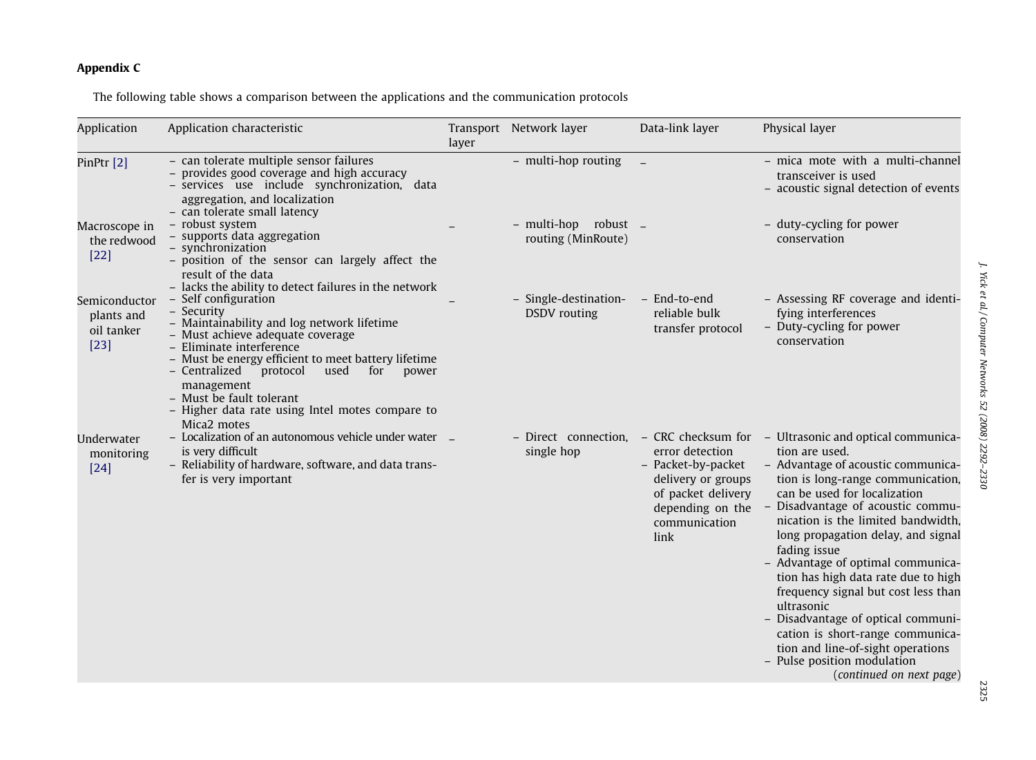## Appendix C

The following table shows a comparison between the applications and the communication protocols

| Application | Application characteristic | Transport layer | Network layer | Data-link layer | Physical layer |
|---|---|---|---|---|---|
| PinPtr [2] | – can tolerate multiple sensor failures<br>– provides good coverage and high accuracy<br>– services use include synchronization, data aggregation, and localization<br>– can tolerate small latency | | – multi-hop routing | – | – mica mote with a multi-channel transceiver is used<br>– acoustic signal detection of events |
| Macroscope in the redwood [22] | – robust system<br>– supports data aggregation<br>– synchronization<br>– position of the sensor can largely affect the result of the data<br>– lacks the ability to detect failures in the network | – | – multi-hop robust routing (MinRoute) | – | – duty-cycling for power conservation |
| Semiconductor plants and oil tanker [23] | – Self configuration<br>– Security<br>– Maintainability and log network lifetime<br>– Must achieve adequate coverage<br>– Eliminate interference<br>– Must be energy efficient to meet battery lifetime<br>– Centralized protocol used for power management<br>– Must be fault tolerant<br>– Higher data rate using Intel motes compare to Mica2 motes | – | – Single-destination-DSDV routing | – End-to-end reliable bulk transfer protocol | – Assessing RF coverage and identifying interferences<br>– Duty-cycling for power conservation |
| Underwater monitoring [24] | – Localization of an autonomous vehicle under water is very difficult<br>– Reliability of hardware, software, and data transfer is very important | – | – Direct connection, single hop | – CRC checksum for error detection<br>– Packet-by-packet delivery or groups of packet delivery depending on the communication link | – Ultrasonic and optical communication are used.<br>– Advantage of acoustic communication is long-range communication, can be used for localization<br>– Disadvantage of acoustic communication is the limited bandwidth, long propagation delay, and signal fading issue<br>– Advantage of optimal communication has high data rate due to high frequency signal but cost less than ultrasonic<br>– Disadvantage of optical communication is short-range communication and line-of-sight operations<br>– Pulse position modulation |

(*continued on next page*)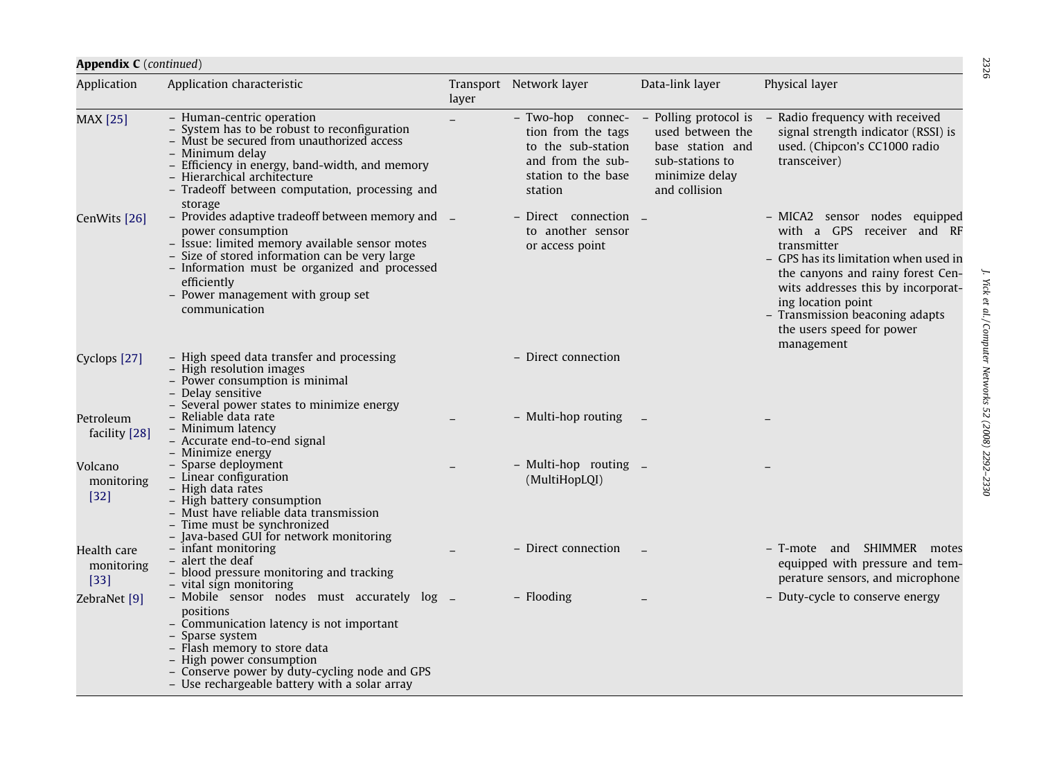**Appendix C** (*continued*)

| Application | Application characteristic | Transport layer | Network layer | Data-link layer | Physical layer |
|---|---|---|---|---|---|
| MAX [25] | – Human-centric operation<br>– System has to be robust to reconfiguration<br>– Must be secured from unauthorized access<br>– Minimum delay<br>– Efficiency in energy, band-width, and memory<br>– Hierarchical architecture<br>– Tradeoff between computation, processing and storage | – | – Two-hop connection from the tags to the sub-station and from the sub-station to the base station | – Polling protocol is used between the base station and sub-stations to minimize delay and collision | – Radio frequency with received signal strength indicator (RSSI) is used. (Chipcon's CC1000 radio transceiver) |
| CenWits [26] | – Provides adaptive tradeoff between memory and power consumption<br>– Issue: limited memory available sensor motes<br>– Size of stored information can be very large<br>– Information must be organized and processed efficiently<br>– Power management with group set communication | – | – Direct connection to another sensor or access point | – | – MICA2 sensor nodes equipped with a GPS receiver and RF transmitter<br>– GPS has its limitation when used in the canyons and rainy forest Cenwits addresses this by incorporating location point<br>– Transmission beaconing adapts the users speed for power management |
| Cyclops [27] | – High speed data transfer and processing<br>– High resolution images<br>– Power consumption is minimal<br>– Delay sensitive<br>– Several power states to minimize energy | | – Direct connection | | |
| Petroleum facility [28] | – Reliable data rate<br>– Minimum latency<br>– Accurate end-to-end signal<br>– Minimize energy | – | – Multi-hop routing | – | – |
| Volcano monitoring [32] | – Sparse deployment<br>– Linear configuration<br>– High data rates<br>– High battery consumption<br>– Must have reliable data transmission<br>– Time must be synchronized<br>– Java-based GUI for network monitoring | – | – Multi-hop routing (MultiHopLQI) | – | – |
| Health care monitoring [33] | – infant monitoring<br>– alert the deaf<br>– blood pressure monitoring and tracking<br>– vital sign monitoring | – | – Direct connection | – | – T-mote and SHIMMER motes equipped with pressure and temperature sensors, and microphone |
| ZebraNet [9] | – Mobile sensor nodes must accurately log positions<br>– Communication latency is not important<br>– Sparse system<br>– Flash memory to store data<br>– High power consumption<br>– Conserve power by duty-cycling node and GPS<br>– Use rechargeable battery with a solar array | – | – Flooding | – | – Duty-cycle to conserve energy |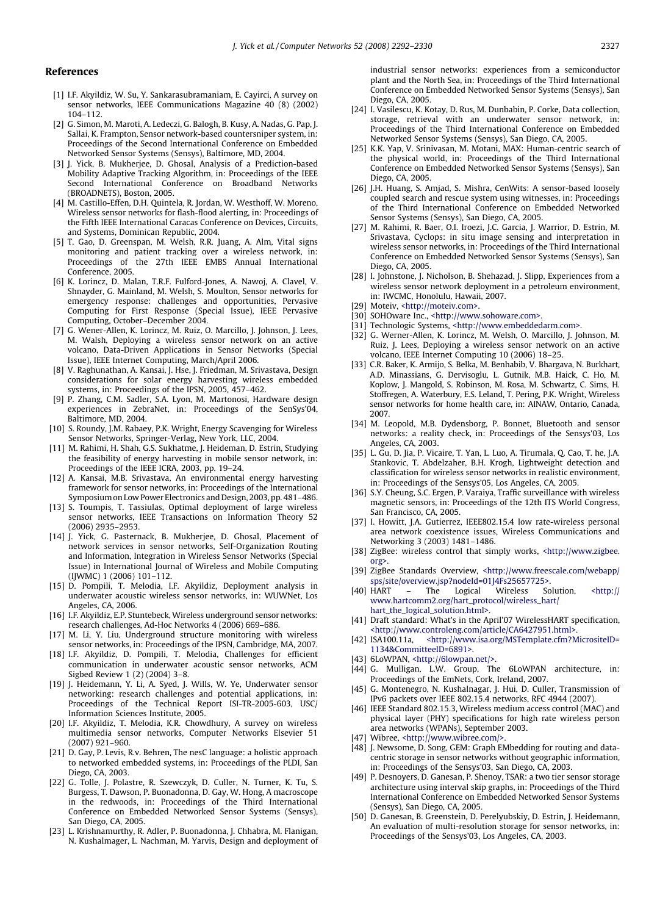## References

[1] I.F. Akyildiz, W. Su, Y. Sankarasubramaniam, E. Cayirci, A survey on sensor networks, IEEE Communications Magazine 40 (8) (2002) 104–112.

[2] G. Simon, M. Maroti, A. Ledeczi, G. Balogh, B. Kusy, A. Nadas, G. Pap, J. Sallai, K. Frampton, Sensor network-based countersniper system, in: Proceedings of the Second International Conference on Embedded Networked Sensor Systems (Sensys), Baltimore, MD, 2004.

[3] J. Yick, B. Mukherjee, D. Ghosal, Analysis of a Prediction-based Mobility Adaptive Tracking Algorithm, in: Proceedings of the IEEE Second International Conference on Broadband Networks (BROADNETS), Boston, 2005.

[4] M. Castillo-Effen, D.H. Quintela, R. Jordan, W. Westhoff, W. Moreno, Wireless sensor networks for flash-flood alerting, in: Proceedings of the Fifth IEEE International Caracas Conference on Devices, Circuits, and Systems, Dominican Republic, 2004.

[5] T. Gao, D. Greenspan, M. Welsh, R.R. Juang, A. Alm, Vital signs monitoring and patient tracking over a wireless network, in: Proceedings of the 27th IEEE EMBS Annual International Conference, 2005.

[6] K. Lorincz, D. Malan, T.R.F. Fulford-Jones, A. Nawoj, A. Clavel, V. Shnayder, G. Mainland, M. Welsh, S. Moulton, Sensor networks for emergency response: challenges and opportunities, Pervasive Computing for First Response (Special Issue), IEEE Pervasive Computing, October–December 2004.

[7] G. Wener-Allen, K. Lorincz, M. Ruiz, O. Marcillo, J. Johnson, J. Lees, M. Walsh, Deploying a wireless sensor network on an active volcano, Data-Driven Applications in Sensor Networks (Special Issue), IEEE Internet Computing, March/April 2006.

[8] V. Raghunathan, A. Kansai, J. Hse, J. Friedman, M. Srivastava, Design considerations for solar energy harvesting wireless embedded systems, in: Proceedings of the IPSN, 2005, 457–462.

[9] P. Zhang, C.M. Sadler, S.A. Lyon, M. Martonosi, Hardware design experiences in ZebraNet, in: Proceedings of the SenSys'04, Baltimore, MD, 2004.

[10] S. Roundy, J.M. Rabaey, P.K. Wright, Energy Scavenging for Wireless Sensor Networks, Springer-Verlag, New York, LLC, 2004.

[11] M. Rahimi, H. Shah, G.S. Sukhatme, J. Heideman, D. Estrin, Studying the feasibility of energy harvesting in mobile sensor network, in: Proceedings of the IEEE ICRA, 2003, pp. 19–24.

[12] A. Kansai, M.B. Srivastava, An environmental energy harvesting framework for sensor networks, in: Proceedings of the International Symposium on Low Power Electronics and Design, 2003, pp. 481–486.

[13] S. Toumpis, T. Tassiulas, Optimal deployment of large wireless sensor networks, IEEE Transactions on Information Theory 52 (2006) 2935–2953.

[14] J. Yick, G. Pasternack, B. Mukherjee, D. Ghosal, Placement of network services in sensor networks, Self-Organization Routing and Information, Integration in Wireless Sensor Networks (Special Issue) in International Journal of Wireless and Mobile Computing (IJWMC) 1 (2006) 101–112.

[15] D. Pompili, T. Melodia, I.F. Akyildiz, Deployment analysis in underwater acoustic wireless sensor networks, in: WUWNet, Los Angeles, CA, 2006.

[16] I.F. Akyildiz, E.P. Stuntebeck, Wireless underground sensor networks: research challenges, Ad-Hoc Networks 4 (2006) 669–686.

[17] M. Li, Y. Liu, Underground structure monitoring with wireless sensor networks, in: Proceedings of the IPSN, Cambridge, MA, 2007.

[18] I.F. Akyildiz, D. Pompili, T. Melodia, Challenges for efficient communication in underwater acoustic sensor networks, ACM Sigbed Review 1 (2) (2004) 3–8.

[19] J. Heidemann, Y. Li, A. Syed, J. Wills, W. Ye, Underwater sensor networking: research challenges and potential applications, in: Proceedings of the Technical Report ISI-TR-2005-603, USC/Information Sciences Institute, 2005.

[20] I.F. Akyildiz, T. Melodia, K.R. Chowdhury, A survey on wireless multimedia sensor networks, Computer Networks Elsevier 51 (2007) 921–960.

[21] D. Gay, P. Levis, R.v. Behren, The nesC language: a holistic approach to networked embedded systems, in: Proceedings of the PLDI, San Diego, CA, 2003.

[22] G. Tolle, J. Polastre, R. Szewczyk, D. Culler, N. Turner, K. Tu, S. Burgess, T. Dawson, P. Buonadonna, D. Gay, W. Hong, A macroscope in the redwoods, in: Proceedings of the Third International Conference on Embedded Networked Sensor Systems (Sensys), San Diego, CA, 2005.

[23] L. Krishnamurthy, R. Adler, P. Buonadonna, J. Chhabra, M. Flanigan, N. Kushalmager, L. Nachman, M. Yarvis, Design and deployment of industrial sensor networks: experiences from a semiconductor plant and the North Sea, in: Proceedings of the Third International Conference on Embedded Networked Sensor Systems (Sensys), San Diego, CA, 2005.

[24] I. Vasilescu, K. Kotay, D. Rus, M. Dunbabin, P. Corke, Data collection, storage, retrieval with an underwater sensor network, in: Proceedings of the Third International Conference on Embedded Networked Sensor Systems (Sensys), San Diego, CA, 2005.

[25] K.K. Yap, V. Srinivasan, M. Motani, MAX: Human-centric search of the physical world, in: Proceedings of the Third International Conference on Embedded Networked Sensor Systems (Sensys), San Diego, CA, 2005.

[26] J.H. Huang, S. Amjad, S. Mishra, CenWits: A sensor-based loosely coupled search and rescue system using witnesses, in: Proceedings of the Third International Conference on Embedded Networked Sensor Systems (Sensys), San Diego, CA, 2005.

[27] M. Rahimi, R. Baer, O.I. Iroezi, J.C. Garcia, J. Warrior, D. Estrin, M. Srivastava, Cyclops: in situ image sensing and interpretation in wireless sensor networks, in: Proceedings of the Third International Conference on Embedded Networked Sensor Systems (Sensys), San Diego, CA, 2005.

[28] I. Johnstone, J. Nicholson, B. Shehazad, J. Slipp, Experiences from a wireless sensor network deployment in a petroleum environment, in: IWCMC, Honolulu, Hawaii, 2007.

[29] Moteiv, <http://moteiv.com>.

[30] SOHOware Inc., <http://www.sohoware.com>.

[31] Technologic Systems, <http://www.embeddedarm.com>.

[32] G. Werner-Allen, K. Lorincz, M. Welsh, O. Marcillo, J. Johnson, M. Ruiz, J. Lees, Deploying a wireless sensor network on an active volcano, IEEE Internet Computing 10 (2006) 18–25.

[33] C.R. Baker, K. Armijo, S. Belka, M. Benhabib, V. Bhargava, N. Burkhart, A.D. Minassians, G. Dervisoglu, L. Gutnik, M.B. Haick, C. Ho, M. Koplow, J. Mangold, S. Robinson, M. Rosa, M. Schwartz, C. Sims, H. Stoffregen, A. Waterbury, E.S. Leland, T. Pering, P.K. Wright, Wireless sensor networks for home health care, in: AINAW, Ontario, Canada, 2007.

[34] M. Leopold, M.B. Dydensborg, P. Bonnet, Bluetooth and sensor networks: a reality check, in: Proceedings of the Sensys'03, Los Angeles, CA, 2003.

[35] L. Gu, D. Jia, P. Vicaire, T. Yan, L. Luo, A. Tirumala, Q. Cao, T. he, J.A. Stankovic, T. Abdelzaher, B.H. Krogh, Lightweight detection and classification for wireless sensor networks in realistic environment, in: Proceedings of the Sensys'05, Los Angeles, CA, 2005.

[36] S.Y. Cheung, S.C. Ergen, P. Varaiya, Traffic surveillance with wireless magnetic sensors, in: Proceedings of the 12th ITS World Congress, San Francisco, CA, 2005.

[37] I. Howitt, J.A. Gutierrez, IEEE802.15.4 low rate-wireless personal area network coexistence issues, Wireless Communications and Networking 3 (2003) 1481–1486.

[38] ZigBee: wireless control that simply works, <http://www.zigbee.org>.

[39] ZigBee Standards Overview, <http://www.freescale.com/webapp/sps/site/overview.jsp?nodeId=01J4Fs25657725>.

[40] HART – The Logical Wireless Solution, <http://www.hartcomm2.org/hart_protocol/wireless_hart/hart_the_logical_solution.html>.

[41] Draft standard: What's in the April'07 WirelessHART specification, <http://www.controleng.com/article/CA6427951.html>.

[42] ISA100.11a, <http://www.isa.org/MSTemplate.cfm?MicrositeID=1134&CommitteeID=6891>.

[43] 6LoWPAN, <http://6lowpan.net/>.

[44] G. Mulligan, L.W. Group, The 6LoWPAN architecture, in: Proceedings of the EmNets, Cork, Ireland, 2007.

[45] G. Montenegro, N. Kushalnagar, J. Hui, D. Culler, Transmission of IPv6 packets over IEEE 802.15.4 networks, RFC 4944 (2007).

[46] IEEE Standard 802.15.3, Wireless medium access control (MAC) and physical layer (PHY) specifications for high rate wireless person area networks (WPANs), September 2003.

[47] Wibree, <http://www.wibree.com/>.

[48] J. Newsome, D. Song, GEM: Graph EMbedding for routing and data-centric storage in sensor networks without geographic information, in: Proceedings of the Sensys'03, San Diego, CA, 2003.

[49] P. Desnoyers, D. Ganesan, P. Shenoy, TSAR: a two tier sensor storage architecture using interval skip graphs, in: Proceedings of the Third International Conference on Embedded Networked Sensor Systems (Sensys), San Diego, CA, 2005.

[50] D. Ganesan, B. Greenstein, D. Perelyubskiy, D. Estrin, J. Heidemann, An evaluation of multi-resolution storage for sensor networks, in: Proceedings of the Sensys'03, Los Angeles, CA, 2003.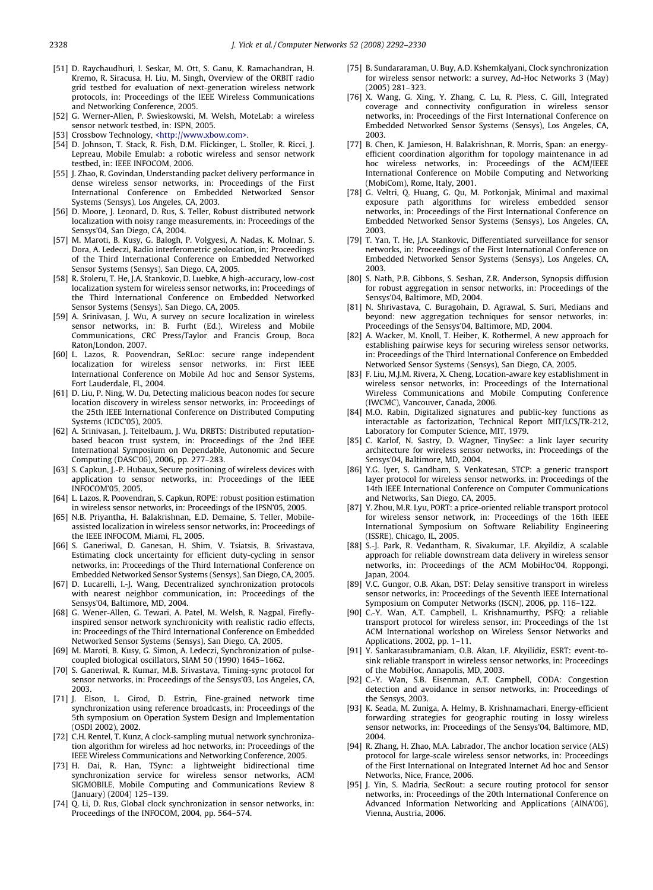[51] D. Raychaudhuri, I. Seskar, M. Ott, S. Ganu, K. Ramachandran, H. Kremo, R. Siracusa, H. Liu, M. Singh, Overview of the ORBIT radio grid testbed for evaluation of next-generation wireless network protocols, in: Proceedings of the IEEE Wireless Communications and Networking Conference, 2005.

[52] G. Werner-Allen, P. Swieskowski, M. Welsh, MoteLab: a wireless sensor network testbed, in: ISPN, 2005.

[53] Crossbow Technology, <http://www.xbow.com>.

[54] D. Johnson, T. Stack, R. Fish, D.M. Flickinger, L. Stoller, R. Ricci, J. Lepreau, Mobile Emulab: a robotic wireless and sensor network testbed, in: IEEE INFOCOM, 2006.

[55] J. Zhao, R. Govindan, Understanding packet delivery performance in dense wireless sensor networks, in: Proceedings of the First International Conference on Embedded Networked Sensor Systems (Sensys), Los Angeles, CA, 2003.

[56] D. Moore, J. Leonard, D. Rus, S. Teller, Robust distributed network localization with noisy range measurements, in: Proceedings of the Sensys'04, San Diego, CA, 2004.

[57] M. Maroti, B. Kusy, G. Balogh, P. Volgyesi, A. Nadas, K. Molnar, S. Dora, A. Ledeczi, Radio interferometric geolocation, in: Proceedings of the Third International Conference on Embedded Networked Sensor Systems (Sensys), San Diego, CA, 2005.

[58] R. Stoleru, T. He, J.A. Stankovic, D. Luebke, A high-accuracy, low-cost localization system for wireless sensor networks, in: Proceedings of the Third International Conference on Embedded Networked Sensor Systems (Sensys), San Diego, CA, 2005.

[59] A. Srinivasan, J. Wu, A survey on secure localization in wireless sensor networks, in: B. Furht (Ed.), Wireless and Mobile Communications, CRC Press/Taylor and Francis Group, Boca Raton/London, 2007.

[60] L. Lazos, R. Poovendran, SeRLoc: secure range independent localization for wireless sensor networks, in: First IEEE International Conference on Mobile Ad hoc and Sensor Systems, Fort Lauderdale, FL, 2004.

[61] D. Liu, P. Ning, W. Du, Detecting malicious beacon nodes for secure location discovery in wireless sensor networks, in: Proceedings of the 25th IEEE International Conference on Distributed Computing Systems (ICDC'05), 2005.

[62] A. Srinivasan, J. Teitelbaum, J. Wu, DRBTS: Distributed reputation-based beacon trust system, in: Proceedings of the 2nd IEEE International Symposium on Dependable, Autonomic and Secure Computing (DASC'06), 2006, pp. 277–283.

[63] S. Capkun, J.-P. Hubaux, Secure positioning of wireless devices with application to sensor networks, in: Proceedings of the IEEE INFOCOM'05, 2005.

[64] L. Lazos, R. Poovendran, S. Capkun, ROPE: robust position estimation in wireless sensor networks, in: Proceedings of the IPSN'05, 2005.

[65] N.B. Priyantha, H. Balakrishnan, E.D. Demaine, S. Teller, Mobile-assisted localization in wireless sensor networks, in: Proceedings of the IEEE INFOCOM, Miami, FL, 2005.

[66] S. Ganeriwal, D. Ganesan, H. Shim, V. Tsiatsis, B. Srivastava, Estimating clock uncertainty for efficient duty-cycling in sensor networks, in: Proceedings of the Third International Conference on Embedded Networked Sensor Systems (Sensys), San Diego, CA, 2005.

[67] D. Lucarelli, I.-J. Wang, Decentralized synchronization protocols with nearest neighbor communication, in: Proceedings of the Sensys'04, Baltimore, MD, 2004.

[68] G. Wener-Allen, G. Tewari, A. Patel, M. Welsh, R. Nagpal, Firefly-inspired sensor network synchronicity with realistic radio effects, in: Proceedings of the Third International Conference on Embedded Networked Sensor Systems (Sensys), San Diego, CA, 2005.

[69] M. Maroti, B. Kusy, G. Simon, A. Ledeczi, Synchronization of pulse-coupled biological oscillators, SIAM 50 (1990) 1645–1662.

[70] S. Ganeriwal, R. Kumar, M.B. Srivastava, Timing-sync protocol for sensor networks, in: Proceedings of the Sensys'03, Los Angeles, CA, 2003.

[71] J. Elson, L. Girod, D. Estrin, Fine-grained network time synchronization using reference broadcasts, in: Proceedings of the 5th symposium on Operation System Design and Implementation (OSDI 2002), 2002.

[72] C.H. Rentel, T. Kunz, A clock-sampling mutual network synchronization algorithm for wireless ad hoc networks, in: Proceedings of the IEEE Wireless Communications and Networking Conference, 2005.

[73] H. Dai, R. Han, TSync: a lightweight bidirectional time synchronization service for wireless sensor networks, ACM SIGMOBILE, Mobile Computing and Communications Review 8 (January) (2004) 125–139.

[74] Q. Li, D. Rus, Global clock synchronization in sensor networks, in: Proceedings of the INFOCOM, 2004, pp. 564–574.

[75] B. Sundararaman, U. Buy, A.D. Kshemkalyani, Clock synchronization for wireless sensor network: a survey, Ad-Hoc Networks 3 (May) (2005) 281–323.

[76] X. Wang, G. Xing, Y. Zhang, C. Lu, R. Pless, C. Gill, Integrated coverage and connectivity configuration in wireless sensor networks, in: Proceedings of the First International Conference on Embedded Networked Sensor Systems (Sensys), Los Angeles, CA, 2003.

[77] B. Chen, K. Jamieson, H. Balakrishnan, R. Morris, Span: an energy-efficient coordination algorithm for topology maintenance in ad hoc wireless networks, in: Proceedings of the ACM/IEEE International Conference on Mobile Computing and Networking (MobiCom), Rome, Italy, 2001.

[78] G. Veltri, Q. Huang, G. Qu, M. Potkonjak, Minimal and maximal exposure path algorithms for wireless embedded sensor networks, in: Proceedings of the First International Conference on Embedded Networked Sensor Systems (Sensys), Los Angeles, CA, 2003.

[79] T. Yan, T. He, J.A. Stankovic, Differentiated surveillance for sensor networks, in: Proceedings of the First International Conference on Embedded Networked Sensor Systems (Sensys), Los Angeles, CA, 2003.

[80] S. Nath, P.B. Gibbons, S. Seshan, Z.R. Anderson, Synopsis diffusion for robust aggregation in sensor networks, in: Proceedings of the Sensys'04, Baltimore, MD, 2004.

[81] N. Shrivastava, C. Buragohain, D. Agrawal, S. Suri, Medians and beyond: new aggregation techniques for sensor networks, in: Proceedings of the Sensys'04, Baltimore, MD, 2004.

[82] A. Wacker, M. Knoll, T. Heiber, K. Rothermel, A new approach for establishing pairwise keys for securing wireless sensor networks, in: Proceedings of the Third International Conference on Embedded Networked Sensor Systems (Sensys), San Diego, CA, 2005.

[83] F. Liu, M.J.M. Rivera, X. Cheng, Location-aware key establishment in wireless sensor networks, in: Proceedings of the International Wireless Communications and Mobile Computing Conference (IWCMC), Vancouver, Canada, 2006.

[84] M.O. Rabin, Digitalized signatures and public-key functions as interactable as factorization, Technical Report MIT/LCS/TR-212, Laboratory for Computer Science, MIT, 1979.

[85] C. Karlof, N. Sastry, D. Wagner, TinySec: a link layer security architecture for wireless sensor networks, in: Proceedings of the Sensys'04, Baltimore, MD, 2004.

[86] Y.G. Iyer, S. Gandham, S. Venkatesan, STCP: a generic transport layer protocol for wireless sensor networks, in: Proceedings of the 14th IEEE International Conference on Computer Communications and Networks, San Diego, CA, 2005.

[87] Y. Zhou, M.R. Lyu, PORT: a price-oriented reliable transport protocol for wireless sensor network, in: Proceedings of the 16th IEEE International Symposium on Software Reliability Engineering (ISSRE), Chicago, IL, 2005.

[88] S.-J. Park, R. Vedantham, R. Sivakumar, I.F. Akyildiz, A scalable approach for reliable downstream data delivery in wireless sensor networks, in: Proceedings of the ACM MobiHoc'04, Roppongi, Japan, 2004.

[89] V.C. Gungor, O.B. Akan, DST: Delay sensitive transport in wireless sensor networks, in: Proceedings of the Seventh IEEE International Symposium on Computer Networks (ISCN), 2006, pp. 116–122.

[90] C.-Y. Wan, A.T. Campbell, L. Krishnamurthy, PSFQ: a reliable transport protocol for wireless sensor, in: Proceedings of the 1st ACM International workshop on Wireless Sensor Networks and Applications, 2002, pp. 1–11.

[91] Y. Sankarasubramaniam, O.B. Akan, I.F. Akyilidiz, ESRT: event-to-sink reliable transport in wireless sensor networks, in: Proceedings of the MobiHoc, Annapolis, MD, 2003.

[92] C.-Y. Wan, S.B. Eisenman, A.T. Campbell, CODA: Congestion detection and avoidance in sensor networks, in: Proceedings of the Sensys, 2003.

[93] K. Seada, M. Zuniga, A. Helmy, B. Krishnamachari, Energy-efficient forwarding strategies for geographic routing in lossy wireless sensor networks, in: Proceedings of the Sensys'04, Baltimore, MD, 2004.

[94] R. Zhang, H. Zhao, M.A. Labrador, The anchor location service (ALS) protocol for large-scale wireless sensor networks, in: Proceedings of the First International on Integrated Internet Ad hoc and Sensor Networks, Nice, France, 2006.

[95] J. Yin, S. Madria, SecRout: a secure routing protocol for sensor networks, in: Proceedings of the 20th International Conference on Advanced Information Networking and Applications (AINA'06), Vienna, Austria, 2006.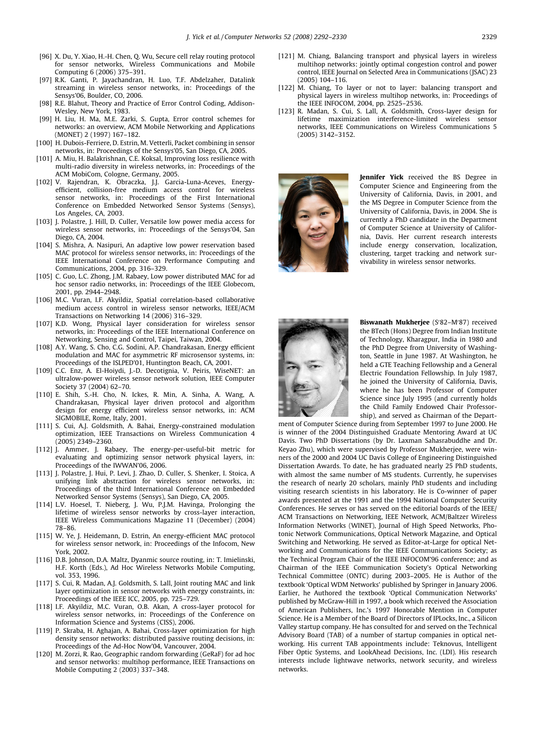[96] X. Du, Y. Xiao, H.-H. Chen, Q. Wu, Secure cell relay routing protocol for sensor networks, Wireless Communications and Mobile Computing 6 (2006) 375–391.

[97] R.K. Ganti, P. Jayachandran, H. Luo, T.F. Abdelzaher, Datalink streaming in wireless sensor networks, in: Proceedings of the Sensys'06, Boulder, CO, 2006.

[98] R.E. Blahut, Theory and Practice of Error Control Coding, Addison-Wesley, New York, 1983.

[99] H. Liu, H. Ma, M.E. Zarki, S. Gupta, Error control schemes for networks: an overview, ACM Mobile Networking and Applications (MONET) 2 (1997) 167–182.

[100] H. Dubois-Ferriere, D. Estrin, M. Vetterli, Packet combining in sensor networks, in: Proceedings of the Sensys'05, San Diego, CA, 2005.

[101] A. Miu, H. Balakrishnan, C.E. Koksal, Improving loss resilience with multi-radio diversity in wireless networks, in: Proceedings of the ACM MobiCom, Cologne, Germany, 2005.

[102] V. Rajendran, K. Obraczka, J.J. Garcia-Luna-Aceves, Energy-efficient, collision-free medium access control for wireless sensor networks, in: Proceedings of the First International Conference on Embedded Networked Sensor Systems (Sensys), Los Angeles, CA, 2003.

[103] J. Polastre, J. Hill, D. Culler, Versatile low power media access for wireless sensor networks, in: Proceedings of the Sensys'04, San Diego, CA, 2004.

[104] S. Mishra, A. Nasipuri, An adaptive low power reservation based MAC protocol for wireless sensor networks, in: Proceedings of the IEEE International Conference on Performance Computing and Communications, 2004, pp. 316–329.

[105] C. Guo, L.C. Zhong, J.M. Rabaey, Low power distributed MAC for ad hoc sensor radio networks, in: Proceedings of the IEEE Globecom, 2001, pp. 2944–2948.

[106] M.C. Vuran, I.F. Akyildiz, Spatial correlation-based collaborative medium access control in wireless sensor networks, IEEE/ACM Transactions on Networking 14 (2006) 316–329.

[107] K.D. Wong, Physical layer consideration for wireless sensor networks, in: Proceedings of the IEEE International Conference on Networking, Sensing and Control, Taipei, Taiwan, 2004.

[108] A.Y. Wang, S. Cho, C.G. Sodini, A.P. Chandrakasan, Energy efficient modulation and MAC for asymmetric RF microsensor systems, in: Proceedings of the ISLPED'01, Huntington Beach, CA, 2001.

[109] C.C. Enz, A. El-Hoiydi, J.-D. Decotignia, V. Peiris, WiseNET: an ultralow-power wireless sensor network solution, IEEE Computer Society 37 (2004) 62–70.

[110] E. Shih, S.-H. Cho, N. Ickes, R. Min, A. Sinha, A. Wang, A. Chandrakasan, Physical layer driven protocol and algorithm design for energy efficient wireless sensor networks, in: ACM SIGMOBILE, Rome, Italy, 2001.

[111] S. Cui, A.J. Goldsmith, A. Bahai, Energy-constrained modulation optimization, IEEE Transactions on Wireless Communication 4 (2005) 2349–2360.

[112] J. Ammer, J. Rabaey, The energy-per-useful-bit metric for evaluating and optimizing sensor network physical layers, in: Proceedings of the IWWAN'06, 2006.

[113] J. Polastre, J. Hui, P. Levi, J. Zhao, D. Culler, S. Shenker, I. Stoica, A unifying link abstraction for wireless sensor networks, in: Proceedings of the third International Conference on Embedded Networked Sensor Systems (Sensys), San Diego, CA, 2005.

[114] L.V. Hoesel, T. Nieberg, J. Wu, P.J.M. Havinga, Prolonging the lifetime of wireless sensor networks by cross-layer interaction, IEEE Wireless Communications Magazine 11 (December) (2004) 78–86.

[115] W. Ye, J. Heidemann, D. Estrin, An energy-efficient MAC protocol for wireless sensor network, in: Proceedings of the Infocom, New York, 2002.

[116] D.B. Johnson, D.A. Maltz, Dyanmic source routing, in: T. Imielinski, H.F. Korth (Eds.), Ad Hoc Wireless Networks Mobile Computing, vol. 353, 1996.

[117] S. Cui, R. Madan, A.J. Goldsmith, S. Lall, Joint routing MAC and link layer optimization in sensor networks with energy constraints, in: Proceedings of the IEEE ICC, 2005, pp. 725–729.

[118] I.F. Akyildiz, M.C. Vuran, O.B. Akan, A cross-layer protocol for wireless sensor networks, in: Proceedings of the Conference on Information Science and Systems (CISS), 2006.

[119] P. Skraba, H. Aghajan, A. Bahai, Cross-layer optimization for high density sensor networks: distributed passive routing decisions, in: Proceedings of the Ad-Hoc Now'04, Vancouver, 2004.

[120] M. Zorzi, R. Rao, Geographic random forwarding (GeRaF) for ad hoc and sensor networks: multihop performance, IEEE Transactions on Mobile Computing 2 (2003) 337–348.

[121] M. Chiang, Balancing transport and physical layers in wireless multihop networks: jointly optimal congestion control and power control, IEEE Journal on Selected Area in Communications (JSAC) 23 (2005) 104–116.

[122] M. Chiang, To layer or not to layer: balancing transport and physical layers in wireless multihop networks, in: Proceedings of the IEEE INFOCOM, 2004, pp. 2525–2536.

[123] R. Madan, S. Cui, S. Lall, A. Goldsmith, Cross-layer design for lifetime maximization interference-limited wireless sensor networks, IEEE Communications on Wireless Communications 5 (2005) 3142–3152.

**Jennifer Yick** received the BS Degree in Computer Science and Engineering from the University of California, Davis, in 2001, and the MS Degree in Computer Science from the University of California, Davis, in 2004. She is currently a PhD candidate in the Department of Computer Science at University of California, Davis. Her current research interests include energy conservation, localization, clustering, target tracking and network survivability in wireless sensor networks.

**Biswanath Mukherjee** (S'82–M'87) received the BTech (Hons) Degree from Indian Institute of Technology, Kharagpur, India in 1980 and the PhD Degree from University of Washington, Seattle in June 1987. At Washington, he held a GTE Teaching Fellowship and a General Electric Foundation Fellowship. In July 1987, he joined the University of California, Davis, where he has been Professor of Computer Science since July 1995 (and currently holds the Child Family Endowed Chair Professorship), and served as Chairman of the Department of Computer Science during from September 1997 to June 2000. He is winner of the 2004 Distinguished Graduate Mentoring Award at UC Davis. Two PhD Dissertations (by Dr. Laxman Sahasrabuddhe and Dr. Keyao Zhu), which were supervised by Professor Mukherjee, were winners of the 2000 and 2004 UC Davis College of Engineering Distinguished Dissertation Awards. To date, he has graduated nearly 25 PhD students, with almost the same number of MS students. Currently, he supervises the research of nearly 20 scholars, mainly PhD students and including visiting research scientists in his laboratory. He is Co-winner of paper awards presented at the 1991 and the 1994 National Computer Security Conferences. He serves or has served on the editorial boards of the IEEE/ACM Transactions on Networking, IEEE Network, ACM/Baltzer Wireless Information Networks (WINET), Journal of High Speed Networks, Photonic Network Communications, Optical Network Magazine, and Optical Switching and Networking. He served as Editor-at-Large for optical Networking and Communications for the IEEE Communications Society; as the Technical Program Chair of the IEEE INFOCOM'96 conference; and as Chairman of the IEEE Communication Society's Optical Networking Technical Committee (ONTC) during 2003–2005. He is Author of the textbook 'Optical WDM Networks' published by Springer in January 2006. Earlier, he Authored the textbook 'Optical Communication Networks' published by McGraw-Hill in 1997, a book which received the Association of American Publishers, Inc.'s 1997 Honorable Mention in Computer Science. He is a Member of the Board of Directors of IPLocks, Inc., a Silicon Valley startup company. He has consulted for and served on the Technical Advisory Board (TAB) of a number of startup companies in optical networking. His current TAB appointments include: Teknovus, Intelligent Fiber Optic Systems, and LookAhead Decisions, Inc. (LDI). His research interests include lightwave networks, network security, and wireless networks.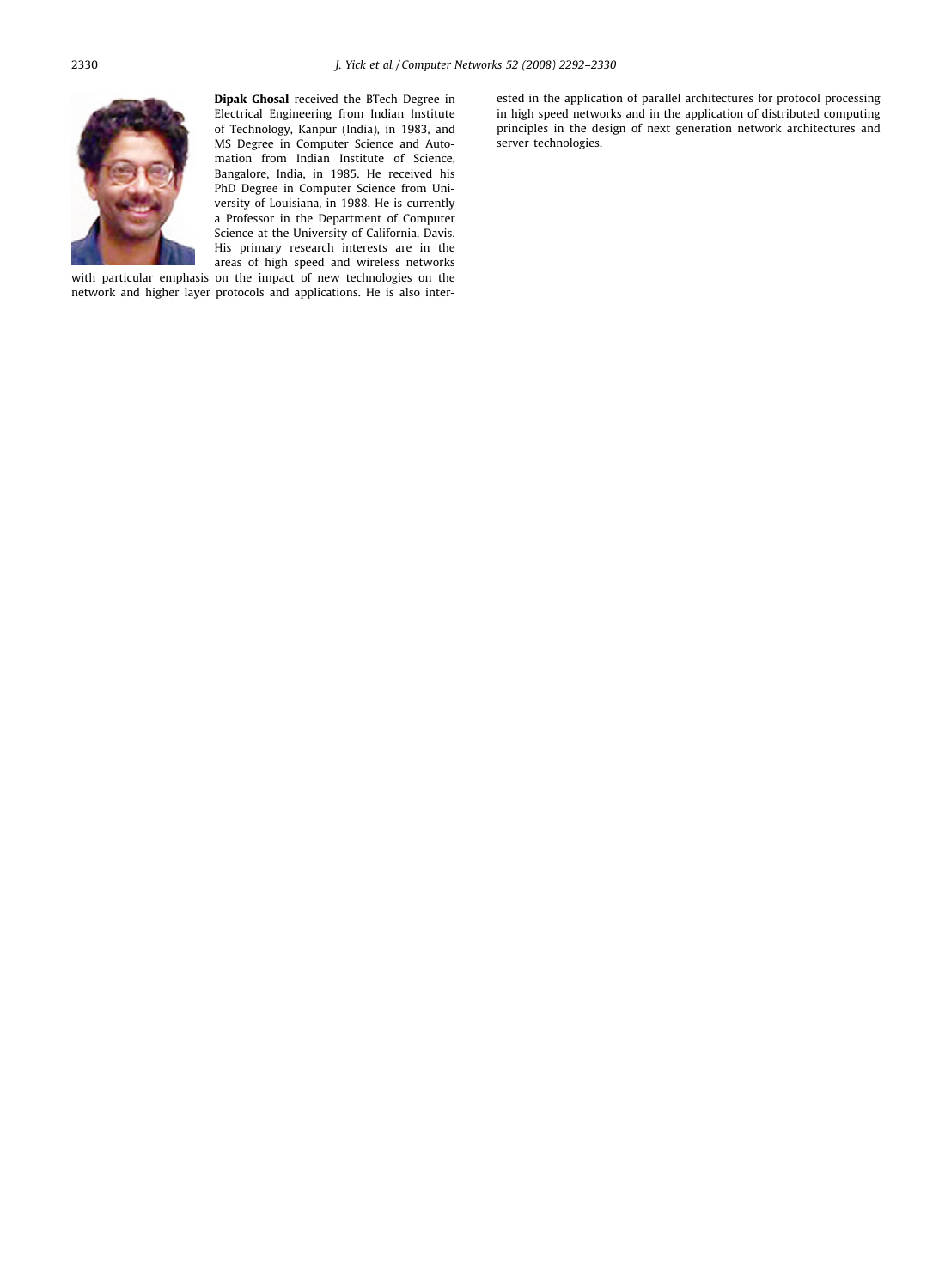**Dipak Ghosal** received the BTech Degree in Electrical Engineering from Indian Institute of Technology, Kanpur (India), in 1983, and MS Degree in Computer Science and Automation from Indian Institute of Science, Bangalore, India, in 1985. He received his PhD Degree in Computer Science from University of Louisiana, in 1988. He is currently a Professor in the Department of Computer Science at the University of California, Davis. His primary research interests are in the areas of high speed and wireless networks with particular emphasis on the impact of new technologies on the network and higher layer protocols and applications. He is also interested in the application of parallel architectures for protocol processing in high speed networks and in the application of distributed computing principles in the design of next generation network architectures and server technologies.